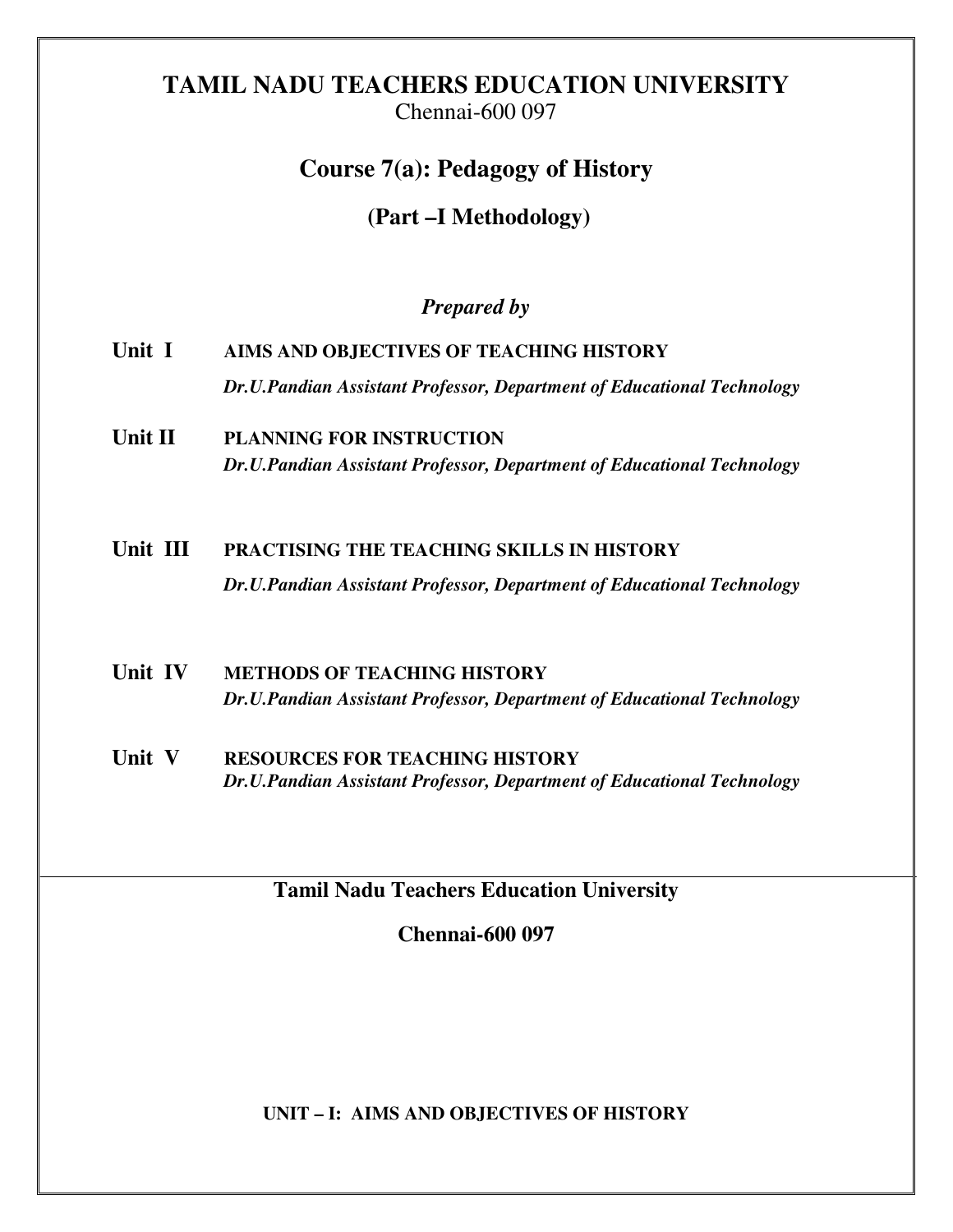# TAMIL NADU TEACHERS EDUCATION UNIVERSITY

Chennai-600 097

## Course 7(a): Pedagogy of History

### (Part –I Methodology)

***Prepared by***

**Unit I** **AIMS AND OBJECTIVES OF TEACHING HISTORY**
***Dr.U.Pandian Assistant Professor, Department of Educational Technology***

**Unit II** **PLANNING FOR INSTRUCTION**
***Dr.U.Pandian Assistant Professor, Department of Educational Technology***

**Unit III** **PRACTISING THE TEACHING SKILLS IN HISTORY**
***Dr.U.Pandian Assistant Professor, Department of Educational Technology***

**Unit IV** **METHODS OF TEACHING HISTORY**
***Dr.U.Pandian Assistant Professor, Department of Educational Technology***

**Unit V** **RESOURCES FOR TEACHING HISTORY**
***Dr.U.Pandian Assistant Professor, Department of Educational Technology***

---

**Tamil Nadu Teachers Education University**

**Chennai-600 097**

**UNIT – I: AIMS AND OBJECTIVES OF HISTORY**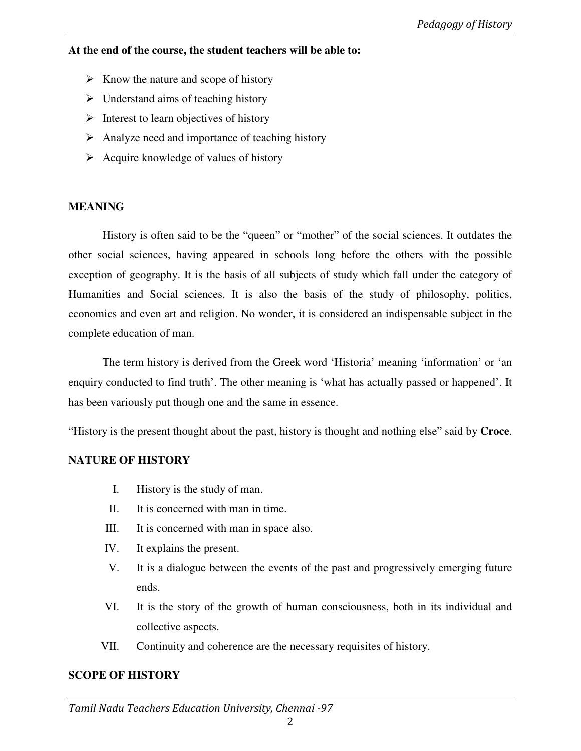**At the end of the course, the student teachers will be able to:**

- Know the nature and scope of history
- Understand aims of teaching history
- Interest to learn objectives of history
- Analyze need and importance of teaching history
- Acquire knowledge of values of history

**MEANING**

History is often said to be the "queen" or "mother" of the social sciences. It outdates the other social sciences, having appeared in schools long before the others with the possible exception of geography. It is the basis of all subjects of study which fall under the category of Humanities and Social sciences. It is also the basis of the study of philosophy, politics, economics and even art and religion. No wonder, it is considered an indispensable subject in the complete education of man.

The term history is derived from the Greek word 'Historia' meaning 'information' or 'an enquiry conducted to find truth'. The other meaning is 'what has actually passed or happened'. It has been variously put though one and the same in essence.

"History is the present thought about the past, history is thought and nothing else" said by **Croce**.

**NATURE OF HISTORY**

I. History is the study of man.
II. It is concerned with man in time.
III. It is concerned with man in space also.
IV. It explains the present.
V. It is a dialogue between the events of the past and progressively emerging future ends.
VI. It is the story of the growth of human consciousness, both in its individual and collective aspects.
VII. Continuity and coherence are the necessary requisites of history.

**SCOPE OF HISTORY**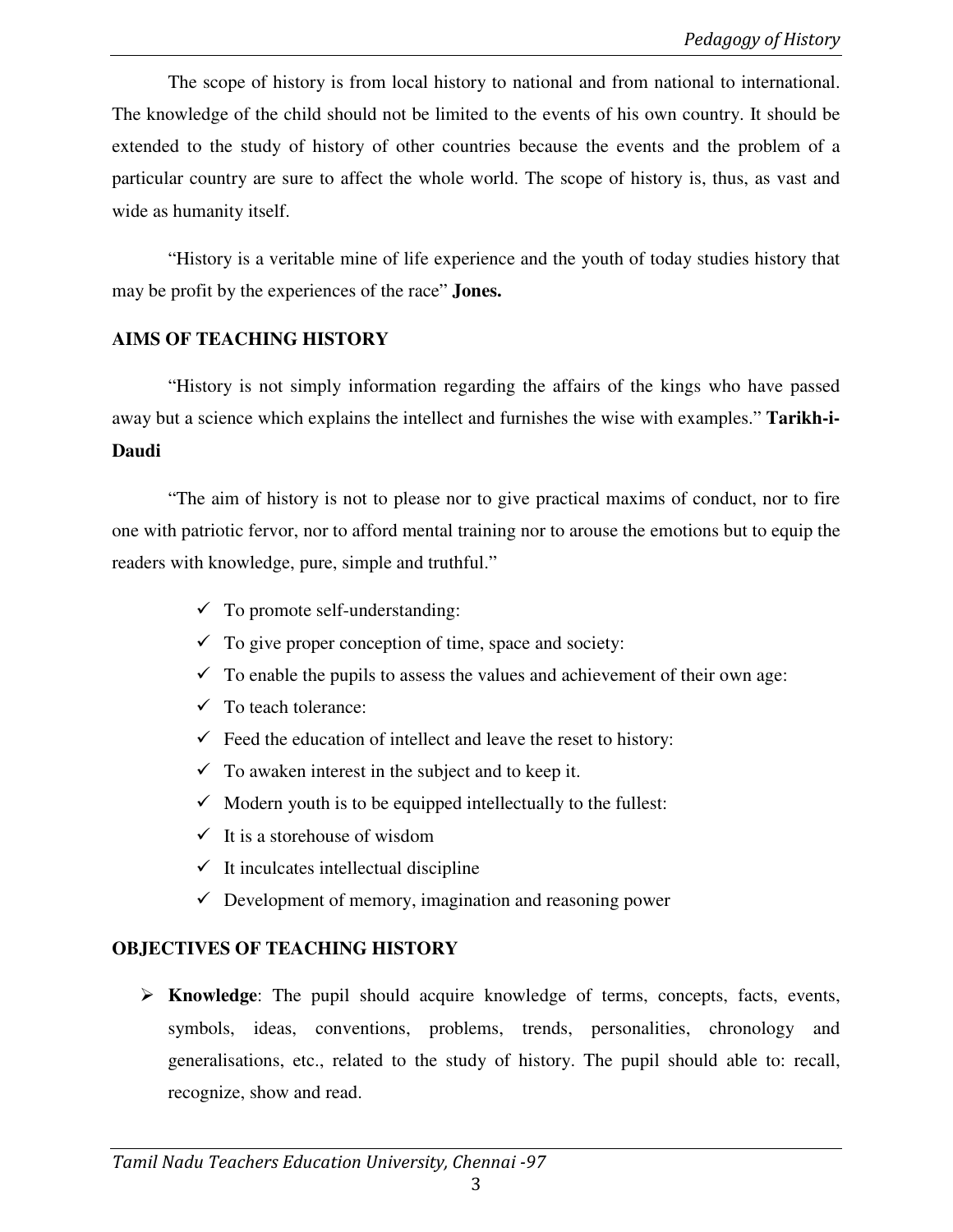The scope of history is from local history to national and from national to international. The knowledge of the child should not be limited to the events of his own country. It should be extended to the study of history of other countries because the events and the problem of a particular country are sure to affect the whole world. The scope of history is, thus, as vast and wide as humanity itself.

"History is a veritable mine of life experience and the youth of today studies history that may be profit by the experiences of the race" **Jones.**

## AIMS OF TEACHING HISTORY

"History is not simply information regarding the affairs of the kings who have passed away but a science which explains the intellect and furnishes the wise with examples." **Tarikh-i-Daudi**

"The aim of history is not to please nor to give practical maxims of conduct, nor to fire one with patriotic fervor, nor to afford mental training nor to arouse the emotions but to equip the readers with knowledge, pure, simple and truthful."

- ✓ To promote self-understanding:
- ✓ To give proper conception of time, space and society:
- ✓ To enable the pupils to assess the values and achievement of their own age:
- ✓ To teach tolerance:
- ✓ Feed the education of intellect and leave the reset to history:
- ✓ To awaken interest in the subject and to keep it.
- ✓ Modern youth is to be equipped intellectually to the fullest:
- ✓ It is a storehouse of wisdom
- ✓ It inculcates intellectual discipline
- ✓ Development of memory, imagination and reasoning power

## OBJECTIVES OF TEACHING HISTORY

- **Knowledge**: The pupil should acquire knowledge of terms, concepts, facts, events, symbols, ideas, conventions, problems, trends, personalities, chronology and generalisations, etc., related to the study of history. The pupil should able to: recall, recognize, show and read.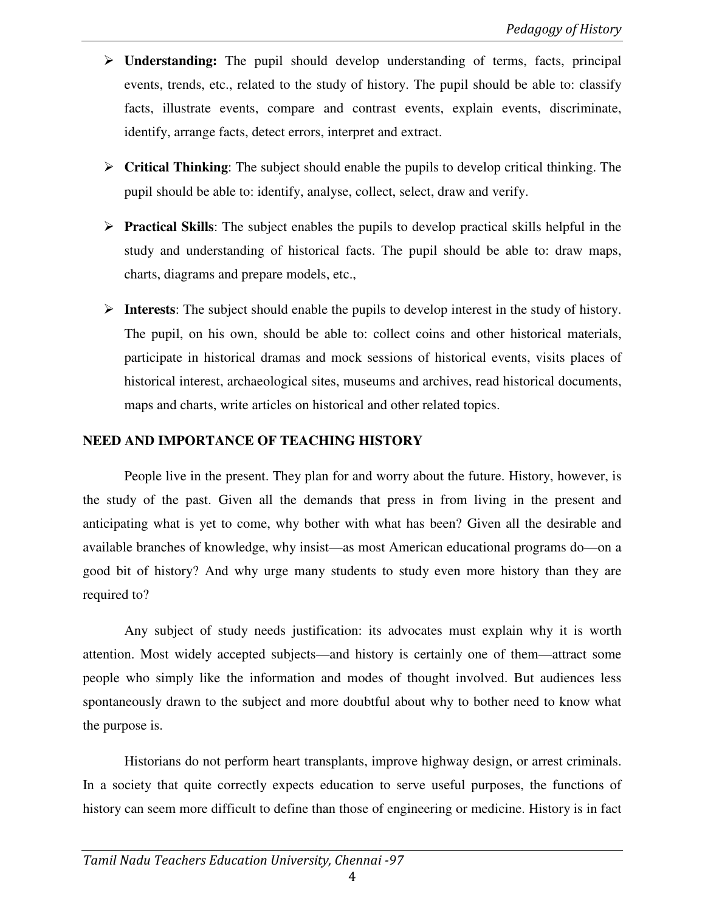- **Understanding:** The pupil should develop understanding of terms, facts, principal events, trends, etc., related to the study of history. The pupil should be able to: classify facts, illustrate events, compare and contrast events, explain events, discriminate, identify, arrange facts, detect errors, interpret and extract.

- **Critical Thinking**: The subject should enable the pupils to develop critical thinking. The pupil should be able to: identify, analyse, collect, select, draw and verify.

- **Practical Skills**: The subject enables the pupils to develop practical skills helpful in the study and understanding of historical facts. The pupil should be able to: draw maps, charts, diagrams and prepare models, etc.,

- **Interests**: The subject should enable the pupils to develop interest in the study of history. The pupil, on his own, should be able to: collect coins and other historical materials, participate in historical dramas and mock sessions of historical events, visits places of historical interest, archaeological sites, museums and archives, read historical documents, maps and charts, write articles on historical and other related topics.

## NEED AND IMPORTANCE OF TEACHING HISTORY

People live in the present. They plan for and worry about the future. History, however, is the study of the past. Given all the demands that press in from living in the present and anticipating what is yet to come, why bother with what has been? Given all the desirable and available branches of knowledge, why insist—as most American educational programs do—on a good bit of history? And why urge many students to study even more history than they are required to?

Any subject of study needs justification: its advocates must explain why it is worth attention. Most widely accepted subjects—and history is certainly one of them—attract some people who simply like the information and modes of thought involved. But audiences less spontaneously drawn to the subject and more doubtful about why to bother need to know what the purpose is.

Historians do not perform heart transplants, improve highway design, or arrest criminals. In a society that quite correctly expects education to serve useful purposes, the functions of history can seem more difficult to define than those of engineering or medicine. History is in fact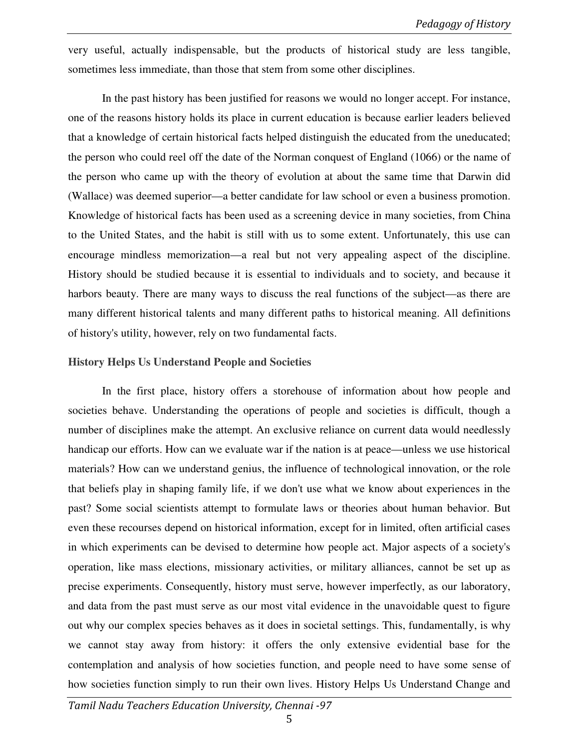very useful, actually indispensable, but the products of historical study are less tangible, sometimes less immediate, than those that stem from some other disciplines.

In the past history has been justified for reasons we would no longer accept. For instance, one of the reasons history holds its place in current education is because earlier leaders believed that a knowledge of certain historical facts helped distinguish the educated from the uneducated; the person who could reel off the date of the Norman conquest of England (1066) or the name of the person who came up with the theory of evolution at about the same time that Darwin did (Wallace) was deemed superior—a better candidate for law school or even a business promotion. Knowledge of historical facts has been used as a screening device in many societies, from China to the United States, and the habit is still with us to some extent. Unfortunately, this use can encourage mindless memorization—a real but not very appealing aspect of the discipline. History should be studied because it is essential to individuals and to society, and because it harbors beauty. There are many ways to discuss the real functions of the subject—as there are many different historical talents and many different paths to historical meaning. All definitions of history's utility, however, rely on two fundamental facts.

### History Helps Us Understand People and Societies

In the first place, history offers a storehouse of information about how people and societies behave. Understanding the operations of people and societies is difficult, though a number of disciplines make the attempt. An exclusive reliance on current data would needlessly handicap our efforts. How can we evaluate war if the nation is at peace—unless we use historical materials? How can we understand genius, the influence of technological innovation, or the role that beliefs play in shaping family life, if we don't use what we know about experiences in the past? Some social scientists attempt to formulate laws or theories about human behavior. But even these recourses depend on historical information, except for in limited, often artificial cases in which experiments can be devised to determine how people act. Major aspects of a society's operation, like mass elections, missionary activities, or military alliances, cannot be set up as precise experiments. Consequently, history must serve, however imperfectly, as our laboratory, and data from the past must serve as our most vital evidence in the unavoidable quest to figure out why our complex species behaves as it does in societal settings. This, fundamentally, is why we cannot stay away from history: it offers the only extensive evidential base for the contemplation and analysis of how societies function, and people need to have some sense of how societies function simply to run their own lives. History Helps Us Understand Change and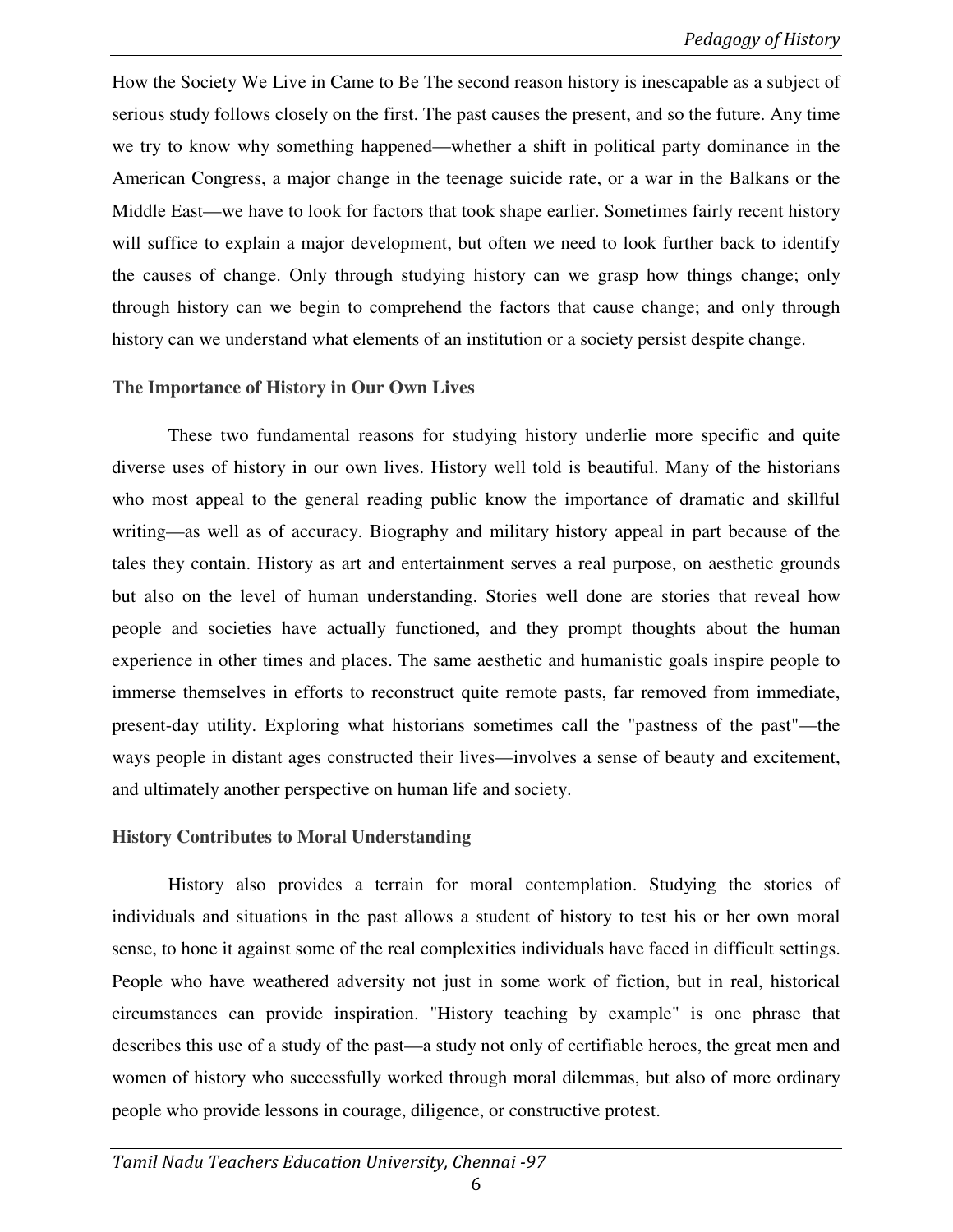How the Society We Live in Came to Be The second reason history is inescapable as a subject of serious study follows closely on the first. The past causes the present, and so the future. Any time we try to know why something happened—whether a shift in political party dominance in the American Congress, a major change in the teenage suicide rate, or a war in the Balkans or the Middle East—we have to look for factors that took shape earlier. Sometimes fairly recent history will suffice to explain a major development, but often we need to look further back to identify the causes of change. Only through studying history can we grasp how things change; only through history can we begin to comprehend the factors that cause change; and only through history can we understand what elements of an institution or a society persist despite change.

### The Importance of History in Our Own Lives

These two fundamental reasons for studying history underlie more specific and quite diverse uses of history in our own lives. History well told is beautiful. Many of the historians who most appeal to the general reading public know the importance of dramatic and skillful writing—as well as of accuracy. Biography and military history appeal in part because of the tales they contain. History as art and entertainment serves a real purpose, on aesthetic grounds but also on the level of human understanding. Stories well done are stories that reveal how people and societies have actually functioned, and they prompt thoughts about the human experience in other times and places. The same aesthetic and humanistic goals inspire people to immerse themselves in efforts to reconstruct quite remote pasts, far removed from immediate, present-day utility. Exploring what historians sometimes call the "pastness of the past"—the ways people in distant ages constructed their lives—involves a sense of beauty and excitement, and ultimately another perspective on human life and society.

### History Contributes to Moral Understanding

History also provides a terrain for moral contemplation. Studying the stories of individuals and situations in the past allows a student of history to test his or her own moral sense, to hone it against some of the real complexities individuals have faced in difficult settings. People who have weathered adversity not just in some work of fiction, but in real, historical circumstances can provide inspiration. "History teaching by example" is one phrase that describes this use of a study of the past—a study not only of certifiable heroes, the great men and women of history who successfully worked through moral dilemmas, but also of more ordinary people who provide lessons in courage, diligence, or constructive protest.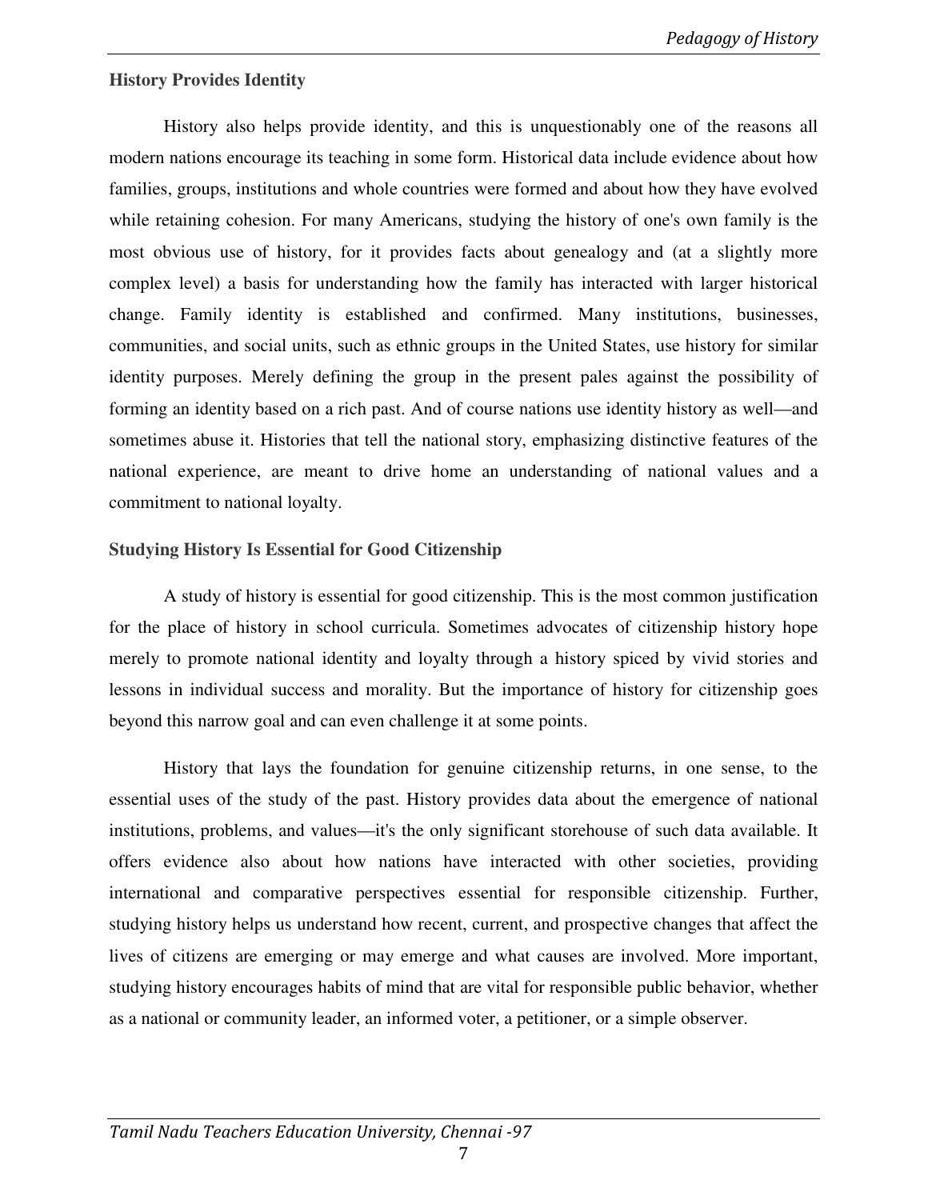**History Provides Identity**

History also helps provide identity, and this is unquestionably one of the reasons all modern nations encourage its teaching in some form. Historical data include evidence about how families, groups, institutions and whole countries were formed and about how they have evolved while retaining cohesion. For many Americans, studying the history of one's own family is the most obvious use of history, for it provides facts about genealogy and (at a slightly more complex level) a basis for understanding how the family has interacted with larger historical change. Family identity is established and confirmed. Many institutions, businesses, communities, and social units, such as ethnic groups in the United States, use history for similar identity purposes. Merely defining the group in the present pales against the possibility of forming an identity based on a rich past. And of course nations use identity history as well—and sometimes abuse it. Histories that tell the national story, emphasizing distinctive features of the national experience, are meant to drive home an understanding of national values and a commitment to national loyalty.

**Studying History Is Essential for Good Citizenship**

A study of history is essential for good citizenship. This is the most common justification for the place of history in school curricula. Sometimes advocates of citizenship history hope merely to promote national identity and loyalty through a history spiced by vivid stories and lessons in individual success and morality. But the importance of history for citizenship goes beyond this narrow goal and can even challenge it at some points.

History that lays the foundation for genuine citizenship returns, in one sense, to the essential uses of the study of the past. History provides data about the emergence of national institutions, problems, and values—it's the only significant storehouse of such data available. It offers evidence also about how nations have interacted with other societies, providing international and comparative perspectives essential for responsible citizenship. Further, studying history helps us understand how recent, current, and prospective changes that affect the lives of citizens are emerging or may emerge and what causes are involved. More important, studying history encourages habits of mind that are vital for responsible public behavior, whether as a national or community leader, an informed voter, a petitioner, or a simple observer.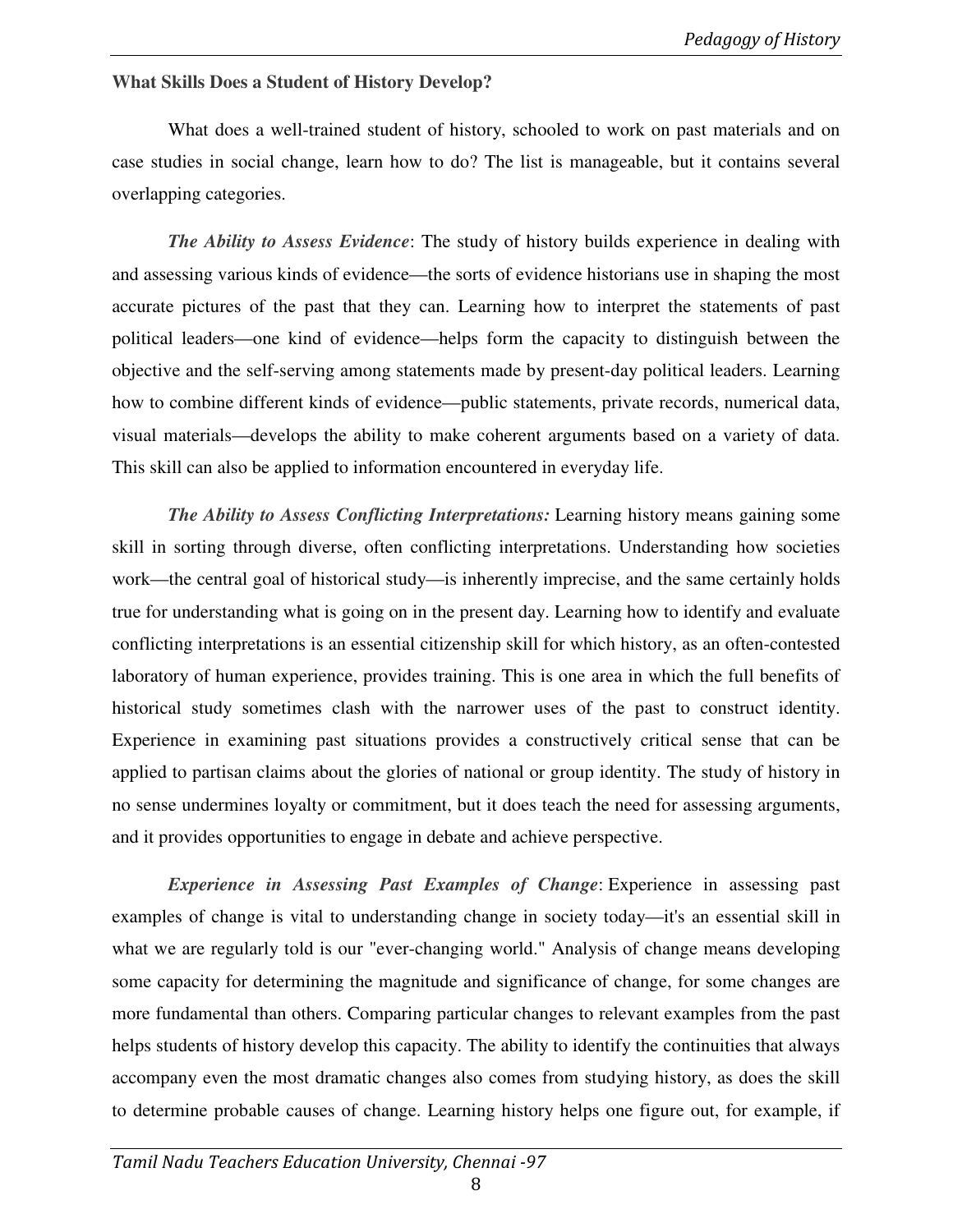**What Skills Does a Student of History Develop?**

What does a well-trained student of history, schooled to work on past materials and on case studies in social change, learn how to do? The list is manageable, but it contains several overlapping categories.

***The Ability to Assess Evidence***: The study of history builds experience in dealing with and assessing various kinds of evidence—the sorts of evidence historians use in shaping the most accurate pictures of the past that they can. Learning how to interpret the statements of past political leaders—one kind of evidence—helps form the capacity to distinguish between the objective and the self-serving among statements made by present-day political leaders. Learning how to combine different kinds of evidence—public statements, private records, numerical data, visual materials—develops the ability to make coherent arguments based on a variety of data. This skill can also be applied to information encountered in everyday life.

***The Ability to Assess Conflicting Interpretations:*** Learning history means gaining some skill in sorting through diverse, often conflicting interpretations. Understanding how societies work—the central goal of historical study—is inherently imprecise, and the same certainly holds true for understanding what is going on in the present day. Learning how to identify and evaluate conflicting interpretations is an essential citizenship skill for which history, as an often-contested laboratory of human experience, provides training. This is one area in which the full benefits of historical study sometimes clash with the narrower uses of the past to construct identity. Experience in examining past situations provides a constructively critical sense that can be applied to partisan claims about the glories of national or group identity. The study of history in no sense undermines loyalty or commitment, but it does teach the need for assessing arguments, and it provides opportunities to engage in debate and achieve perspective.

***Experience in Assessing Past Examples of Change***: Experience in assessing past examples of change is vital to understanding change in society today—it's an essential skill in what we are regularly told is our "ever-changing world." Analysis of change means developing some capacity for determining the magnitude and significance of change, for some changes are more fundamental than others. Comparing particular changes to relevant examples from the past helps students of history develop this capacity. The ability to identify the continuities that always accompany even the most dramatic changes also comes from studying history, as does the skill to determine probable causes of change. Learning history helps one figure out, for example, if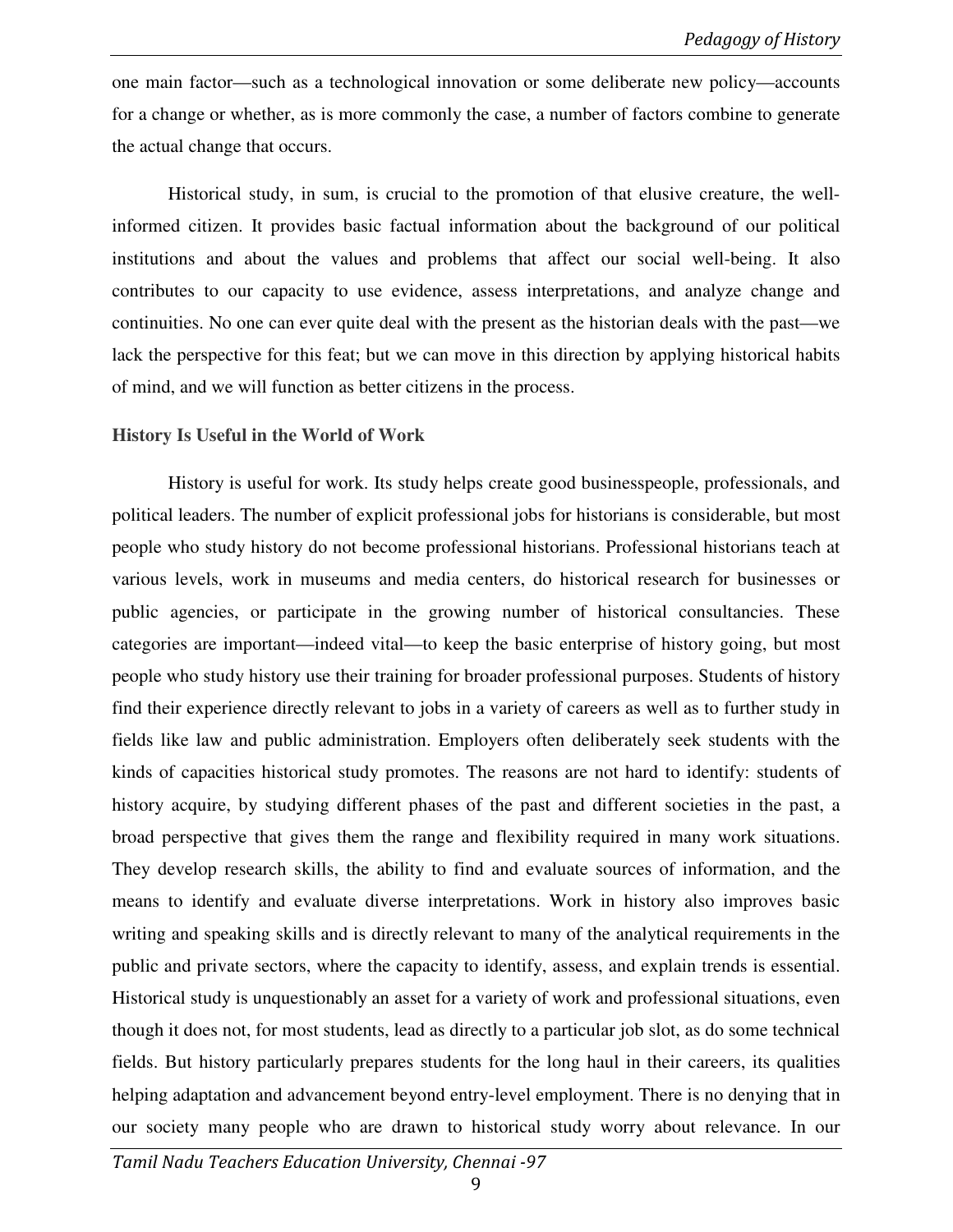one main factor—such as a technological innovation or some deliberate new policy—accounts for a change or whether, as is more commonly the case, a number of factors combine to generate the actual change that occurs.

Historical study, in sum, is crucial to the promotion of that elusive creature, the well-informed citizen. It provides basic factual information about the background of our political institutions and about the values and problems that affect our social well-being. It also contributes to our capacity to use evidence, assess interpretations, and analyze change and continuities. No one can ever quite deal with the present as the historian deals with the past—we lack the perspective for this feat; but we can move in this direction by applying historical habits of mind, and we will function as better citizens in the process.

**History Is Useful in the World of Work**

History is useful for work. Its study helps create good businesspeople, professionals, and political leaders. The number of explicit professional jobs for historians is considerable, but most people who study history do not become professional historians. Professional historians teach at various levels, work in museums and media centers, do historical research for businesses or public agencies, or participate in the growing number of historical consultancies. These categories are important—indeed vital—to keep the basic enterprise of history going, but most people who study history use their training for broader professional purposes. Students of history find their experience directly relevant to jobs in a variety of careers as well as to further study in fields like law and public administration. Employers often deliberately seek students with the kinds of capacities historical study promotes. The reasons are not hard to identify: students of history acquire, by studying different phases of the past and different societies in the past, a broad perspective that gives them the range and flexibility required in many work situations. They develop research skills, the ability to find and evaluate sources of information, and the means to identify and evaluate diverse interpretations. Work in history also improves basic writing and speaking skills and is directly relevant to many of the analytical requirements in the public and private sectors, where the capacity to identify, assess, and explain trends is essential. Historical study is unquestionably an asset for a variety of work and professional situations, even though it does not, for most students, lead as directly to a particular job slot, as do some technical fields. But history particularly prepares students for the long haul in their careers, its qualities helping adaptation and advancement beyond entry-level employment. There is no denying that in our society many people who are drawn to historical study worry about relevance. In our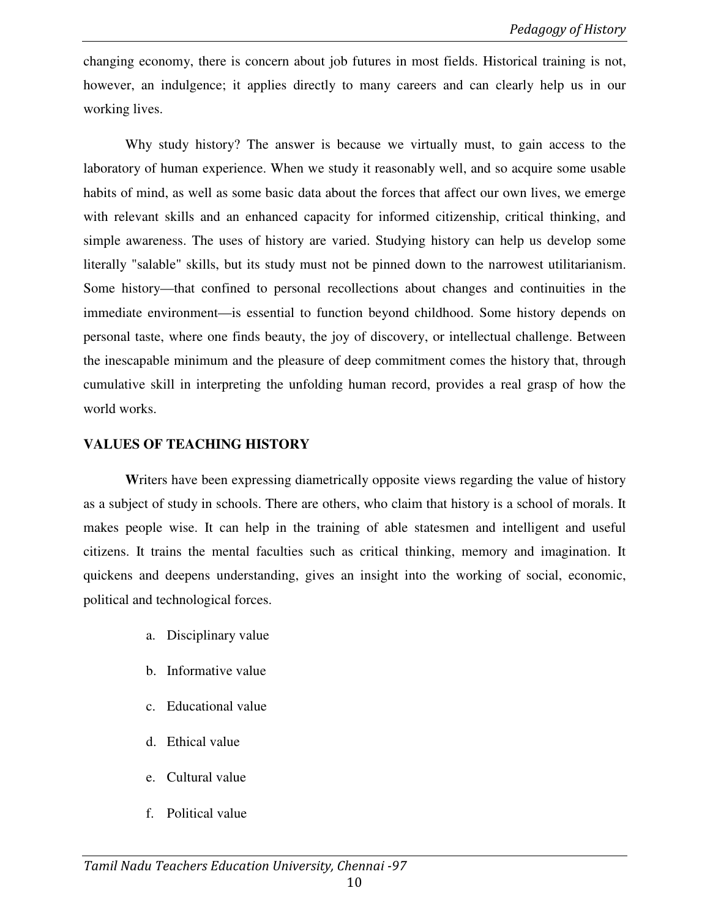changing economy, there is concern about job futures in most fields. Historical training is not, however, an indulgence; it applies directly to many careers and can clearly help us in our working lives.

Why study history? The answer is because we virtually must, to gain access to the laboratory of human experience. When we study it reasonably well, and so acquire some usable habits of mind, as well as some basic data about the forces that affect our own lives, we emerge with relevant skills and an enhanced capacity for informed citizenship, critical thinking, and simple awareness. The uses of history are varied. Studying history can help us develop some literally "salable" skills, but its study must not be pinned down to the narrowest utilitarianism. Some history—that confined to personal recollections about changes and continuities in the immediate environment—is essential to function beyond childhood. Some history depends on personal taste, where one finds beauty, the joy of discovery, or intellectual challenge. Between the inescapable minimum and the pleasure of deep commitment comes the history that, through cumulative skill in interpreting the unfolding human record, provides a real grasp of how the world works.

## VALUES OF TEACHING HISTORY

**W**riters have been expressing diametrically opposite views regarding the value of history as a subject of study in schools. There are others, who claim that history is a school of morals. It makes people wise. It can help in the training of able statesmen and intelligent and useful citizens. It trains the mental faculties such as critical thinking, memory and imagination. It quickens and deepens understanding, gives an insight into the working of social, economic, political and technological forces.

a. Disciplinary value

b. Informative value

c. Educational value

d. Ethical value

e. Cultural value

f. Political value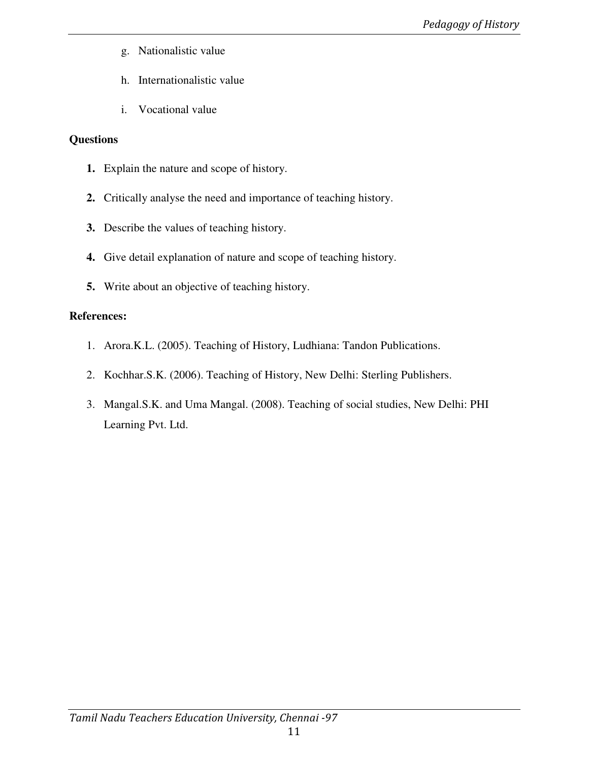g. Nationalistic value

h. Internationalistic value

i. Vocational value

**Questions**

1. Explain the nature and scope of history.
2. Critically analyse the need and importance of teaching history.
3. Describe the values of teaching history.
4. Give detail explanation of nature and scope of teaching history.
5. Write about an objective of teaching history.

**References:**

1. Arora.K.L. (2005). Teaching of History, Ludhiana: Tandon Publications.
2. Kochhar.S.K. (2006). Teaching of History, New Delhi: Sterling Publishers.
3. Mangal.S.K. and Uma Mangal. (2008). Teaching of social studies, New Delhi: PHI Learning Pvt. Ltd.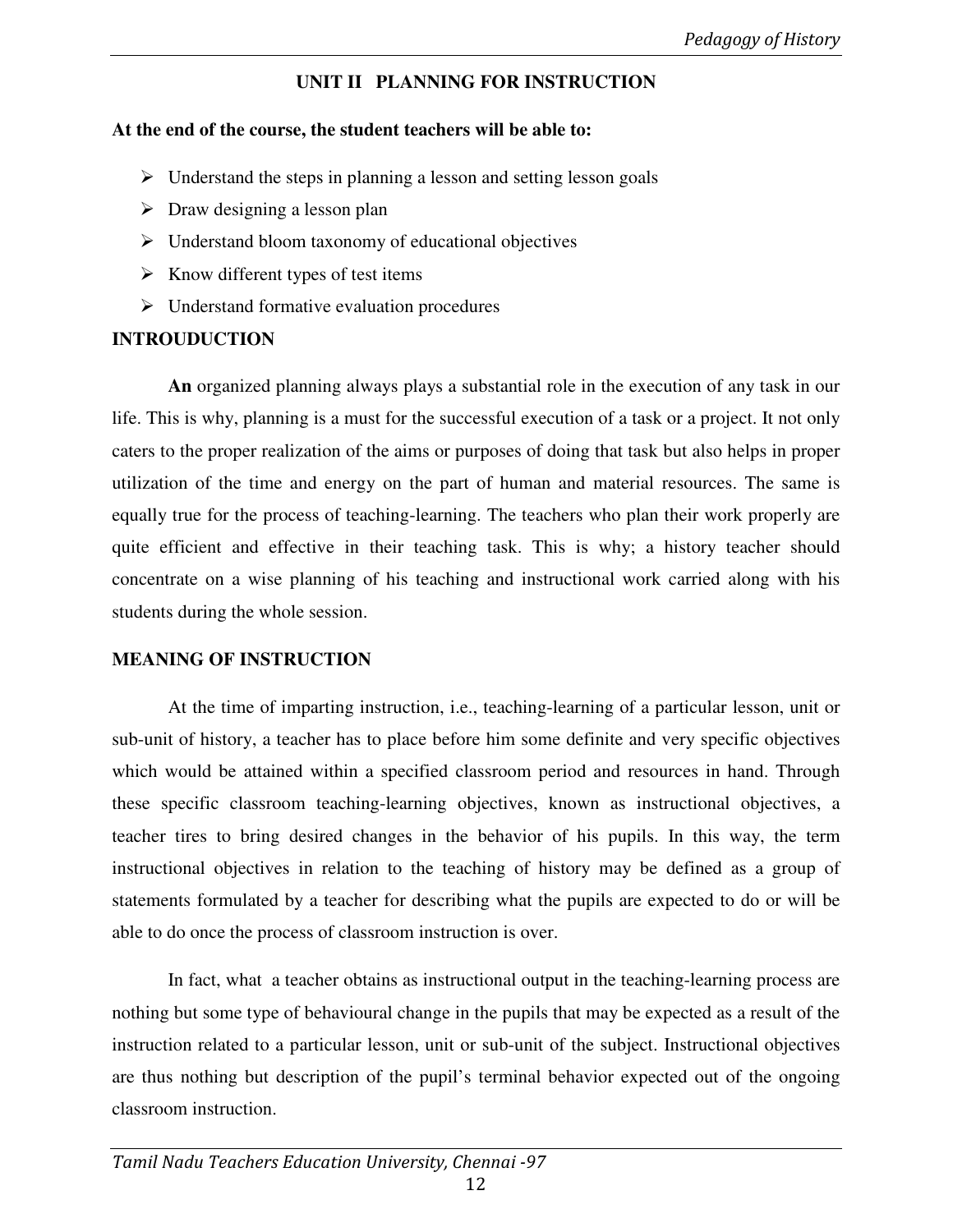## UNIT II PLANNING FOR INSTRUCTION

**At the end of the course, the student teachers will be able to:**

- Understand the steps in planning a lesson and setting lesson goals
- Draw designing a lesson plan
- Understand bloom taxonomy of educational objectives
- Know different types of test items
- Understand formative evaluation procedures

### INTROUDUCTION

**An** organized planning always plays a substantial role in the execution of any task in our life. This is why, planning is a must for the successful execution of a task or a project. It not only caters to the proper realization of the aims or purposes of doing that task but also helps in proper utilization of the time and energy on the part of human and material resources. The same is equally true for the process of teaching-learning. The teachers who plan their work properly are quite efficient and effective in their teaching task. This is why; a history teacher should concentrate on a wise planning of his teaching and instructional work carried along with his students during the whole session.

### MEANING OF INSTRUCTION

At the time of imparting instruction, i.e., teaching-learning of a particular lesson, unit or sub-unit of history, a teacher has to place before him some definite and very specific objectives which would be attained within a specified classroom period and resources in hand. Through these specific classroom teaching-learning objectives, known as instructional objectives, a teacher tires to bring desired changes in the behavior of his pupils. In this way, the term instructional objectives in relation to the teaching of history may be defined as a group of statements formulated by a teacher for describing what the pupils are expected to do or will be able to do once the process of classroom instruction is over.

In fact, what a teacher obtains as instructional output in the teaching-learning process are nothing but some type of behavioural change in the pupils that may be expected as a result of the instruction related to a particular lesson, unit or sub-unit of the subject. Instructional objectives are thus nothing but description of the pupil's terminal behavior expected out of the ongoing classroom instruction.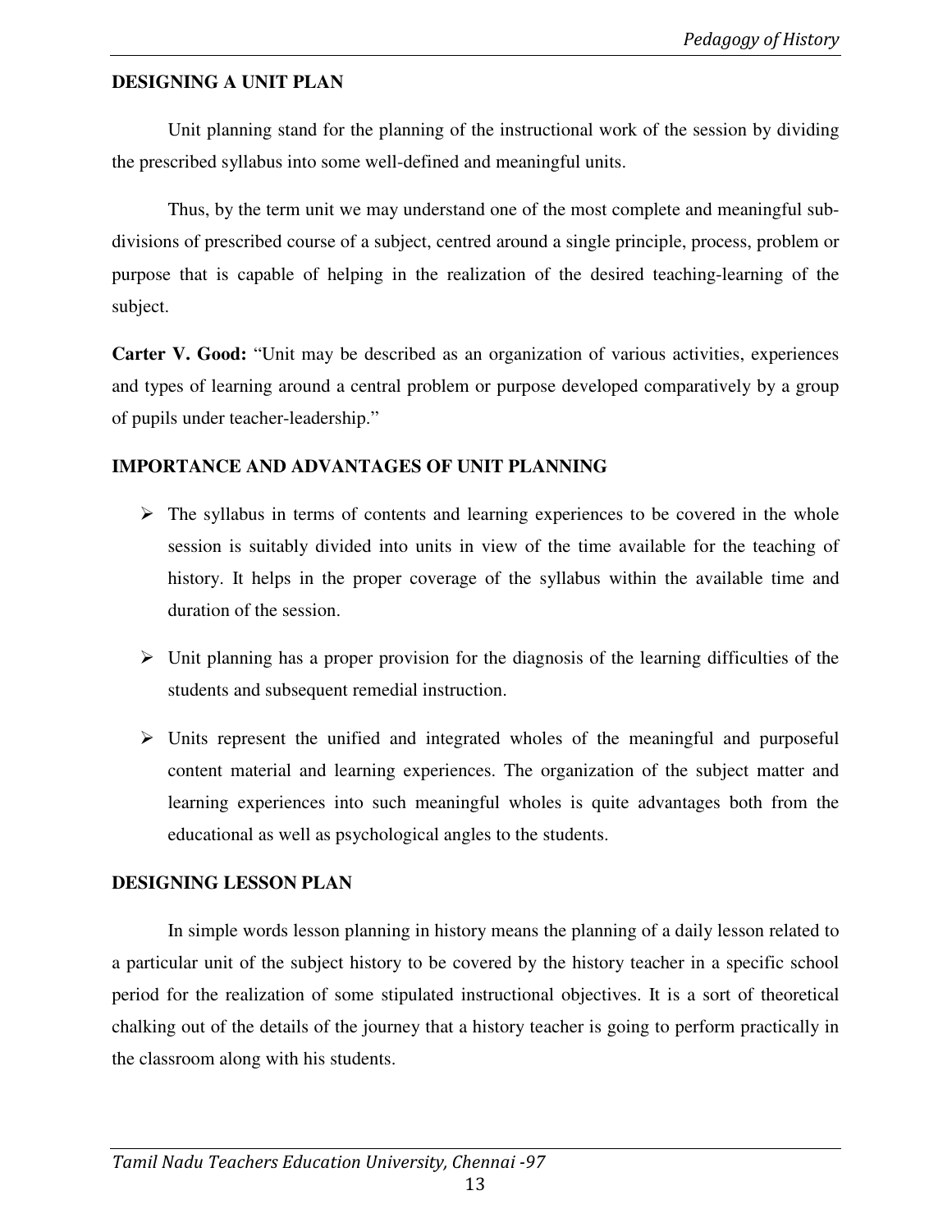## DESIGNING A UNIT PLAN

Unit planning stand for the planning of the instructional work of the session by dividing the prescribed syllabus into some well-defined and meaningful units.

Thus, by the term unit we may understand one of the most complete and meaningful sub-divisions of prescribed course of a subject, centred around a single principle, process, problem or purpose that is capable of helping in the realization of the desired teaching-learning of the subject.

**Carter V. Good:** "Unit may be described as an organization of various activities, experiences and types of learning around a central problem or purpose developed comparatively by a group of pupils under teacher-leadership."

## IMPORTANCE AND ADVANTAGES OF UNIT PLANNING

- The syllabus in terms of contents and learning experiences to be covered in the whole session is suitably divided into units in view of the time available for the teaching of history. It helps in the proper coverage of the syllabus within the available time and duration of the session.
- Unit planning has a proper provision for the diagnosis of the learning difficulties of the students and subsequent remedial instruction.
- Units represent the unified and integrated wholes of the meaningful and purposeful content material and learning experiences. The organization of the subject matter and learning experiences into such meaningful wholes is quite advantages both from the educational as well as psychological angles to the students.

## DESIGNING LESSON PLAN

In simple words lesson planning in history means the planning of a daily lesson related to a particular unit of the subject history to be covered by the history teacher in a specific school period for the realization of some stipulated instructional objectives. It is a sort of theoretical chalking out of the details of the journey that a history teacher is going to perform practically in the classroom along with his students.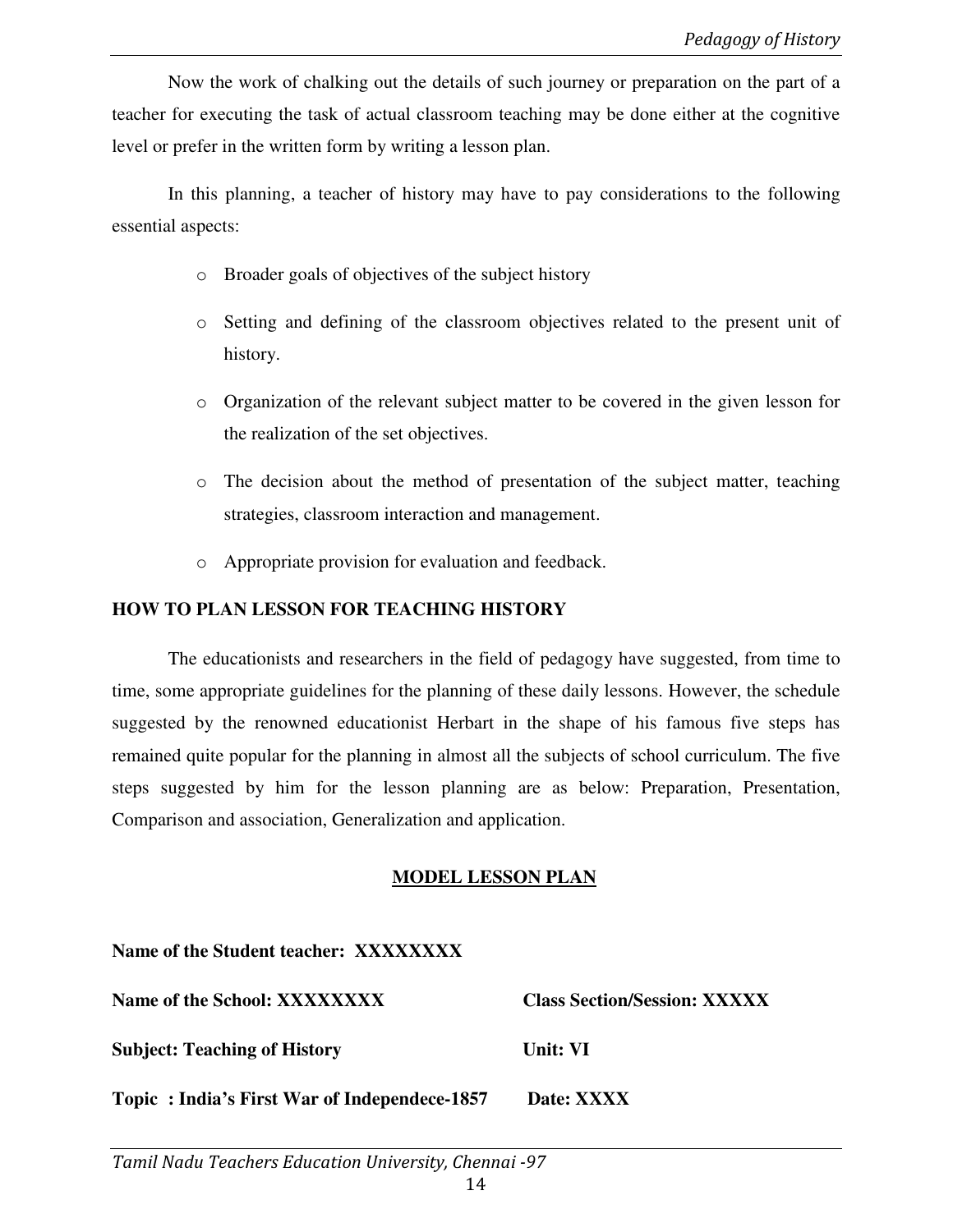Now the work of chalking out the details of such journey or preparation on the part of a teacher for executing the task of actual classroom teaching may be done either at the cognitive level or prefer in the written form by writing a lesson plan.

In this planning, a teacher of history may have to pay considerations to the following essential aspects:

- Broader goals of objectives of the subject history
- Setting and defining of the classroom objectives related to the present unit of history.
- Organization of the relevant subject matter to be covered in the given lesson for the realization of the set objectives.
- The decision about the method of presentation of the subject matter, teaching strategies, classroom interaction and management.
- Appropriate provision for evaluation and feedback.

## HOW TO PLAN LESSON FOR TEACHING HISTORY

The educationists and researchers in the field of pedagogy have suggested, from time to time, some appropriate guidelines for the planning of these daily lessons. However, the schedule suggested by the renowned educationist Herbart in the shape of his famous five steps has remained quite popular for the planning in almost all the subjects of school curriculum. The five steps suggested by him for the lesson planning are as below: Preparation, Presentation, Comparison and association, Generalization and application.

## MODEL LESSON PLAN

**Name of the Student teacher: XXXXXXXX**

**Name of the School: XXXXXXXX** **Class Section/Session: XXXXX**

**Subject: Teaching of History** **Unit: VI**

**Topic : India's First War of Independece-1857** **Date: XXXX**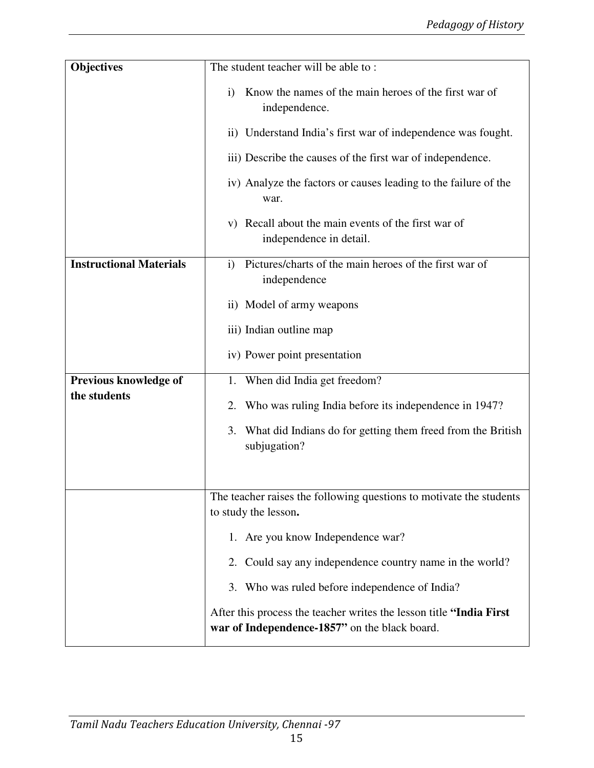| Objectives | The student teacher will be able to :<br><br>i) Know the names of the main heroes of the first war of independence.<br><br>ii) Understand India's first war of independence was fought.<br><br>iii) Describe the causes of the first war of independence.<br><br>iv) Analyze the factors or causes leading to the failure of the war.<br><br>v) Recall about the main events of the first war of independence in detail. |
|---|---|
| **Instructional Materials** | i) Pictures/charts of the main heroes of the first war of independence<br><br>ii) Model of army weapons<br><br>iii) Indian outline map<br><br>iv) Power point presentation |
| **Previous knowledge of the students** | 1. When did India get freedom?<br><br>2. Who was ruling India before its independence in 1947?<br><br>3. What did Indians do for getting them freed from the British subjugation? |
| | The teacher raises the following questions to motivate the students to study the lesson**.**<br><br>1. Are you know Independence war?<br><br>2. Could say any independence country name in the world?<br><br>3. Who was ruled before independence of India?<br><br>After this process the teacher writes the lesson title **"India First war of Independence-1857"** on the black board. |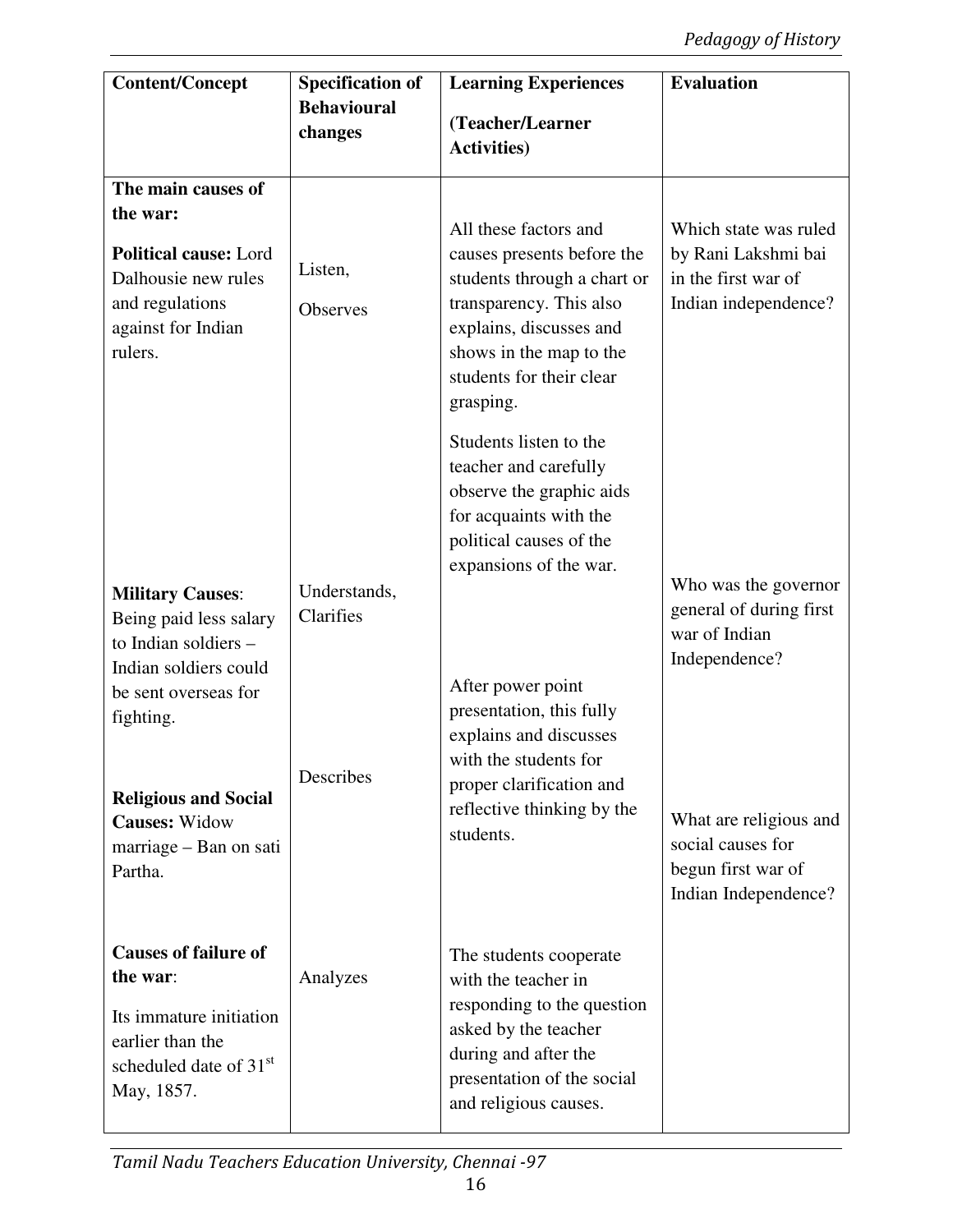| Content/Concept | Specification of Behavioural changes | Learning Experiences (Teacher/Learner Activities) | Evaluation |
|---|---|---|---|
| **The main causes of the war:**<br><br>**Political cause:** Lord Dalhousie new rules and regulations against for Indian rulers. | Listen,<br><br>Observes | All these factors and causes presents before the students through a chart or transparency. This also explains, discusses and shows in the map to the students for their clear grasping.<br><br>Students listen to the teacher and carefully observe the graphic aids for acquaints with the political causes of the expansions of the war. | Which state was ruled by Rani Lakshmi bai in the first war of Indian independence? |
| **Military Causes**: Being paid less salary to Indian soldiers – Indian soldiers could be sent overseas for fighting. | Understands, Clarifies | After power point presentation, this fully explains and discusses with the students for proper clarification and reflective thinking by the students. | Who was the governor general of during first war of Indian Independence? |
| **Religious and Social Causes:** Widow marriage – Ban on sati Partha. | Describes | | What are religious and social causes for begun first war of Indian Independence? |
| **Causes of failure of the war**:<br><br>Its immature initiation earlier than the scheduled date of 31st May, 1857. | Analyzes | The students cooperate with the teacher in responding to the question asked by the teacher during and after the presentation of the social and religious causes. | |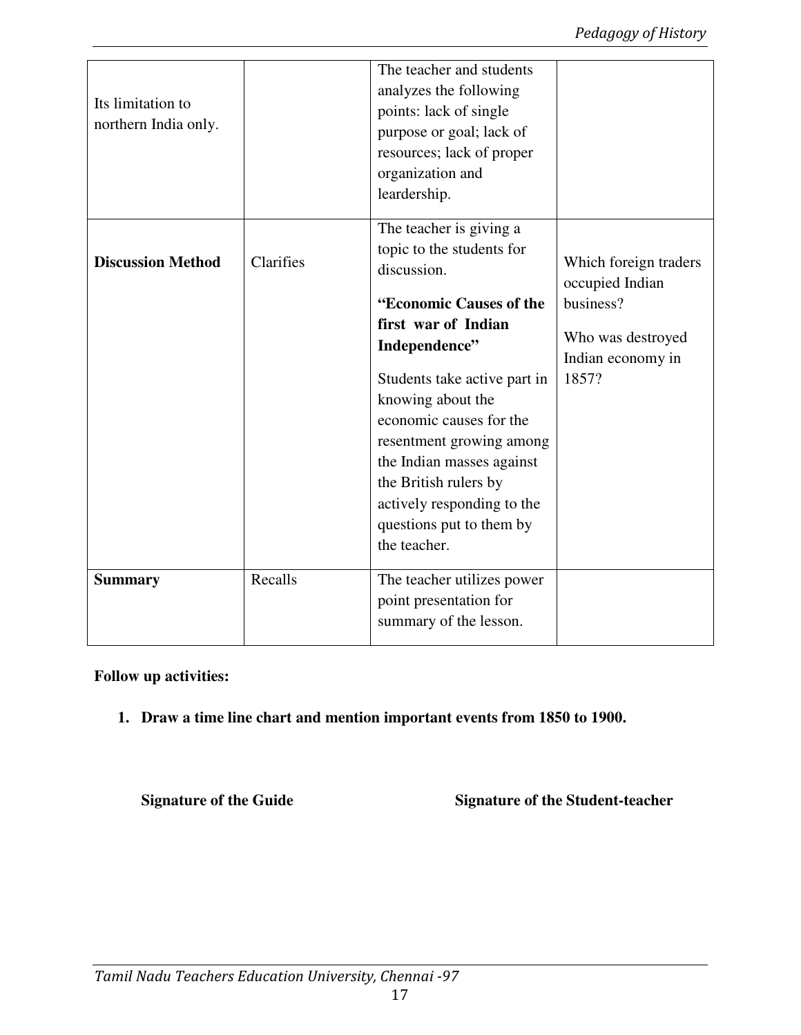| | | | |
|---|---|---|---|
| Its limitation to northern India only. | | The teacher and students analyzes the following points: lack of single purpose or goal; lack of resources; lack of proper organization and leardership. | |
| **Discussion Method** | Clarifies | The teacher is giving a topic to the students for discussion.<br><br>**"Economic Causes of the first war of Indian Independence"**<br><br>Students take active part in knowing about the economic causes for the resentment growing among the Indian masses against the British rulers by actively responding to the questions put to them by the teacher. | Which foreign traders occupied Indian business?<br><br>Who was destroyed Indian economy in 1857? |
| **Summary** | Recalls | The teacher utilizes power point presentation for summary of the lesson. | |

**Follow up activities:**

1. **Draw a time line chart and mention important events from 1850 to 1900.**

**Signature of the Guide** **Signature of the Student-teacher**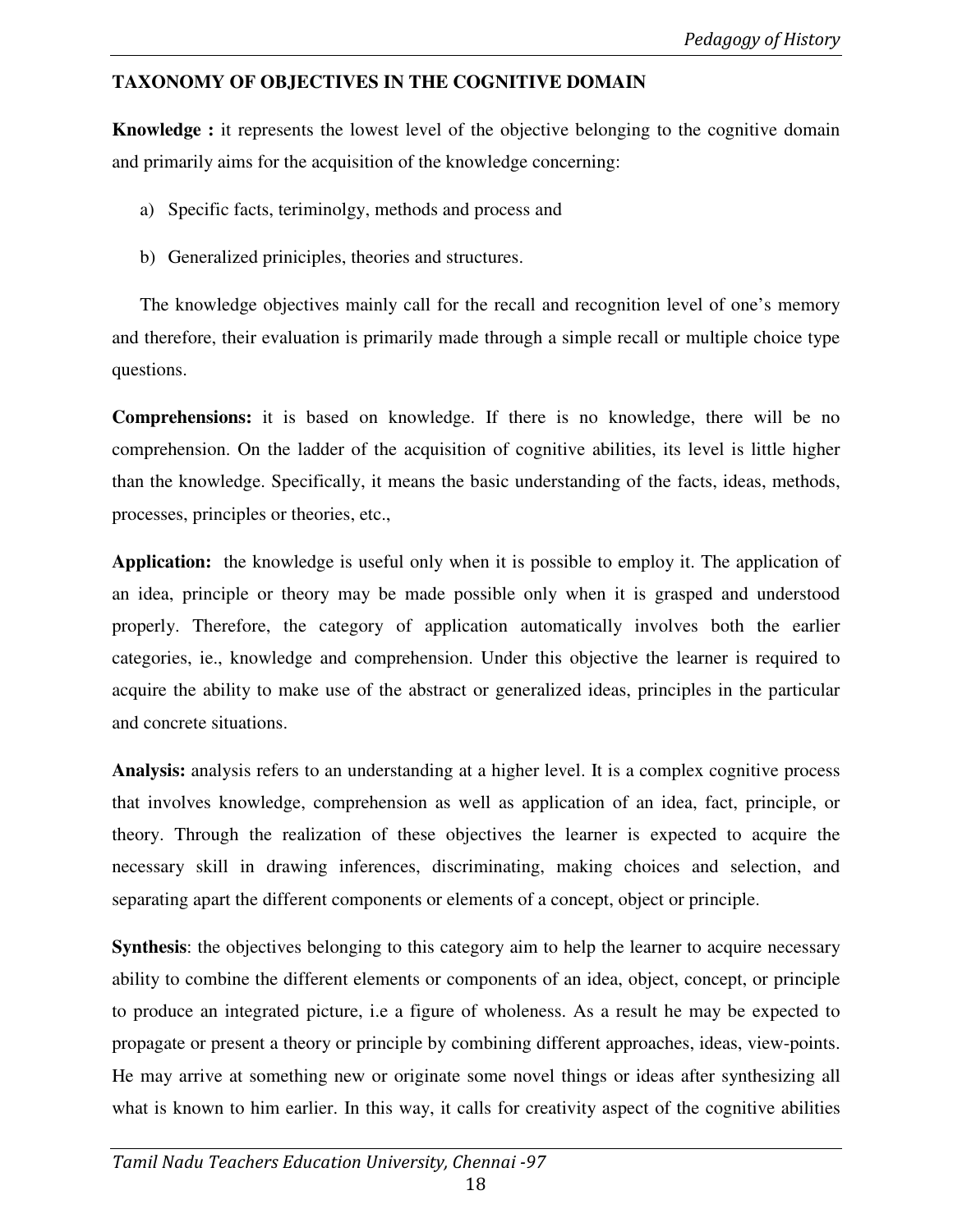## TAXONOMY OF OBJECTIVES IN THE COGNITIVE DOMAIN

**Knowledge :** it represents the lowest level of the objective belonging to the cognitive domain and primarily aims for the acquisition of the knowledge concerning:

a) Specific facts, teriminolgy, methods and process and

b) Generalized priniciples, theories and structures.

The knowledge objectives mainly call for the recall and recognition level of one's memory and therefore, their evaluation is primarily made through a simple recall or multiple choice type questions.

**Comprehensions:** it is based on knowledge. If there is no knowledge, there will be no comprehension. On the ladder of the acquisition of cognitive abilities, its level is little higher than the knowledge. Specifically, it means the basic understanding of the facts, ideas, methods, processes, principles or theories, etc.,

**Application:** the knowledge is useful only when it is possible to employ it. The application of an idea, principle or theory may be made possible only when it is grasped and understood properly. Therefore, the category of application automatically involves both the earlier categories, ie., knowledge and comprehension. Under this objective the learner is required to acquire the ability to make use of the abstract or generalized ideas, principles in the particular and concrete situations.

**Analysis:** analysis refers to an understanding at a higher level. It is a complex cognitive process that involves knowledge, comprehension as well as application of an idea, fact, principle, or theory. Through the realization of these objectives the learner is expected to acquire the necessary skill in drawing inferences, discriminating, making choices and selection, and separating apart the different components or elements of a concept, object or principle.

**Synthesis**: the objectives belonging to this category aim to help the learner to acquire necessary ability to combine the different elements or components of an idea, object, concept, or principle to produce an integrated picture, i.e a figure of wholeness. As a result he may be expected to propagate or present a theory or principle by combining different approaches, ideas, view-points. He may arrive at something new or originate some novel things or ideas after synthesizing all what is known to him earlier. In this way, it calls for creativity aspect of the cognitive abilities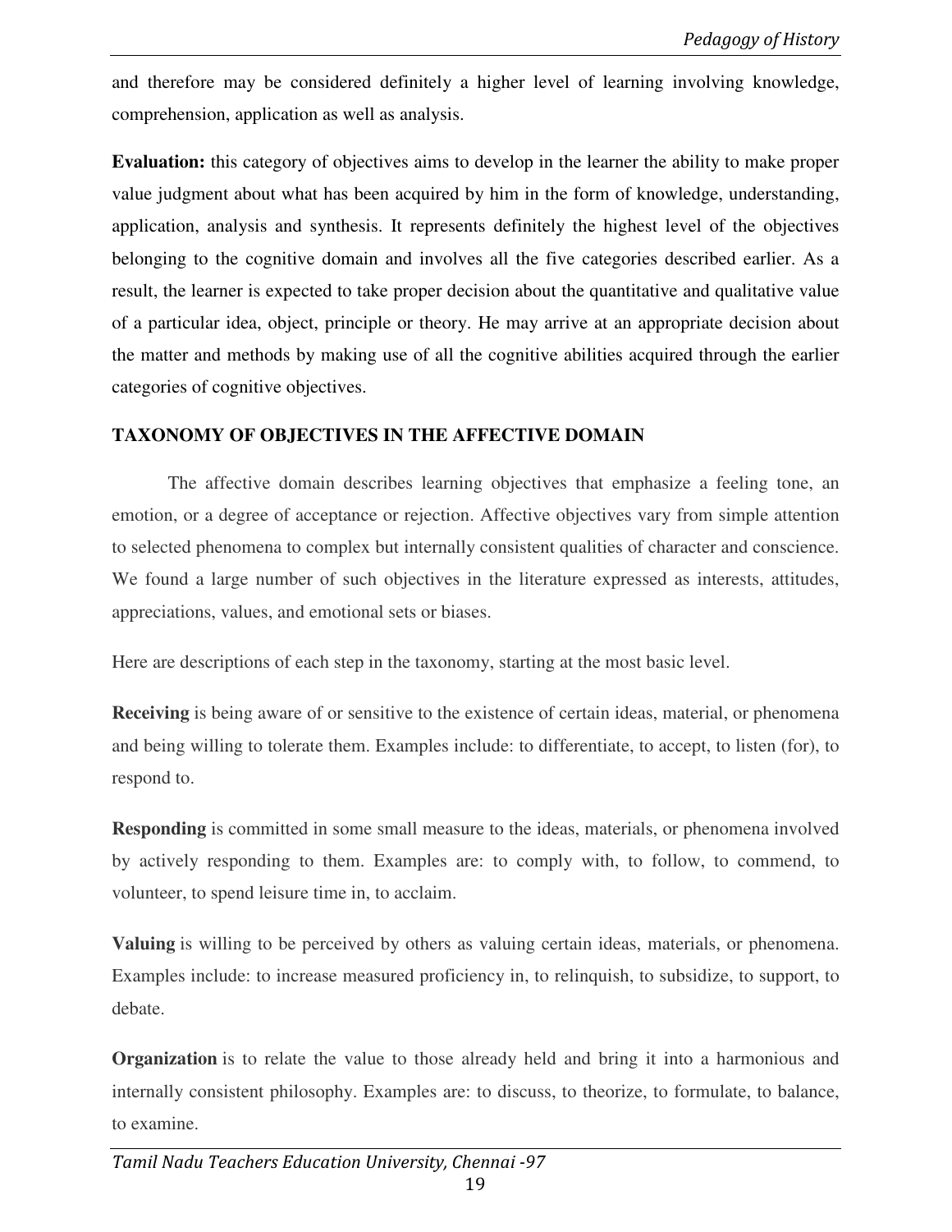and therefore may be considered definitely a higher level of learning involving knowledge, comprehension, application as well as analysis.

**Evaluation:** this category of objectives aims to develop in the learner the ability to make proper value judgment about what has been acquired by him in the form of knowledge, understanding, application, analysis and synthesis. It represents definitely the highest level of the objectives belonging to the cognitive domain and involves all the five categories described earlier. As a result, the learner is expected to take proper decision about the quantitative and qualitative value of a particular idea, object, principle or theory. He may arrive at an appropriate decision about the matter and methods by making use of all the cognitive abilities acquired through the earlier categories of cognitive objectives.

## TAXONOMY OF OBJECTIVES IN THE AFFECTIVE DOMAIN

The affective domain describes learning objectives that emphasize a feeling tone, an emotion, or a degree of acceptance or rejection. Affective objectives vary from simple attention to selected phenomena to complex but internally consistent qualities of character and conscience. We found a large number of such objectives in the literature expressed as interests, attitudes, appreciations, values, and emotional sets or biases.

Here are descriptions of each step in the taxonomy, starting at the most basic level.

**Receiving** is being aware of or sensitive to the existence of certain ideas, material, or phenomena and being willing to tolerate them. Examples include: to differentiate, to accept, to listen (for), to respond to.

**Responding** is committed in some small measure to the ideas, materials, or phenomena involved by actively responding to them. Examples are: to comply with, to follow, to commend, to volunteer, to spend leisure time in, to acclaim.

**Valuing** is willing to be perceived by others as valuing certain ideas, materials, or phenomena. Examples include: to increase measured proficiency in, to relinquish, to subsidize, to support, to debate.

**Organization** is to relate the value to those already held and bring it into a harmonious and internally consistent philosophy. Examples are: to discuss, to theorize, to formulate, to balance, to examine.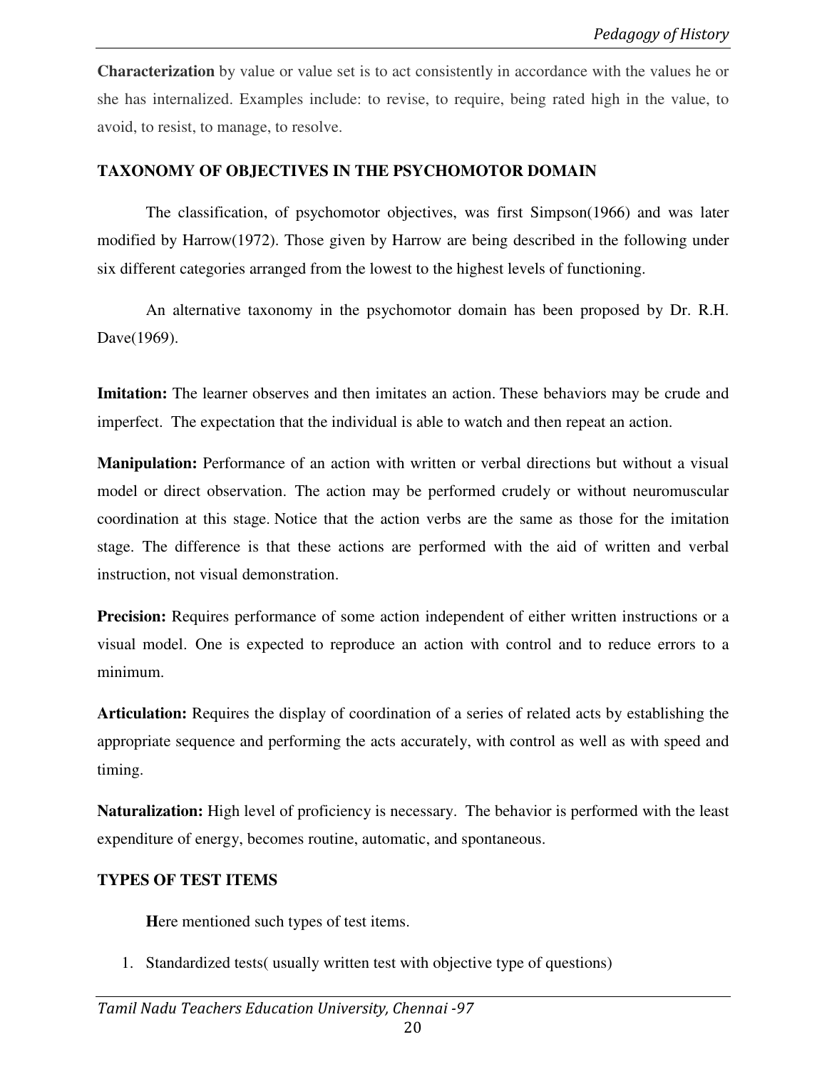**Characterization** by value or value set is to act consistently in accordance with the values he or she has internalized. Examples include: to revise, to require, being rated high in the value, to avoid, to resist, to manage, to resolve.

## TAXONOMY OF OBJECTIVES IN THE PSYCHOMOTOR DOMAIN

The classification, of psychomotor objectives, was first Simpson(1966) and was later modified by Harrow(1972). Those given by Harrow are being described in the following under six different categories arranged from the lowest to the highest levels of functioning.

An alternative taxonomy in the psychomotor domain has been proposed by Dr. R.H. Dave(1969).

**Imitation:** The learner observes and then imitates an action. These behaviors may be crude and imperfect. The expectation that the individual is able to watch and then repeat an action.

**Manipulation:** Performance of an action with written or verbal directions but without a visual model or direct observation. The action may be performed crudely or without neuromuscular coordination at this stage. Notice that the action verbs are the same as those for the imitation stage. The difference is that these actions are performed with the aid of written and verbal instruction, not visual demonstration.

**Precision:** Requires performance of some action independent of either written instructions or a visual model. One is expected to reproduce an action with control and to reduce errors to a minimum.

**Articulation:** Requires the display of coordination of a series of related acts by establishing the appropriate sequence and performing the acts accurately, with control as well as with speed and timing.

**Naturalization:** High level of proficiency is necessary. The behavior is performed with the least expenditure of energy, becomes routine, automatic, and spontaneous.

## TYPES OF TEST ITEMS

**H**ere mentioned such types of test items.

1. Standardized tests( usually written test with objective type of questions)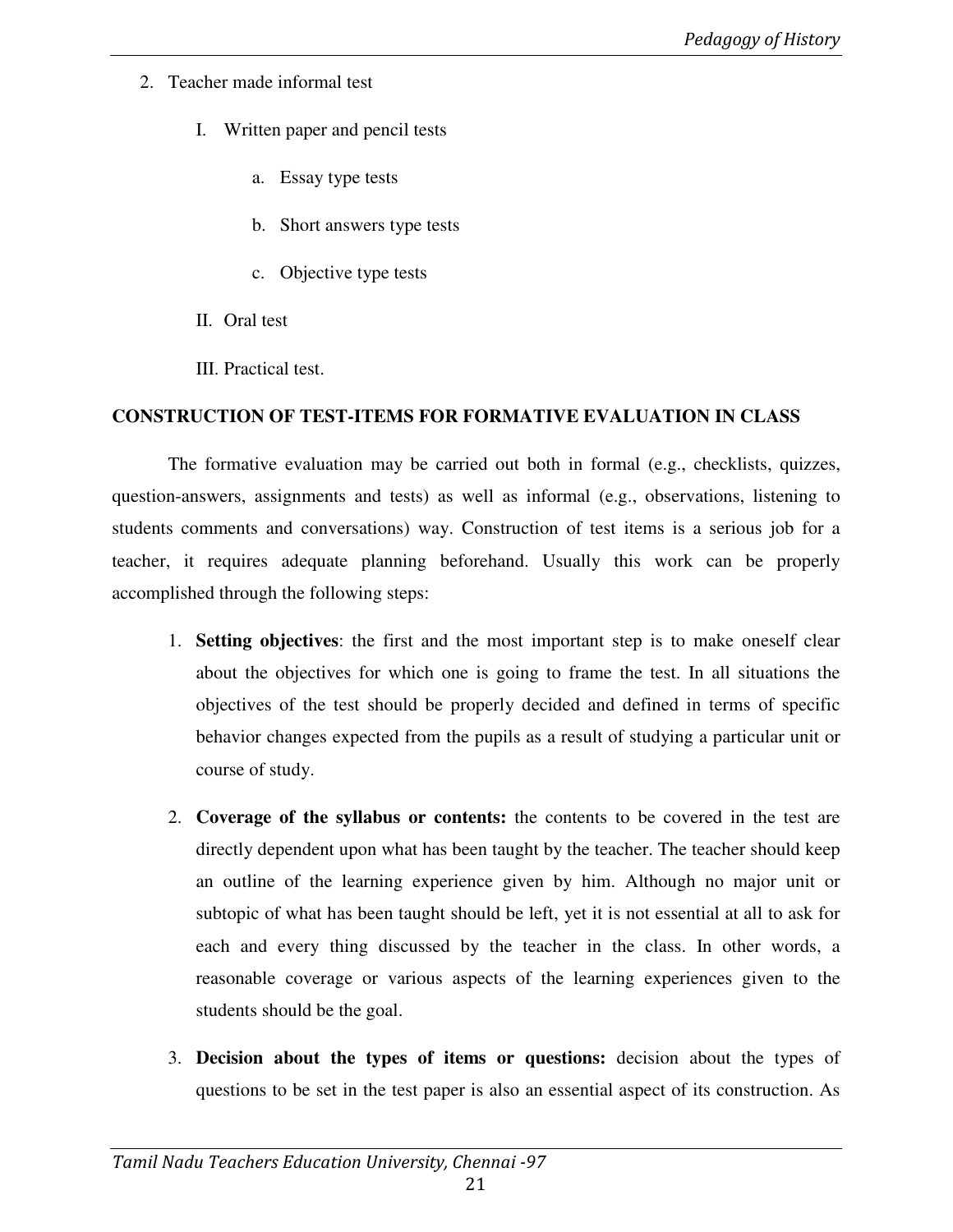2. Teacher made informal test

   I. Written paper and pencil tests

      a. Essay type tests

      b. Short answers type tests

      c. Objective type tests

   II. Oral test

   III. Practical test.

**CONSTRUCTION OF TEST-ITEMS FOR FORMATIVE EVALUATION IN CLASS**

The formative evaluation may be carried out both in formal (e.g., checklists, quizzes, question-answers, assignments and tests) as well as informal (e.g., observations, listening to students comments and conversations) way. Construction of test items is a serious job for a teacher, it requires adequate planning beforehand. Usually this work can be properly accomplished through the following steps:

1. **Setting objectives**: the first and the most important step is to make oneself clear about the objectives for which one is going to frame the test. In all situations the objectives of the test should be properly decided and defined in terms of specific behavior changes expected from the pupils as a result of studying a particular unit or course of study.

2. **Coverage of the syllabus or contents:** the contents to be covered in the test are directly dependent upon what has been taught by the teacher. The teacher should keep an outline of the learning experience given by him. Although no major unit or subtopic of what has been taught should be left, yet it is not essential at all to ask for each and every thing discussed by the teacher in the class. In other words, a reasonable coverage or various aspects of the learning experiences given to the students should be the goal.

3. **Decision about the types of items or questions:** decision about the types of questions to be set in the test paper is also an essential aspect of its construction. As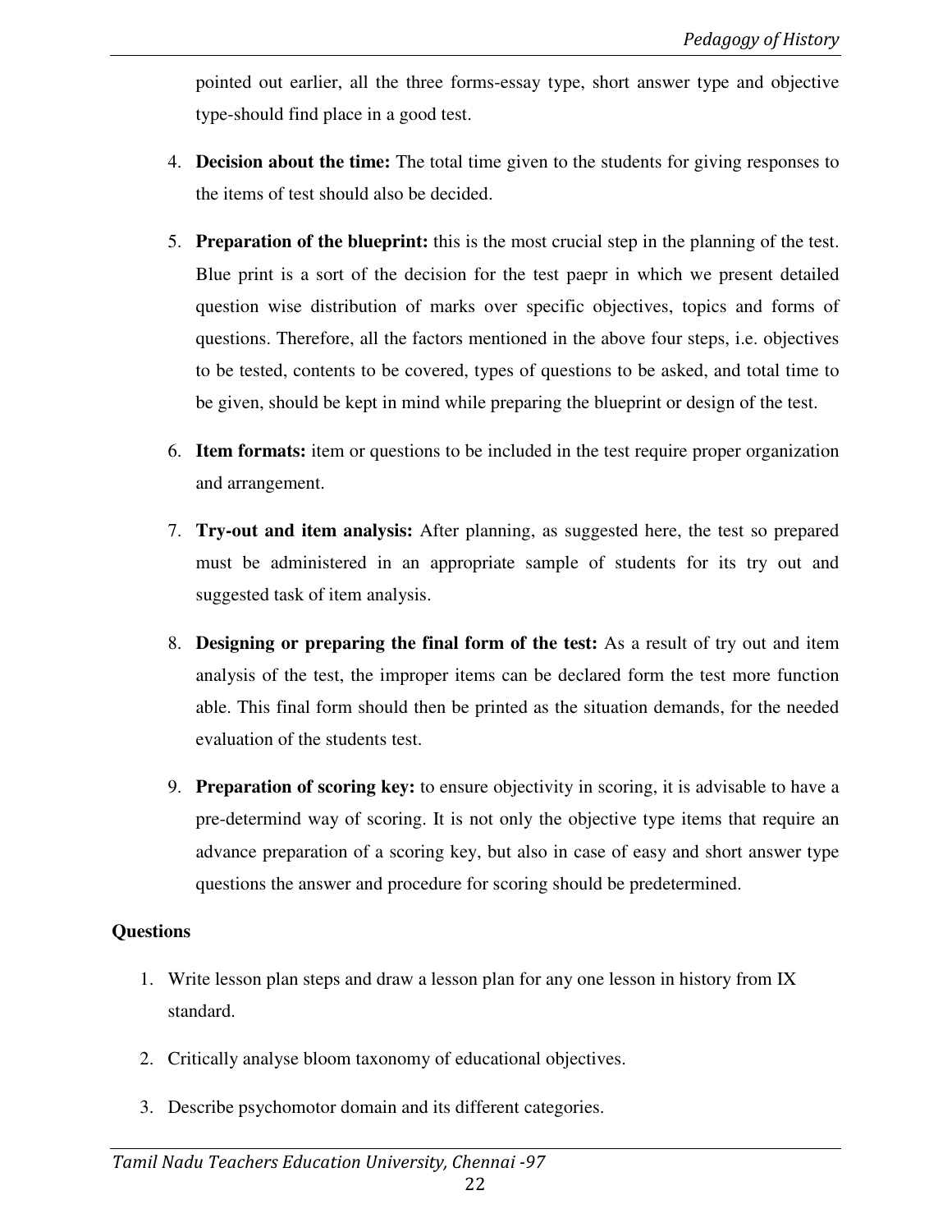pointed out earlier, all the three forms-essay type, short answer type and objective type-should find place in a good test.

4. **Decision about the time:** The total time given to the students for giving responses to the items of test should also be decided.

5. **Preparation of the blueprint:** this is the most crucial step in the planning of the test. Blue print is a sort of the decision for the test paepr in which we present detailed question wise distribution of marks over specific objectives, topics and forms of questions. Therefore, all the factors mentioned in the above four steps, i.e. objectives to be tested, contents to be covered, types of questions to be asked, and total time to be given, should be kept in mind while preparing the blueprint or design of the test.

6. **Item formats:** item or questions to be included in the test require proper organization and arrangement.

7. **Try-out and item analysis:** After planning, as suggested here, the test so prepared must be administered in an appropriate sample of students for its try out and suggested task of item analysis.

8. **Designing or preparing the final form of the test:** As a result of try out and item analysis of the test, the improper items can be declared form the test more function able. This final form should then be printed as the situation demands, for the needed evaluation of the students test.

9. **Preparation of scoring key:** to ensure objectivity in scoring, it is advisable to have a pre-determind way of scoring. It is not only the objective type items that require an advance preparation of a scoring key, but also in case of easy and short answer type questions the answer and procedure for scoring should be predetermined.

**Questions**

1. Write lesson plan steps and draw a lesson plan for any one lesson in history from IX standard.

2. Critically analyse bloom taxonomy of educational objectives.

3. Describe psychomotor domain and its different categories.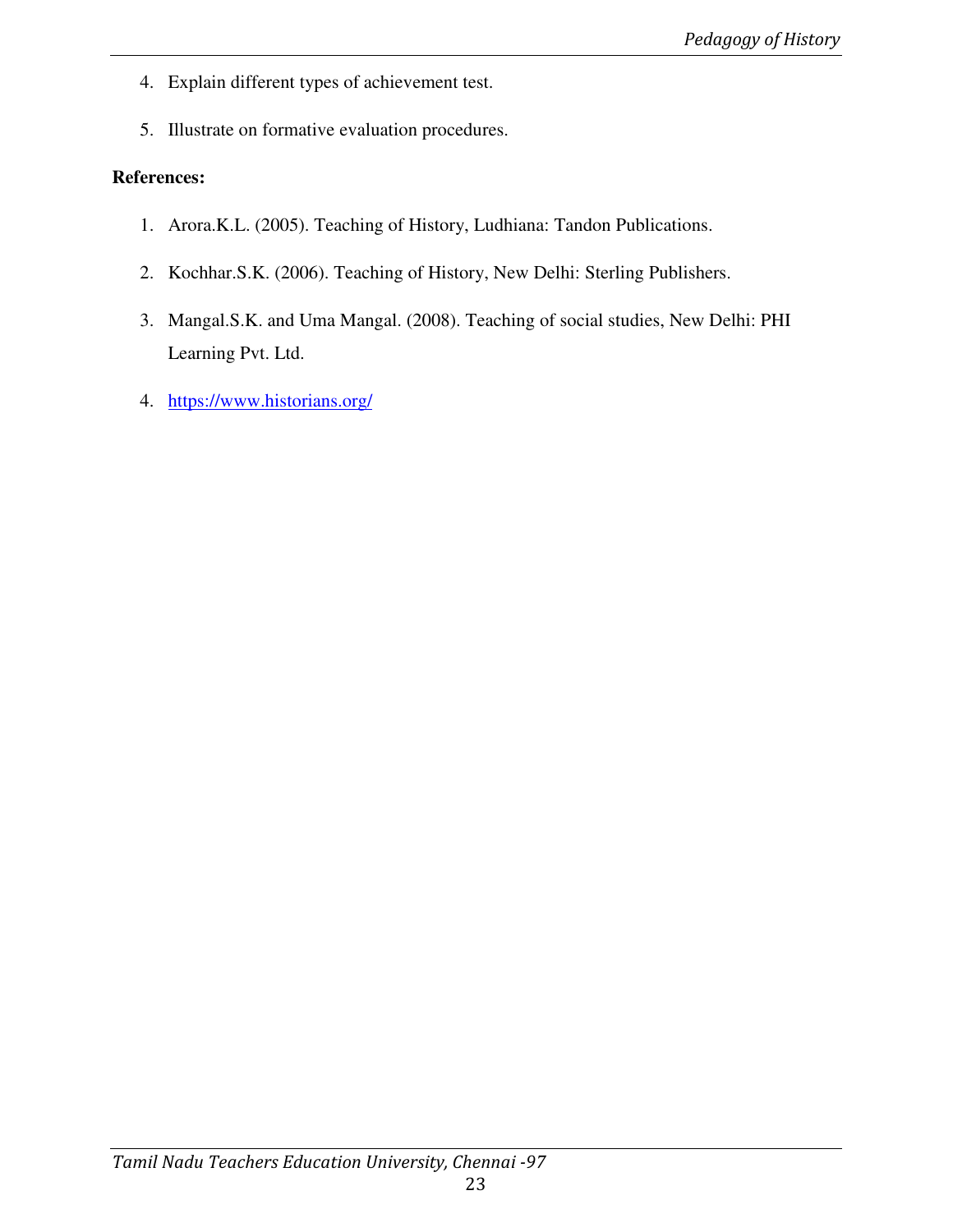4. Explain different types of achievement test.

5. Illustrate on formative evaluation procedures.

**References:**

1. Arora.K.L. (2005). Teaching of History, Ludhiana: Tandon Publications.

2. Kochhar.S.K. (2006). Teaching of History, New Delhi: Sterling Publishers.

3. Mangal.S.K. and Uma Mangal. (2008). Teaching of social studies, New Delhi: PHI Learning Pvt. Ltd.

4. https://www.historians.org/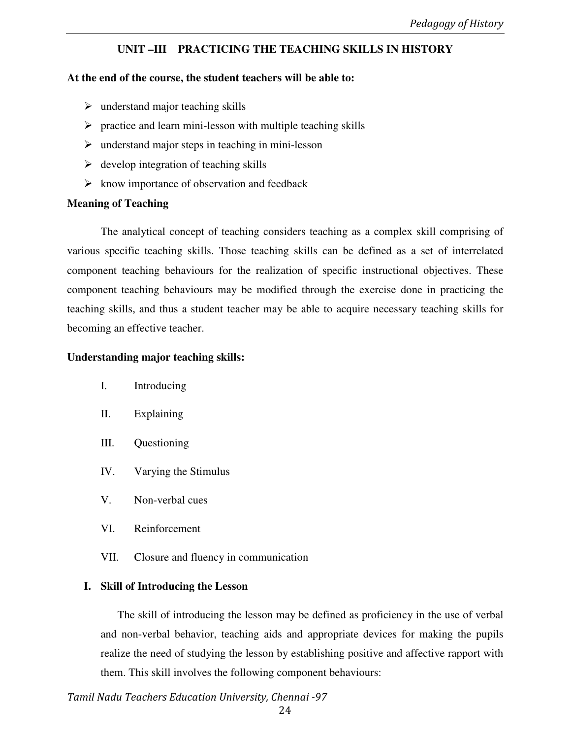## UNIT –III PRACTICING THE TEACHING SKILLS IN HISTORY

**At the end of the course, the student teachers will be able to:**

- understand major teaching skills
- practice and learn mini-lesson with multiple teaching skills
- understand major steps in teaching in mini-lesson
- develop integration of teaching skills
- know importance of observation and feedback

**Meaning of Teaching**

The analytical concept of teaching considers teaching as a complex skill comprising of various specific teaching skills. Those teaching skills can be defined as a set of interrelated component teaching behaviours for the realization of specific instructional objectives. These component teaching behaviours may be modified through the exercise done in practicing the teaching skills, and thus a student teacher may be able to acquire necessary teaching skills for becoming an effective teacher.

**Understanding major teaching skills:**

I. Introducing

II. Explaining

III. Questioning

IV. Varying the Stimulus

V. Non-verbal cues

VI. Reinforcement

VII. Closure and fluency in communication

### I. Skill of Introducing the Lesson

The skill of introducing the lesson may be defined as proficiency in the use of verbal and non-verbal behavior, teaching aids and appropriate devices for making the pupils realize the need of studying the lesson by establishing positive and affective rapport with them. This skill involves the following component behaviours: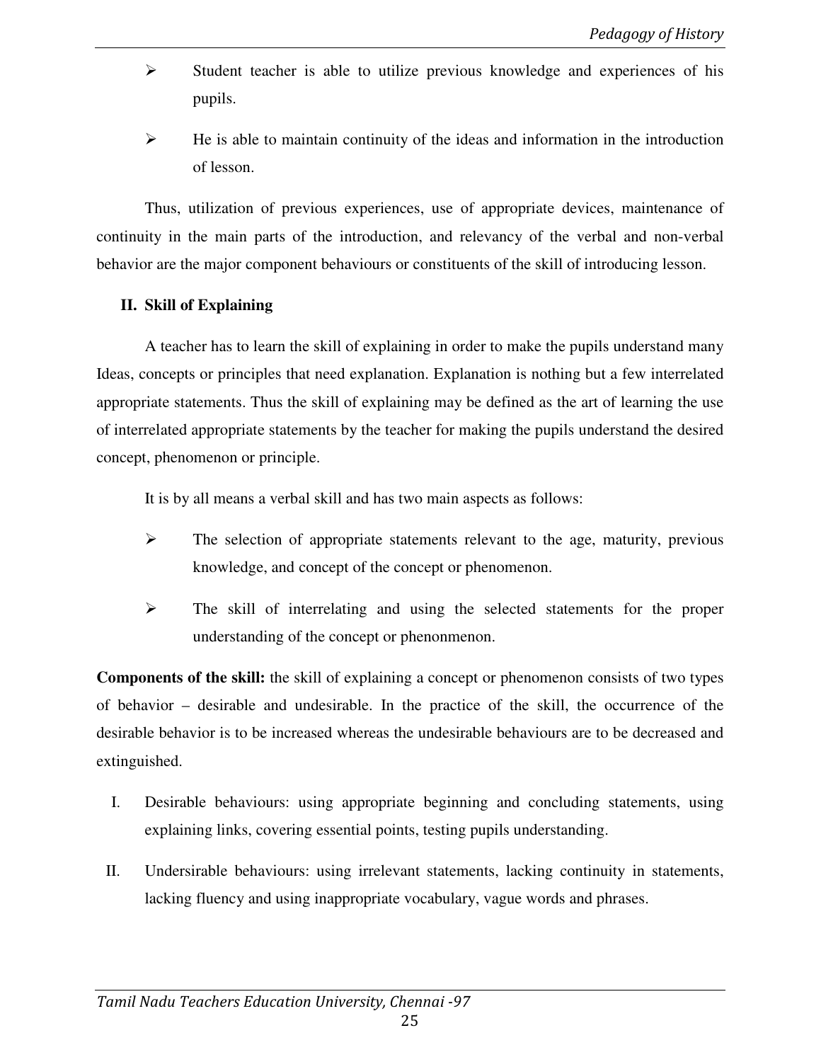- Student teacher is able to utilize previous knowledge and experiences of his pupils.
- He is able to maintain continuity of the ideas and information in the introduction of lesson.

Thus, utilization of previous experiences, use of appropriate devices, maintenance of continuity in the main parts of the introduction, and relevancy of the verbal and non-verbal behavior are the major component behaviours or constituents of the skill of introducing lesson.

**II. Skill of Explaining**

A teacher has to learn the skill of explaining in order to make the pupils understand many Ideas, concepts or principles that need explanation. Explanation is nothing but a few interrelated appropriate statements. Thus the skill of explaining may be defined as the art of learning the use of interrelated appropriate statements by the teacher for making the pupils understand the desired concept, phenomenon or principle.

It is by all means a verbal skill and has two main aspects as follows:

- The selection of appropriate statements relevant to the age, maturity, previous knowledge, and concept of the concept or phenomenon.
- The skill of interrelating and using the selected statements for the proper understanding of the concept or phenonmenon.

**Components of the skill:** the skill of explaining a concept or phenomenon consists of two types of behavior – desirable and undesirable. In the practice of the skill, the occurrence of the desirable behavior is to be increased whereas the undesirable behaviours are to be decreased and extinguished.

I. Desirable behaviours: using appropriate beginning and concluding statements, using explaining links, covering essential points, testing pupils understanding.

II. Undersirable behaviours: using irrelevant statements, lacking continuity in statements, lacking fluency and using inappropriate vocabulary, vague words and phrases.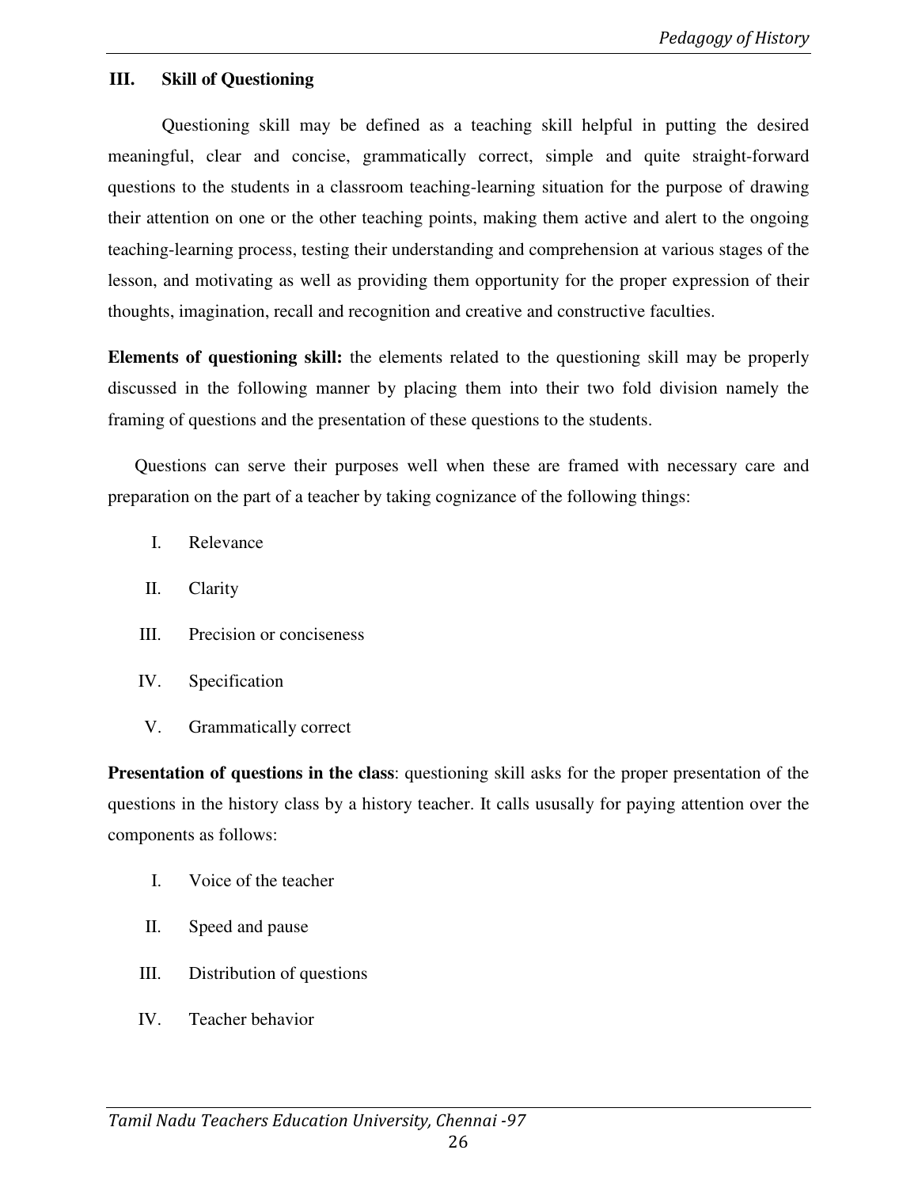### III. Skill of Questioning

Questioning skill may be defined as a teaching skill helpful in putting the desired meaningful, clear and concise, grammatically correct, simple and quite straight-forward questions to the students in a classroom teaching-learning situation for the purpose of drawing their attention on one or the other teaching points, making them active and alert to the ongoing teaching-learning process, testing their understanding and comprehension at various stages of the lesson, and motivating as well as providing them opportunity for the proper expression of their thoughts, imagination, recall and recognition and creative and constructive faculties.

**Elements of questioning skill:** the elements related to the questioning skill may be properly discussed in the following manner by placing them into their two fold division namely the framing of questions and the presentation of these questions to the students.

Questions can serve their purposes well when these are framed with necessary care and preparation on the part of a teacher by taking cognizance of the following things:

I. Relevance
II. Clarity
III. Precision or conciseness
IV. Specification
V. Grammatically correct

**Presentation of questions in the class**: questioning skill asks for the proper presentation of the questions in the history class by a history teacher. It calls ususally for paying attention over the components as follows:

I. Voice of the teacher
II. Speed and pause
III. Distribution of questions
IV. Teacher behavior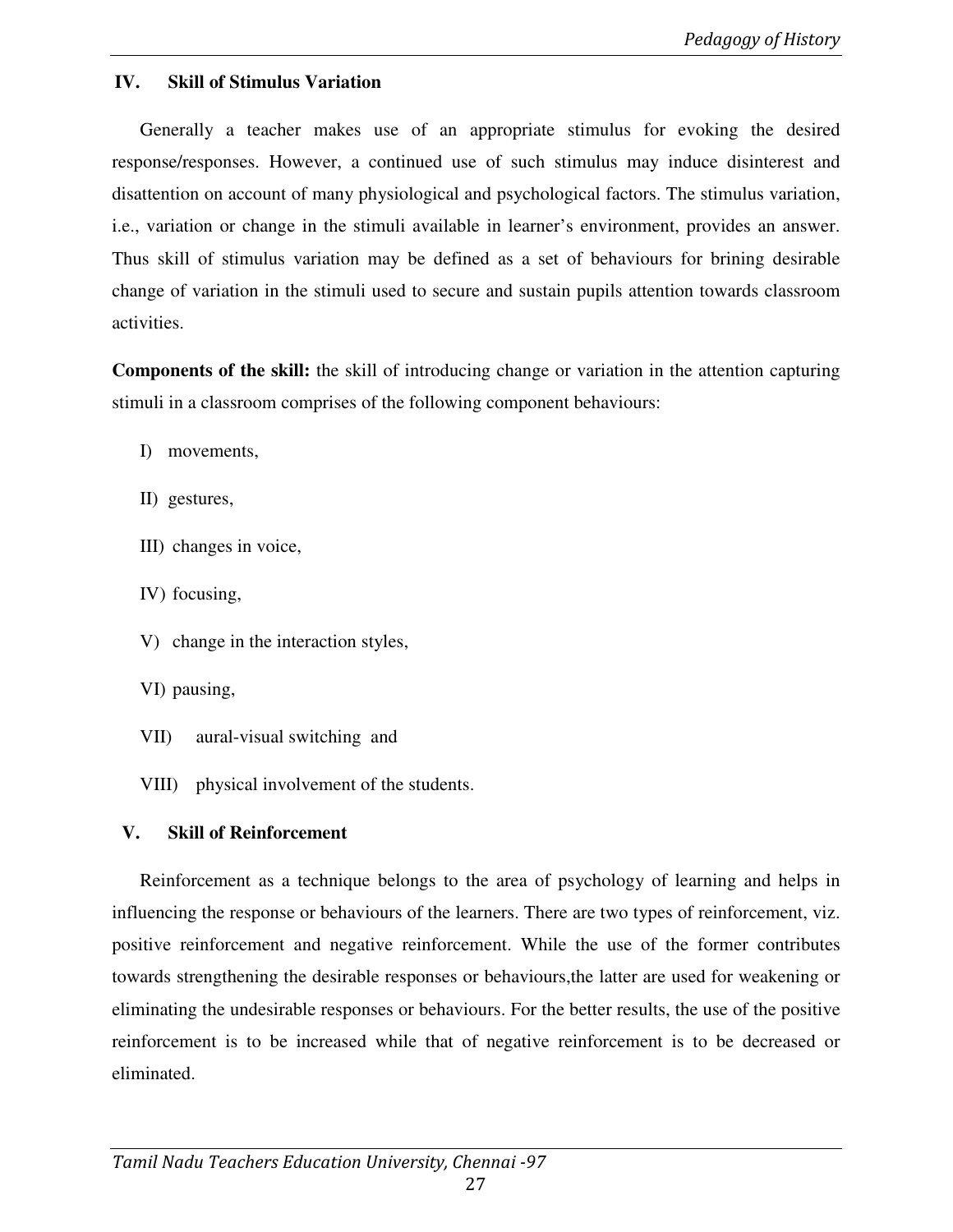## IV. Skill of Stimulus Variation

Generally a teacher makes use of an appropriate stimulus for evoking the desired response/responses. However, a continued use of such stimulus may induce disinterest and disattention on account of many physiological and psychological factors. The stimulus variation, i.e., variation or change in the stimuli available in learner's environment, provides an answer. Thus skill of stimulus variation may be defined as a set of behaviours for brining desirable change of variation in the stimuli used to secure and sustain pupils attention towards classroom activities.

**Components of the skill:** the skill of introducing change or variation in the attention capturing stimuli in a classroom comprises of the following component behaviours:

I) movements,

II) gestures,

III) changes in voice,

IV) focusing,

V) change in the interaction styles,

VI) pausing,

VII) aural-visual switching and

VIII) physical involvement of the students.

## V. Skill of Reinforcement

Reinforcement as a technique belongs to the area of psychology of learning and helps in influencing the response or behaviours of the learners. There are two types of reinforcement, viz. positive reinforcement and negative reinforcement. While the use of the former contributes towards strengthening the desirable responses or behaviours,the latter are used for weakening or eliminating the undesirable responses or behaviours. For the better results, the use of the positive reinforcement is to be increased while that of negative reinforcement is to be decreased or eliminated.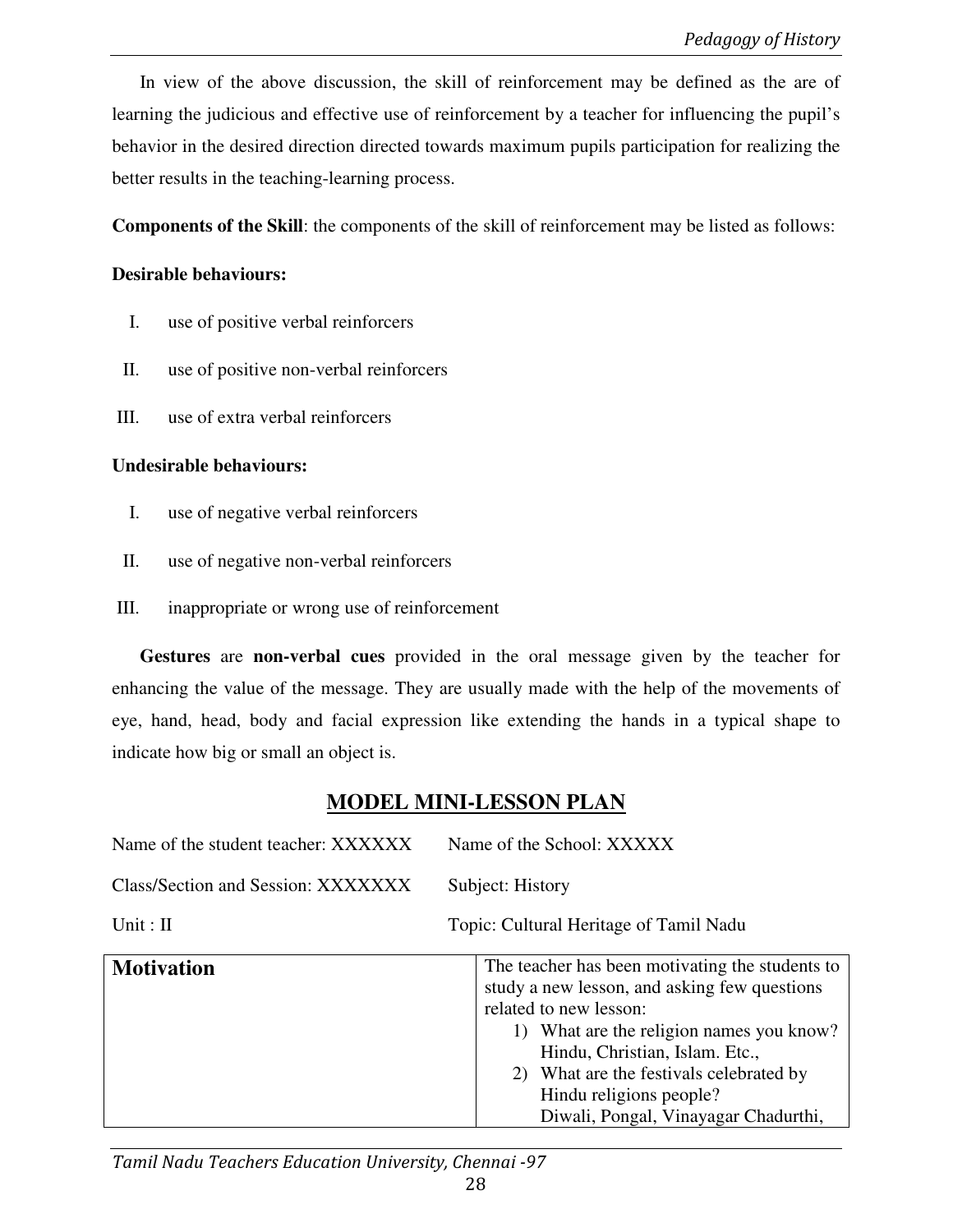In view of the above discussion, the skill of reinforcement may be defined as the are of learning the judicious and effective use of reinforcement by a teacher for influencing the pupil's behavior in the desired direction directed towards maximum pupils participation for realizing the better results in the teaching-learning process.

**Components of the Skill**: the components of the skill of reinforcement may be listed as follows:

**Desirable behaviours:**

I. use of positive verbal reinforcers

II. use of positive non-verbal reinforcers

III. use of extra verbal reinforcers

**Undesirable behaviours:**

I. use of negative verbal reinforcers

II. use of negative non-verbal reinforcers

III. inappropriate or wrong use of reinforcement

**Gestures** are **non-verbal cues** provided in the oral message given by the teacher for enhancing the value of the message. They are usually made with the help of the movements of eye, hand, head, body and facial expression like extending the hands in a typical shape to indicate how big or small an object is.

## MODEL MINI-LESSON PLAN

Name of the student teacher: XXXXXX  Name of the School: XXXXX

Class/Section and Session: XXXXXXX  Subject: History

Unit : II  Topic: Cultural Heritage of Tamil Nadu

| | |
|---|---|
| **Motivation** | The teacher has been motivating the students to study a new lesson, and asking few questions related to new lesson:<br>1) What are the religion names you know? Hindu, Christian, Islam. Etc.,<br>2) What are the festivals celebrated by Hindu religions people? Diwali, Pongal, Vinayagar Chadurthi, |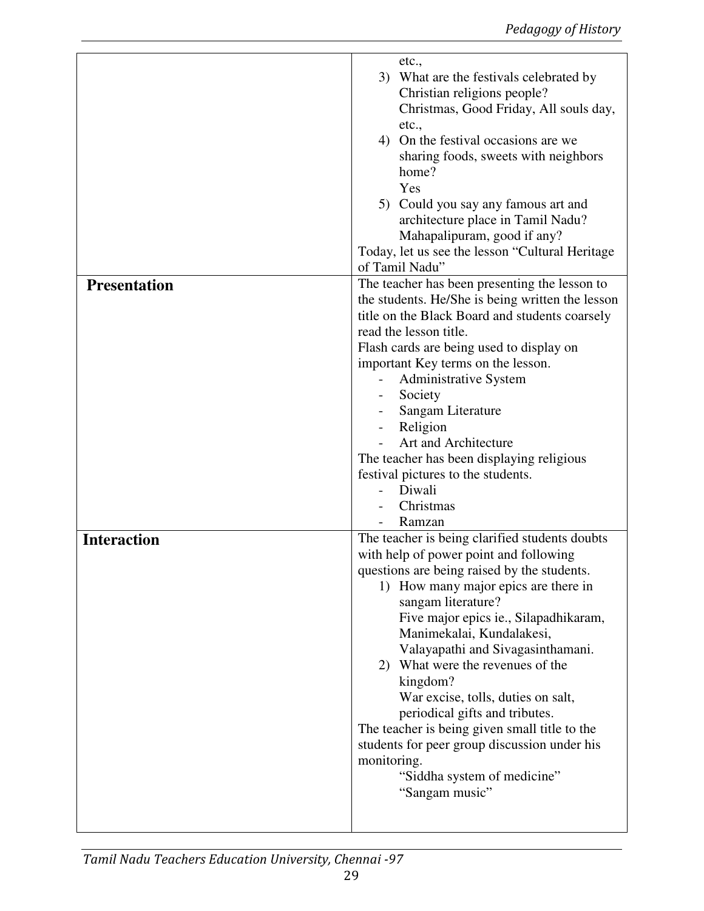| | |
|---|---|
| | etc.,<br>3) What are the festivals celebrated by Christian religions people?<br>Christmas, Good Friday, All souls day, etc.,<br>4) On the festival occasions are we sharing foods, sweets with neighbors home?<br>Yes<br>5) Could you say any famous art and architecture place in Tamil Nadu?<br>Mahapalipuram, good if any?<br>Today, let us see the lesson "Cultural Heritage of Tamil Nadu" |
| **Presentation** | The teacher has been presenting the lesson to the students. He/She is being written the lesson title on the Black Board and students coarsely read the lesson title.<br>Flash cards are being used to display on important Key terms on the lesson.<br>- Administrative System<br>- Society<br>- Sangam Literature<br>- Religion<br>- Art and Architecture<br>The teacher has been displaying religious festival pictures to the students.<br>- Diwali<br>- Christmas<br>- Ramzan |
| **Interaction** | The teacher is being clarified students doubts with help of power point and following questions are being raised by the students.<br>1) How many major epics are there in sangam literature?<br>Five major epics ie., Silapadhikaram, Manimekalai, Kundalakesi, Valayapathi and Sivagasinthamani.<br>2) What were the revenues of the kingdom?<br>War excise, tolls, duties on salt, periodical gifts and tributes.<br>The teacher is being given small title to the students for peer group discussion under his monitoring.<br>"Siddha system of medicine"<br>"Sangam music" |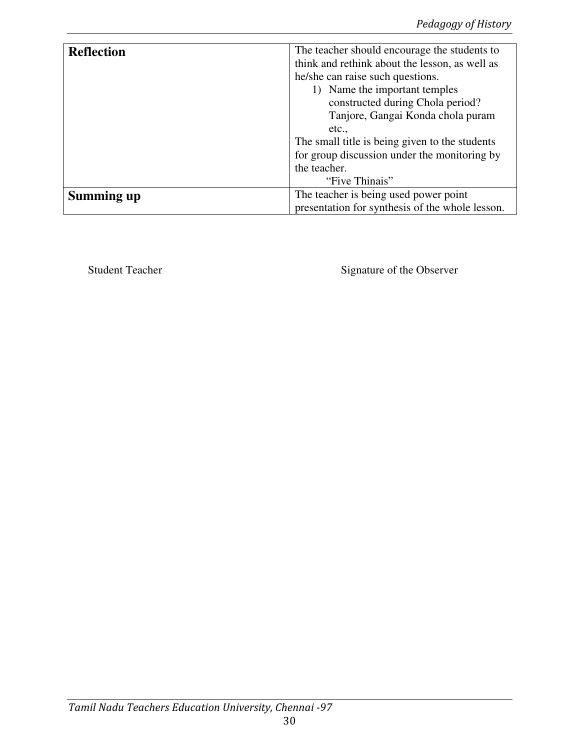| | |
|---|---|
| **Reflection** | The teacher should encourage the students to think and rethink about the lesson, as well as he/she can raise such questions.<br>1) Name the important temples constructed during Chola period? Tanjore, Gangai Konda chola puram etc.,<br>The small title is being given to the students for group discussion under the monitoring by the teacher.<br>"Five Thinais" |
| **Summing up** | The teacher is being used power point presentation for synthesis of the whole lesson. |

Student Teacher                                        Signature of the Observer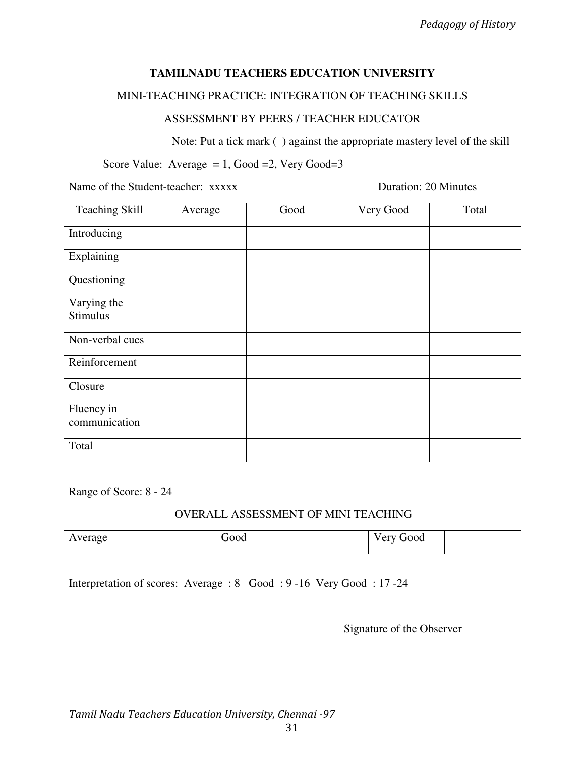**TAMILNADU TEACHERS EDUCATION UNIVERSITY**

MINI-TEACHING PRACTICE: INTEGRATION OF TEACHING SKILLS

ASSESSMENT BY PEERS / TEACHER EDUCATOR

Note: Put a tick mark ( ) against the appropriate mastery level of the skill

Score Value: Average = 1, Good =2, Very Good=3

Name of the Student-teacher: xxxxx Duration: 20 Minutes

| Teaching Skill | Average | Good | Very Good | Total |
|---|---|---|---|---|
| Introducing | | | | |
| Explaining | | | | |
| Questioning | | | | |
| Varying the Stimulus | | | | |
| Non-verbal cues | | | | |
| Reinforcement | | | | |
| Closure | | | | |
| Fluency in communication | | | | |
| Total | | | | |

Range of Score: 8 - 24

OVERALL ASSESSMENT OF MINI TEACHING

| Average | | Good | | Very Good | |
|---|---|---|---|---|---|

Interpretation of scores: Average : 8 Good : 9 -16 Very Good : 17 -24

Signature of the Observer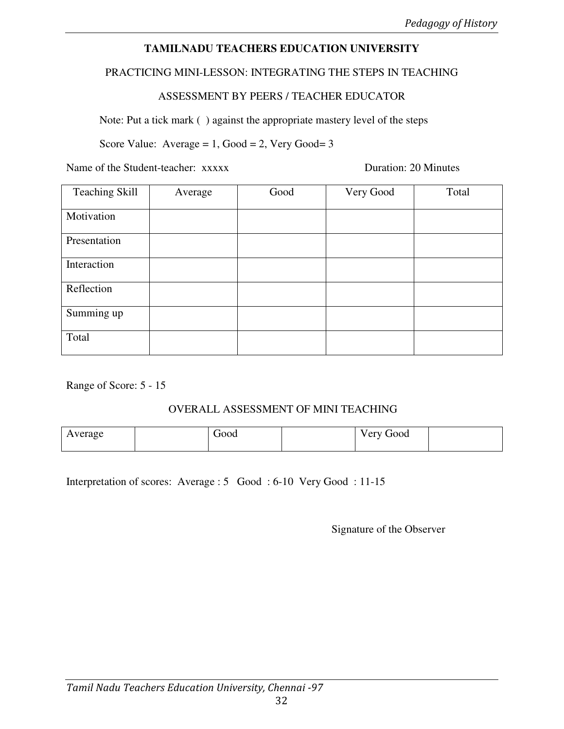## TAMILNADU TEACHERS EDUCATION UNIVERSITY

PRACTICING MINI-LESSON: INTEGRATING THE STEPS IN TEACHING

ASSESSMENT BY PEERS / TEACHER EDUCATOR

Note: Put a tick mark ( ) against the appropriate mastery level of the steps

Score Value: Average = 1, Good = 2, Very Good= 3

Name of the Student-teacher: xxxxx Duration: 20 Minutes

| Teaching Skill | Average | Good | Very Good | Total |
|---|---|---|---|---|
| Motivation | | | | |
| Presentation | | | | |
| Interaction | | | | |
| Reflection | | | | |
| Summing up | | | | |
| Total | | | | |

Range of Score: 5 - 15

OVERALL ASSESSMENT OF MINI TEACHING

| Average | | Good | | Very Good | |
|---|---|---|---|---|---|

Interpretation of scores: Average : 5 Good : 6-10 Very Good : 11-15

Signature of the Observer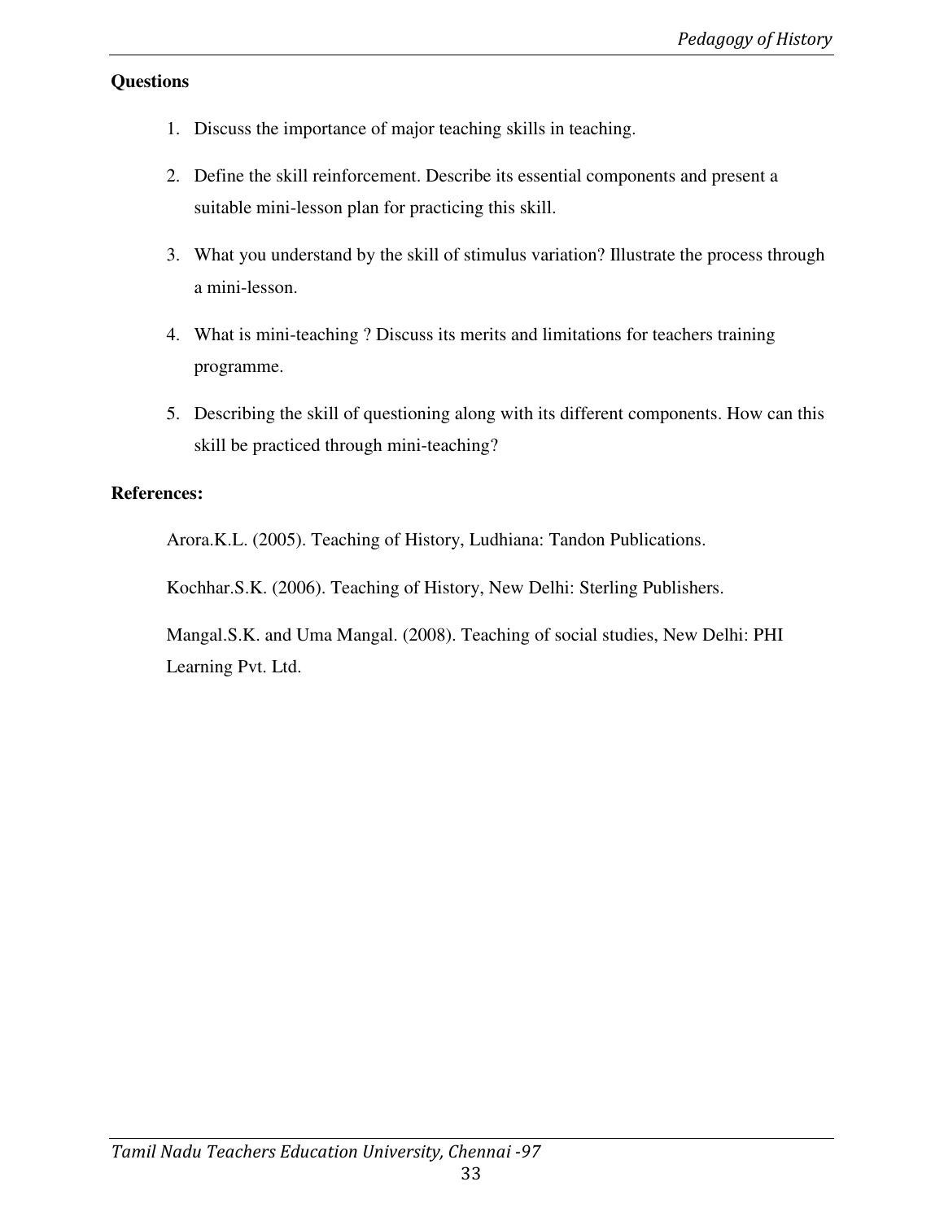**Questions**

1. Discuss the importance of major teaching skills in teaching.
2. Define the skill reinforcement. Describe its essential components and present a suitable mini-lesson plan for practicing this skill.
3. What you understand by the skill of stimulus variation? Illustrate the process through a mini-lesson.
4. What is mini-teaching ? Discuss its merits and limitations for teachers training programme.
5. Describing the skill of questioning along with its different components. How can this skill be practiced through mini-teaching?

**References:**

Arora.K.L. (2005). Teaching of History, Ludhiana: Tandon Publications.

Kochhar.S.K. (2006). Teaching of History, New Delhi: Sterling Publishers.

Mangal.S.K. and Uma Mangal. (2008). Teaching of social studies, New Delhi: PHI Learning Pvt. Ltd.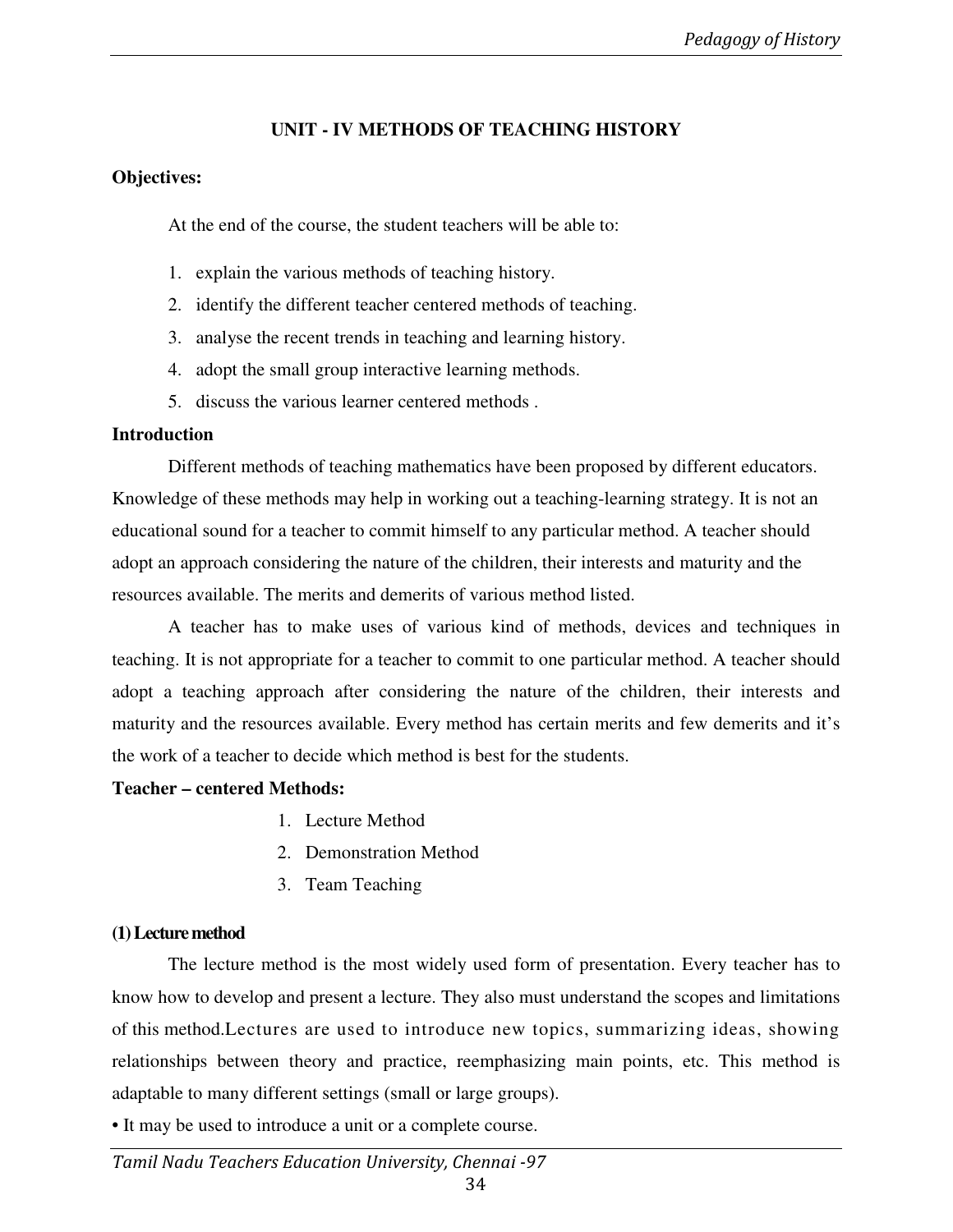# UNIT - IV METHODS OF TEACHING HISTORY

**Objectives:**

At the end of the course, the student teachers will be able to:

1. explain the various methods of teaching history.
2. identify the different teacher centered methods of teaching.
3. analyse the recent trends in teaching and learning history.
4. adopt the small group interactive learning methods.
5. discuss the various learner centered methods .

**Introduction**

Different methods of teaching mathematics have been proposed by different educators. Knowledge of these methods may help in working out a teaching-learning strategy. It is not an educational sound for a teacher to commit himself to any particular method. A teacher should adopt an approach considering the nature of the children, their interests and maturity and the resources available. The merits and demerits of various method listed.

A teacher has to make uses of various kind of methods, devices and techniques in teaching. It is not appropriate for a teacher to commit to one particular method. A teacher should adopt a teaching approach after considering the nature of the children, their interests and maturity and the resources available. Every method has certain merits and few demerits and it's the work of a teacher to decide which method is best for the students.

**Teacher – centered Methods:**

1. Lecture Method
2. Demonstration Method
3. Team Teaching

**(1) Lecture method**

The lecture method is the most widely used form of presentation. Every teacher has to know how to develop and present a lecture. They also must understand the scopes and limitations of this method.Lectures are used to introduce new topics, summarizing ideas, showing relationships between theory and practice, reemphasizing main points, etc. This method is adaptable to many different settings (small or large groups).

• It may be used to introduce a unit or a complete course.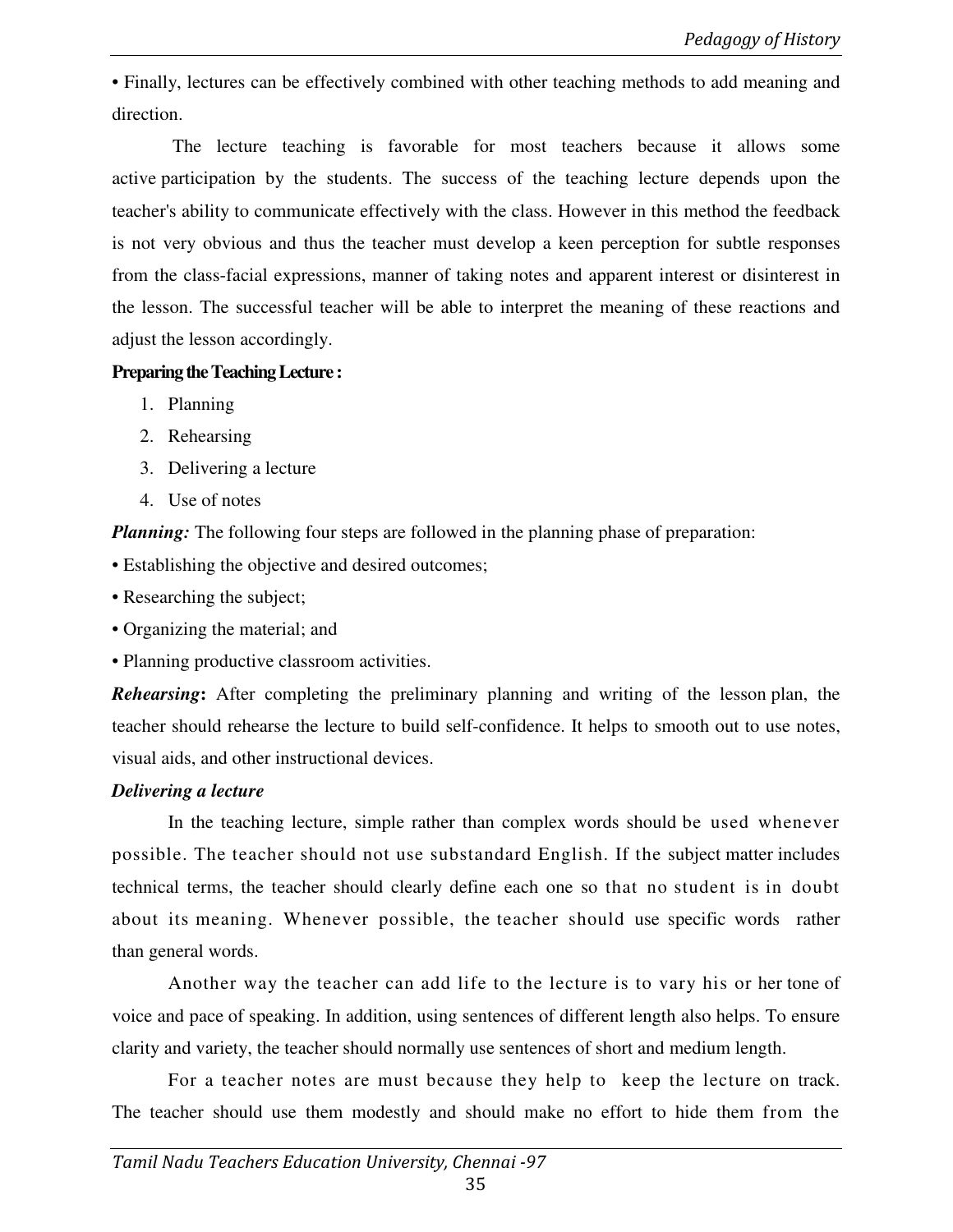• Finally, lectures can be effectively combined with other teaching methods to add meaning and direction.

The lecture teaching is favorable for most teachers because it allows some active participation by the students. The success of the teaching lecture depends upon the teacher's ability to communicate effectively with the class. However in this method the feedback is not very obvious and thus the teacher must develop a keen perception for subtle responses from the class-facial expressions, manner of taking notes and apparent interest or disinterest in the lesson. The successful teacher will be able to interpret the meaning of these reactions and adjust the lesson accordingly.

**Preparing the Teaching Lecture :**

1. Planning
2. Rehearsing
3. Delivering a lecture
4. Use of notes

***Planning:*** The following four steps are followed in the planning phase of preparation:

• Establishing the objective and desired outcomes;

• Researching the subject;

• Organizing the material; and

• Planning productive classroom activities.

***Rehearsing*:** After completing the preliminary planning and writing of the lesson plan, the teacher should rehearse the lecture to build self-confidence. It helps to smooth out to use notes, visual aids, and other instructional devices.

***Delivering a lecture***

In the teaching lecture, simple rather than complex words should be used whenever possible. The teacher should not use substandard English. If the subject matter includes technical terms, the teacher should clearly define each one so that no student is in doubt about its meaning. Whenever possible, the teacher should use specific words rather than general words.

Another way the teacher can add life to the lecture is to vary his or her tone of voice and pace of speaking. In addition, using sentences of different length also helps. To ensure clarity and variety, the teacher should normally use sentences of short and medium length.

For a teacher notes are must because they help to keep the lecture on track. The teacher should use them modestly and should make no effort to hide them from the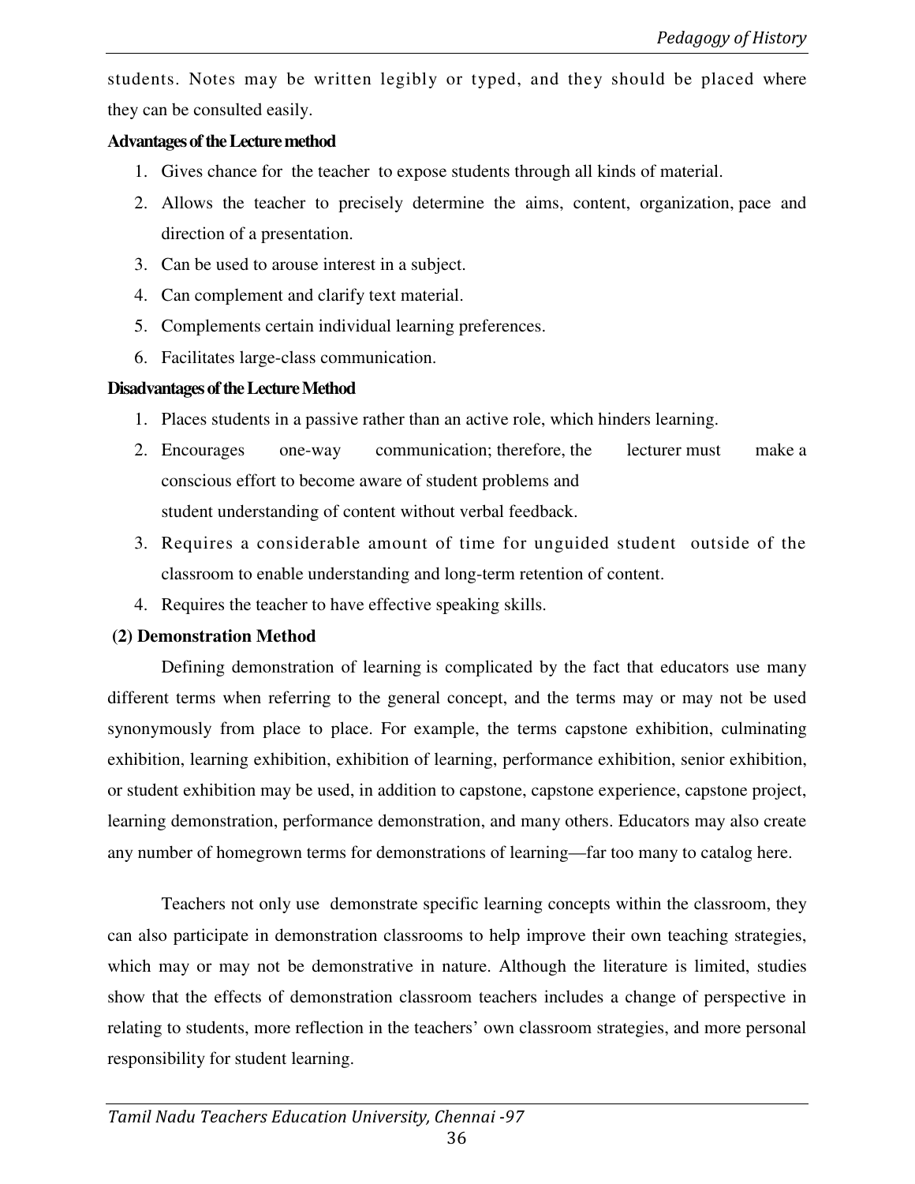students. Notes may be written legibly or typed, and they should be placed where they can be consulted easily.

**Advantages of the Lecture method**

1. Gives chance for the teacher to expose students through all kinds of material.
2. Allows the teacher to precisely determine the aims, content, organization, pace and direction of a presentation.
3. Can be used to arouse interest in a subject.
4. Can complement and clarify text material.
5. Complements certain individual learning preferences.
6. Facilitates large-class communication.

**Disadvantages of the Lecture Method**

1. Places students in a passive rather than an active role, which hinders learning.
2. Encourages one-way communication; therefore, the lecturer must make a conscious effort to become aware of student problems and student understanding of content without verbal feedback.
3. Requires a considerable amount of time for unguided student outside of the classroom to enable understanding and long-term retention of content.
4. Requires the teacher to have effective speaking skills.

**(2) Demonstration Method**

Defining demonstration of learning is complicated by the fact that educators use many different terms when referring to the general concept, and the terms may or may not be used synonymously from place to place. For example, the terms capstone exhibition, culminating exhibition, learning exhibition, exhibition of learning, performance exhibition, senior exhibition, or student exhibition may be used, in addition to capstone, capstone experience, capstone project, learning demonstration, performance demonstration, and many others. Educators may also create any number of homegrown terms for demonstrations of learning—far too many to catalog here.

Teachers not only use demonstrate specific learning concepts within the classroom, they can also participate in demonstration classrooms to help improve their own teaching strategies, which may or may not be demonstrative in nature. Although the literature is limited, studies show that the effects of demonstration classroom teachers includes a change of perspective in relating to students, more reflection in the teachers' own classroom strategies, and more personal responsibility for student learning.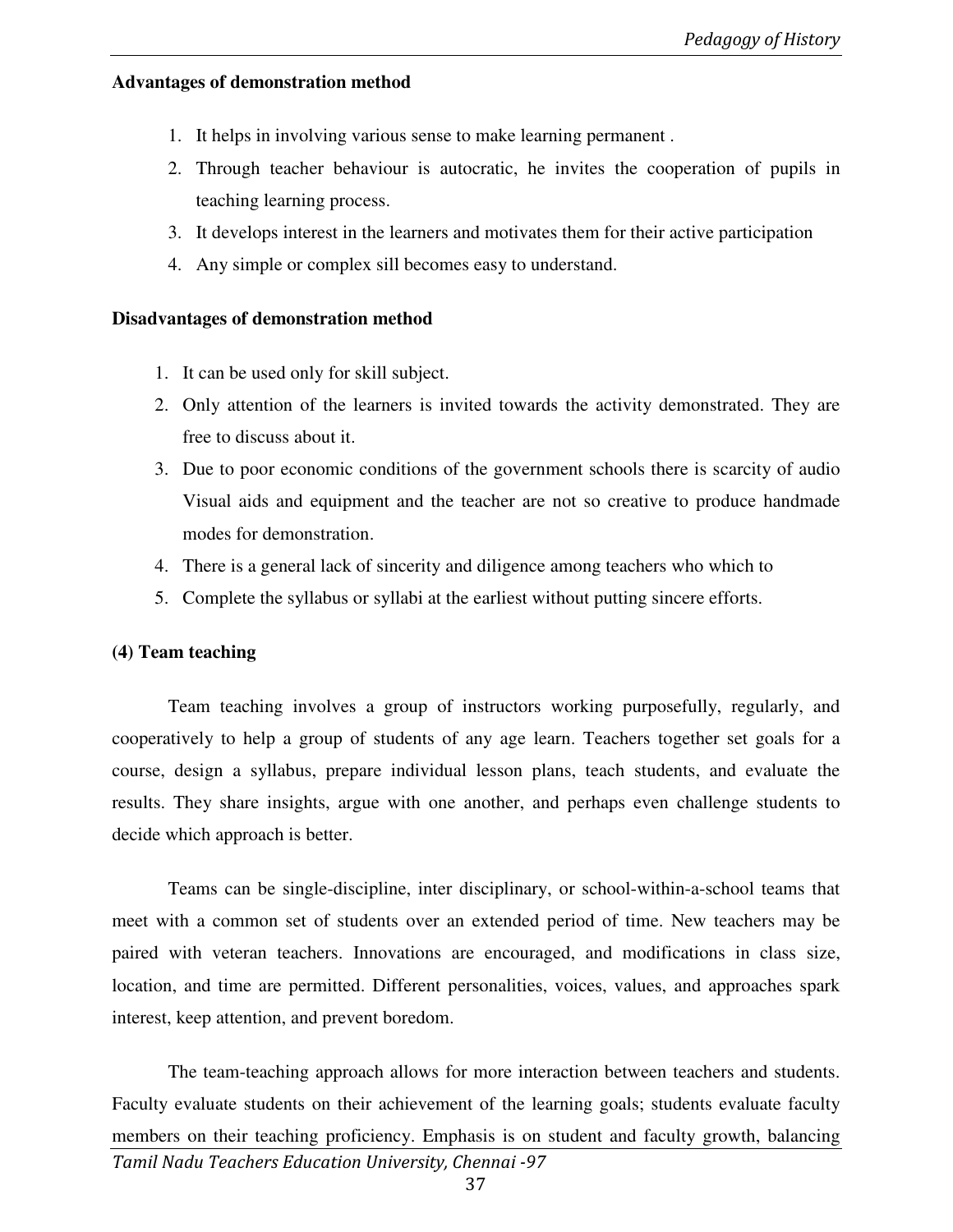**Advantages of demonstration method**

1. It helps in involving various sense to make learning permanent .
2. Through teacher behaviour is autocratic, he invites the cooperation of pupils in teaching learning process.
3. It develops interest in the learners and motivates them for their active participation
4. Any simple or complex sill becomes easy to understand.

**Disadvantages of demonstration method**

1. It can be used only for skill subject.
2. Only attention of the learners is invited towards the activity demonstrated. They are free to discuss about it.
3. Due to poor economic conditions of the government schools there is scarcity of audio Visual aids and equipment and the teacher are not so creative to produce handmade modes for demonstration.
4. There is a general lack of sincerity and diligence among teachers who which to
5. Complete the syllabus or syllabi at the earliest without putting sincere efforts.

**(4) Team teaching**

Team teaching involves a group of instructors working purposefully, regularly, and cooperatively to help a group of students of any age learn. Teachers together set goals for a course, design a syllabus, prepare individual lesson plans, teach students, and evaluate the results. They share insights, argue with one another, and perhaps even challenge students to decide which approach is better.

Teams can be single-discipline, inter disciplinary, or school-within-a-school teams that meet with a common set of students over an extended period of time. New teachers may be paired with veteran teachers. Innovations are encouraged, and modifications in class size, location, and time are permitted. Different personalities, voices, values, and approaches spark interest, keep attention, and prevent boredom.

The team-teaching approach allows for more interaction between teachers and students. Faculty evaluate students on their achievement of the learning goals; students evaluate faculty members on their teaching proficiency. Emphasis is on student and faculty growth, balancing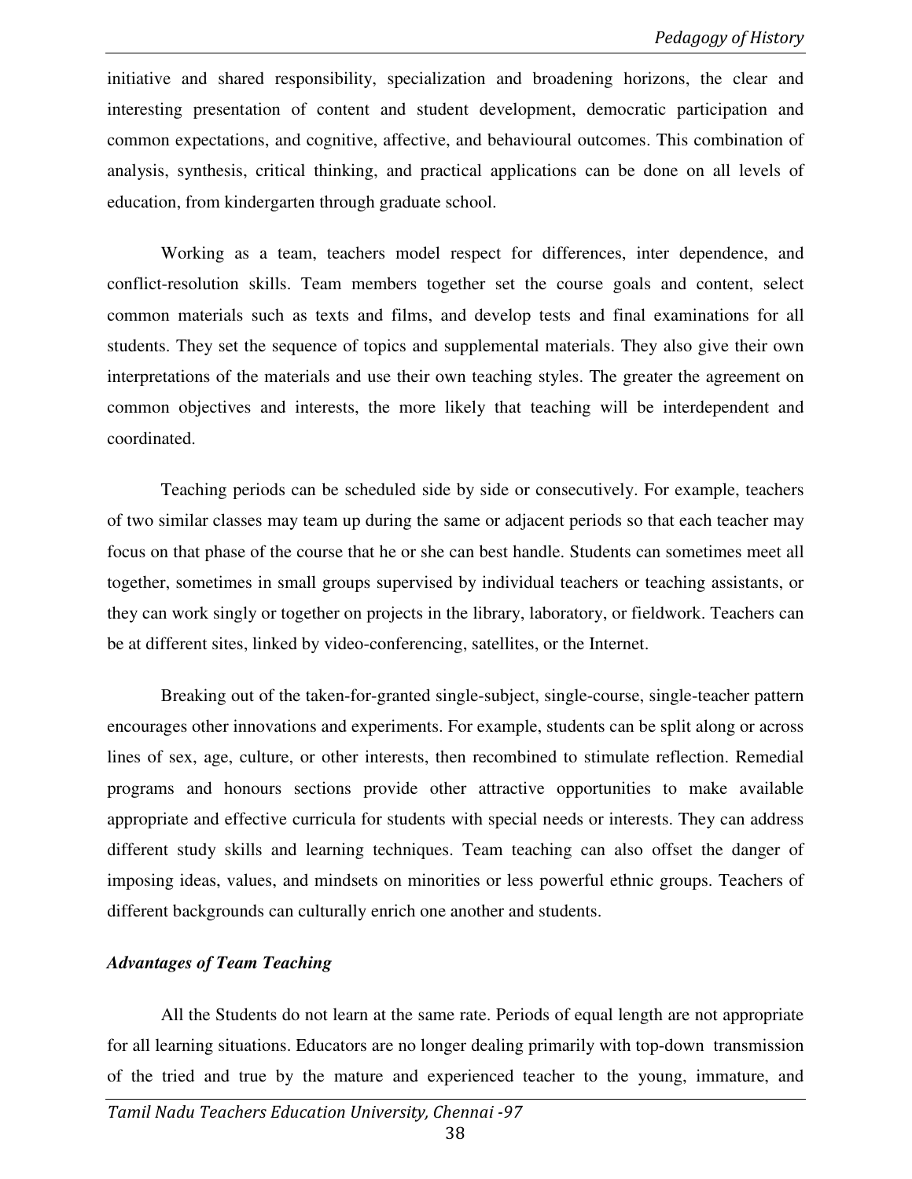initiative and shared responsibility, specialization and broadening horizons, the clear and interesting presentation of content and student development, democratic participation and common expectations, and cognitive, affective, and behavioural outcomes. This combination of analysis, synthesis, critical thinking, and practical applications can be done on all levels of education, from kindergarten through graduate school.

Working as a team, teachers model respect for differences, inter dependence, and conflict-resolution skills. Team members together set the course goals and content, select common materials such as texts and films, and develop tests and final examinations for all students. They set the sequence of topics and supplemental materials. They also give their own interpretations of the materials and use their own teaching styles. The greater the agreement on common objectives and interests, the more likely that teaching will be interdependent and coordinated.

Teaching periods can be scheduled side by side or consecutively. For example, teachers of two similar classes may team up during the same or adjacent periods so that each teacher may focus on that phase of the course that he or she can best handle. Students can sometimes meet all together, sometimes in small groups supervised by individual teachers or teaching assistants, or they can work singly or together on projects in the library, laboratory, or fieldwork. Teachers can be at different sites, linked by video-conferencing, satellites, or the Internet.

Breaking out of the taken-for-granted single-subject, single-course, single-teacher pattern encourages other innovations and experiments. For example, students can be split along or across lines of sex, age, culture, or other interests, then recombined to stimulate reflection. Remedial programs and honours sections provide other attractive opportunities to make available appropriate and effective curricula for students with special needs or interests. They can address different study skills and learning techniques. Team teaching can also offset the danger of imposing ideas, values, and mindsets on minorities or less powerful ethnic groups. Teachers of different backgrounds can culturally enrich one another and students.

***Advantages of Team Teaching***

All the Students do not learn at the same rate. Periods of equal length are not appropriate for all learning situations. Educators are no longer dealing primarily with top-down transmission of the tried and true by the mature and experienced teacher to the young, immature, and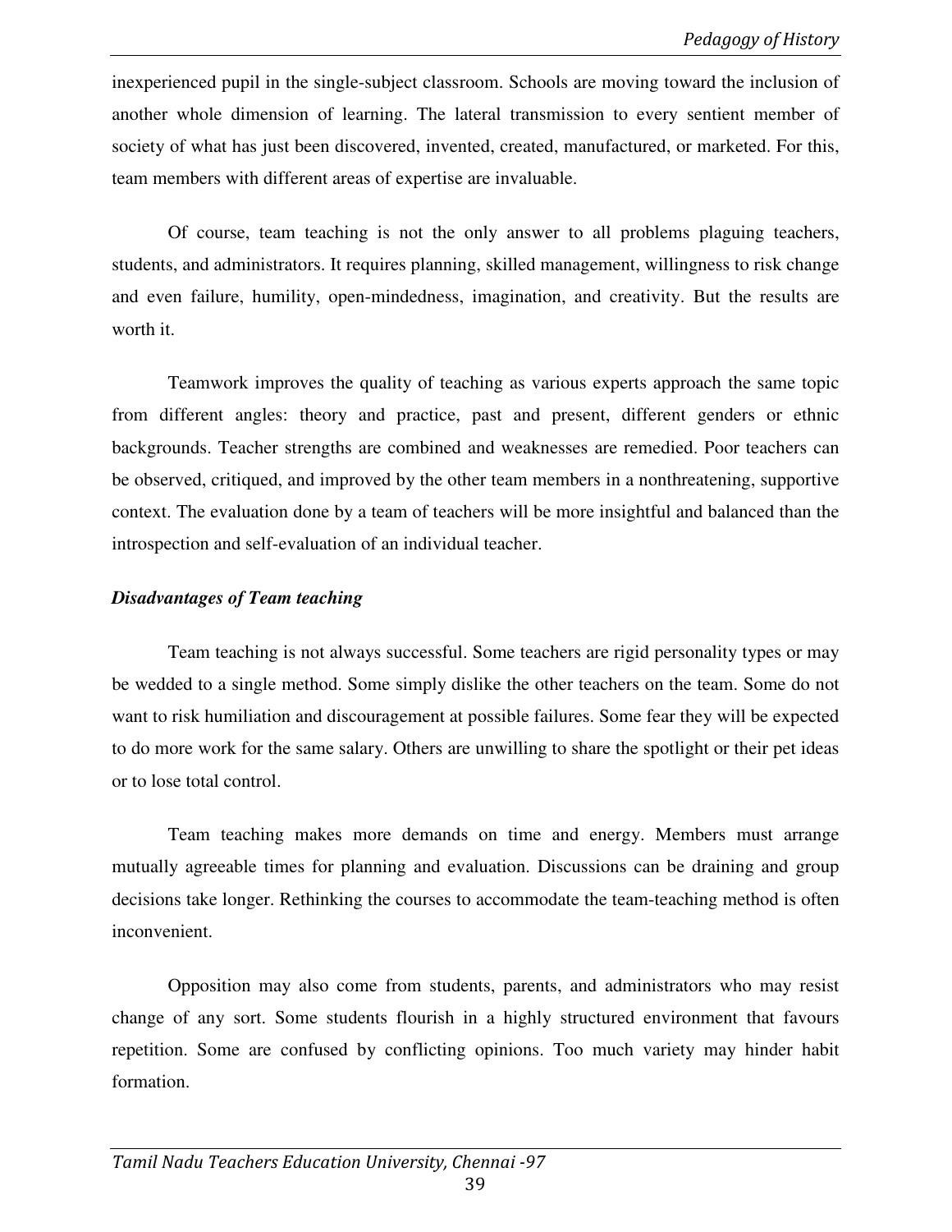inexperienced pupil in the single-subject classroom. Schools are moving toward the inclusion of another whole dimension of learning. The lateral transmission to every sentient member of society of what has just been discovered, invented, created, manufactured, or marketed. For this, team members with different areas of expertise are invaluable.

Of course, team teaching is not the only answer to all problems plaguing teachers, students, and administrators. It requires planning, skilled management, willingness to risk change and even failure, humility, open-mindedness, imagination, and creativity. But the results are worth it.

Teamwork improves the quality of teaching as various experts approach the same topic from different angles: theory and practice, past and present, different genders or ethnic backgrounds. Teacher strengths are combined and weaknesses are remedied. Poor teachers can be observed, critiqued, and improved by the other team members in a nonthreatening, supportive context. The evaluation done by a team of teachers will be more insightful and balanced than the introspection and self-evaluation of an individual teacher.

***Disadvantages of Team teaching***

Team teaching is not always successful. Some teachers are rigid personality types or may be wedded to a single method. Some simply dislike the other teachers on the team. Some do not want to risk humiliation and discouragement at possible failures. Some fear they will be expected to do more work for the same salary. Others are unwilling to share the spotlight or their pet ideas or to lose total control.

Team teaching makes more demands on time and energy. Members must arrange mutually agreeable times for planning and evaluation. Discussions can be draining and group decisions take longer. Rethinking the courses to accommodate the team-teaching method is often inconvenient.

Opposition may also come from students, parents, and administrators who may resist change of any sort. Some students flourish in a highly structured environment that favours repetition. Some are confused by conflicting opinions. Too much variety may hinder habit formation.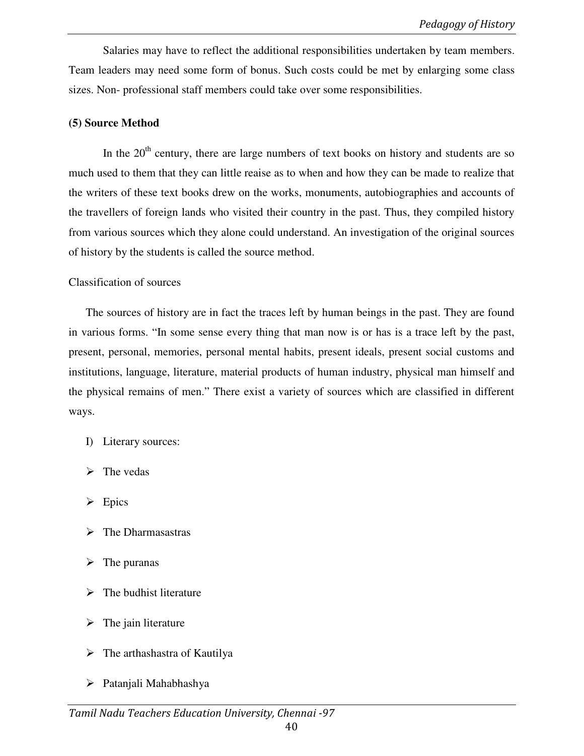Salaries may have to reflect the additional responsibilities undertaken by team members. Team leaders may need some form of bonus. Such costs could be met by enlarging some class sizes. Non- professional staff members could take over some responsibilities.

**(5) Source Method**

In the 20th century, there are large numbers of text books on history and students are so much used to them that they can little reaise as to when and how they can be made to realize that the writers of these text books drew on the works, monuments, autobiographies and accounts of the travellers of foreign lands who visited their country in the past. Thus, they compiled history from various sources which they alone could understand. An investigation of the original sources of history by the students is called the source method.

Classification of sources

The sources of history are in fact the traces left by human beings in the past. They are found in various forms. "In some sense every thing that man now is or has is a trace left by the past, present, personal, memories, personal mental habits, present ideals, present social customs and institutions, language, literature, material products of human industry, physical man himself and the physical remains of men." There exist a variety of sources which are classified in different ways.

I) Literary sources:

- The vedas
- Epics
- The Dharmasastras
- The puranas
- The budhist literature
- The jain literature
- The arthashastra of Kautilya
- Patanjali Mahabhashya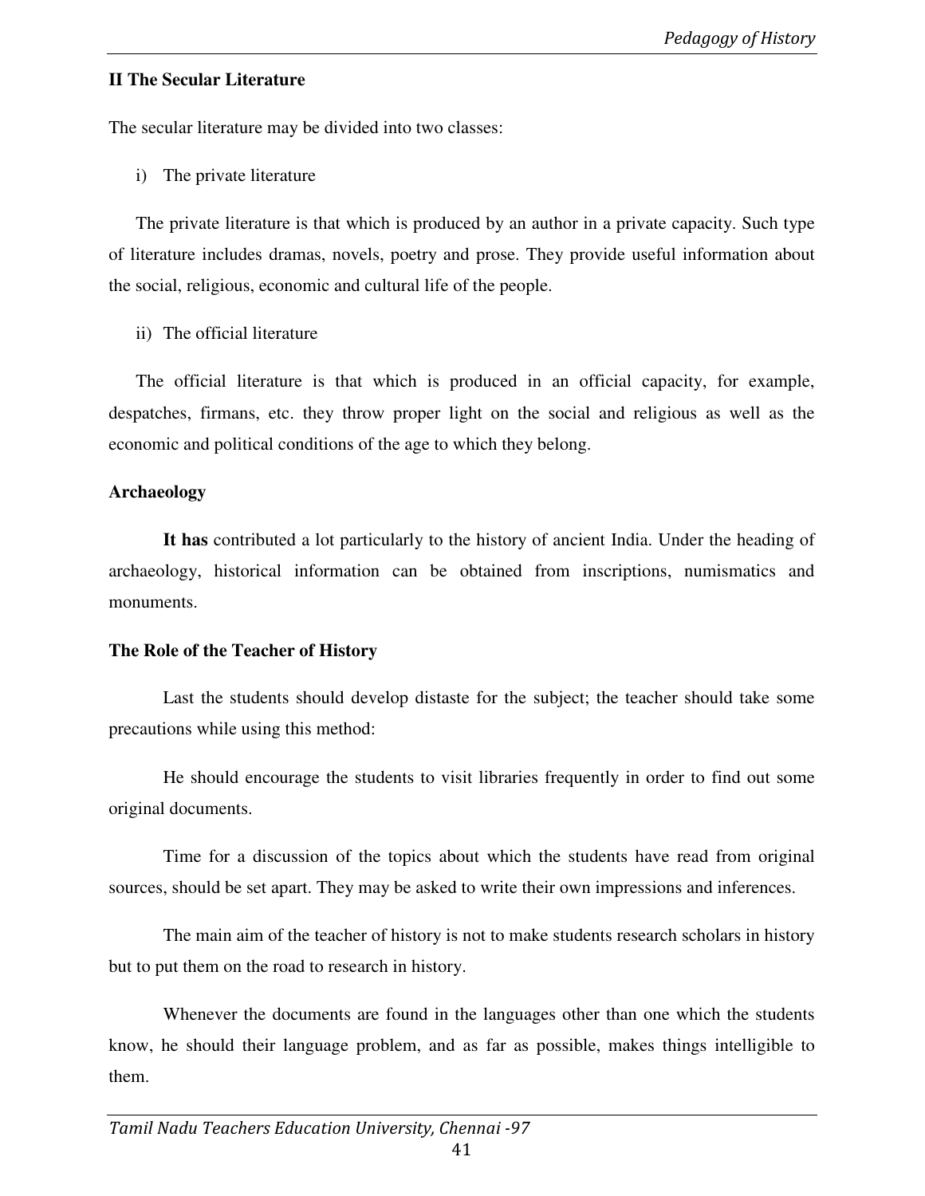**II The Secular Literature**

The secular literature may be divided into two classes:

i) The private literature

The private literature is that which is produced by an author in a private capacity. Such type of literature includes dramas, novels, poetry and prose. They provide useful information about the social, religious, economic and cultural life of the people.

ii) The official literature

The official literature is that which is produced in an official capacity, for example, despatches, firmans, etc. they throw proper light on the social and religious as well as the economic and political conditions of the age to which they belong.

**Archaeology**

**It has** contributed a lot particularly to the history of ancient India. Under the heading of archaeology, historical information can be obtained from inscriptions, numismatics and monuments.

**The Role of the Teacher of History**

Last the students should develop distaste for the subject; the teacher should take some precautions while using this method:

He should encourage the students to visit libraries frequently in order to find out some original documents.

Time for a discussion of the topics about which the students have read from original sources, should be set apart. They may be asked to write their own impressions and inferences.

The main aim of the teacher of history is not to make students research scholars in history but to put them on the road to research in history.

Whenever the documents are found in the languages other than one which the students know, he should their language problem, and as far as possible, makes things intelligible to them.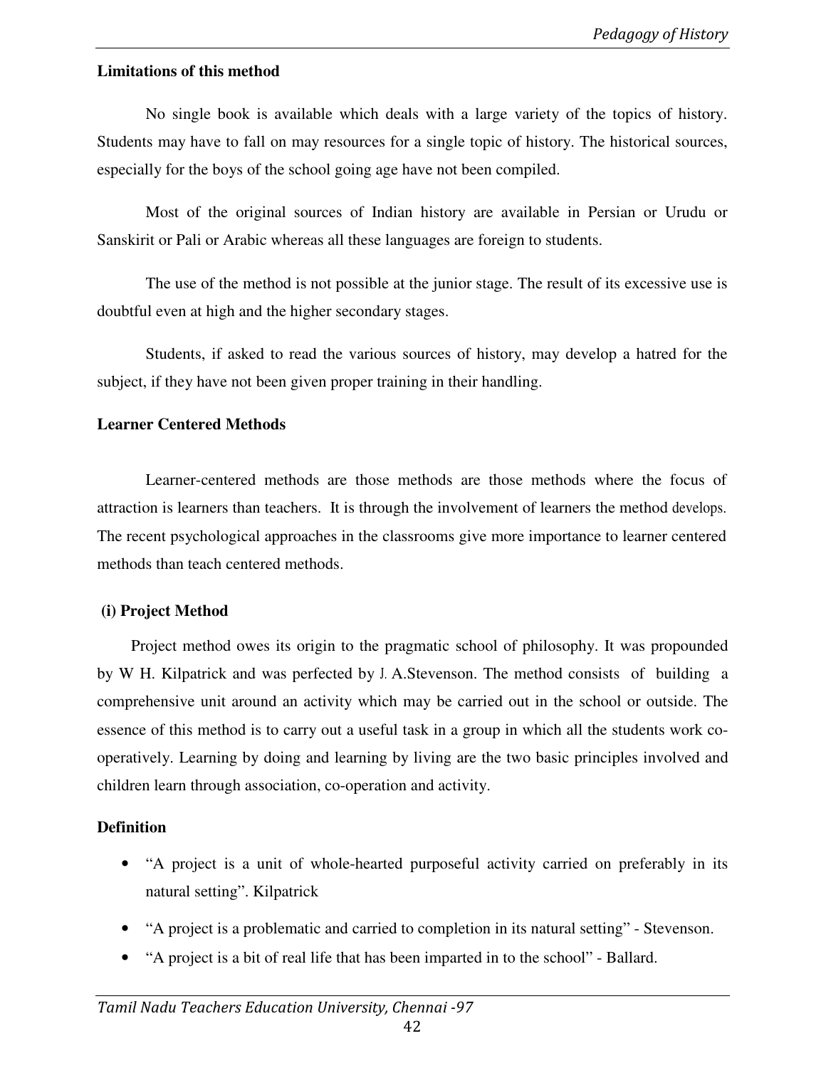**Limitations of this method**

No single book is available which deals with a large variety of the topics of history. Students may have to fall on may resources for a single topic of history. The historical sources, especially for the boys of the school going age have not been compiled.

Most of the original sources of Indian history are available in Persian or Urudu or Sanskirit or Pali or Arabic whereas all these languages are foreign to students.

The use of the method is not possible at the junior stage. The result of its excessive use is doubtful even at high and the higher secondary stages.

Students, if asked to read the various sources of history, may develop a hatred for the subject, if they have not been given proper training in their handling.

**Learner Centered Methods**

Learner-centered methods are those methods are those methods where the focus of attraction is learners than teachers. It is through the involvement of learners the method develops. The recent psychological approaches in the classrooms give more importance to learner centered methods than teach centered methods.

**(i) Project Method**

Project method owes its origin to the pragmatic school of philosophy. It was propounded by W H. Kilpatrick and was perfected by J. A.Stevenson. The method consists of building a comprehensive unit around an activity which may be carried out in the school or outside. The essence of this method is to carry out a useful task in a group in which all the students work co-operatively. Learning by doing and learning by living are the two basic principles involved and children learn through association, co-operation and activity.

**Definition**

- "A project is a unit of whole-hearted purposeful activity carried on preferably in its natural setting". Kilpatrick
- "A project is a problematic and carried to completion in its natural setting" - Stevenson.
- "A project is a bit of real life that has been imparted in to the school" - Ballard.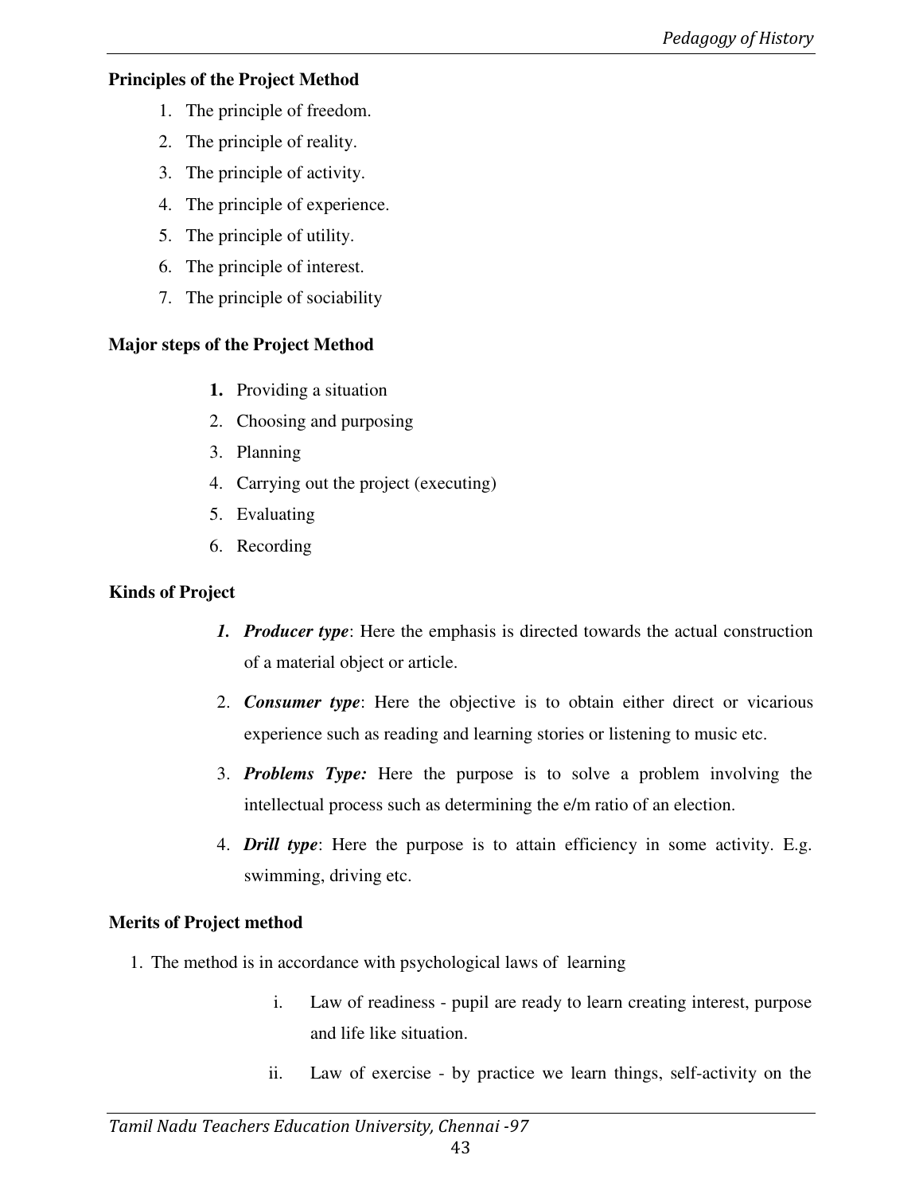**Principles of the Project Method**

1. The principle of freedom.
2. The principle of reality.
3. The principle of activity.
4. The principle of experience.
5. The principle of utility.
6. The principle of interest.
7. The principle of sociability

**Major steps of the Project Method**

1. Providing a situation
2. Choosing and purposing
3. Planning
4. Carrying out the project (executing)
5. Evaluating
6. Recording

**Kinds of Project**

1. ***Producer type***: Here the emphasis is directed towards the actual construction of a material object or article.
2. ***Consumer type***: Here the objective is to obtain either direct or vicarious experience such as reading and learning stories or listening to music etc.
3. ***Problems Type:*** Here the purpose is to solve a problem involving the intellectual process such as determining the e/m ratio of an election.
4. ***Drill type***: Here the purpose is to attain efficiency in some activity. E.g. swimming, driving etc.

**Merits of Project method**

1. The method is in accordance with psychological laws of learning
   - i. Law of readiness - pupil are ready to learn creating interest, purpose and life like situation.
   - ii. Law of exercise - by practice we learn things, self-activity on the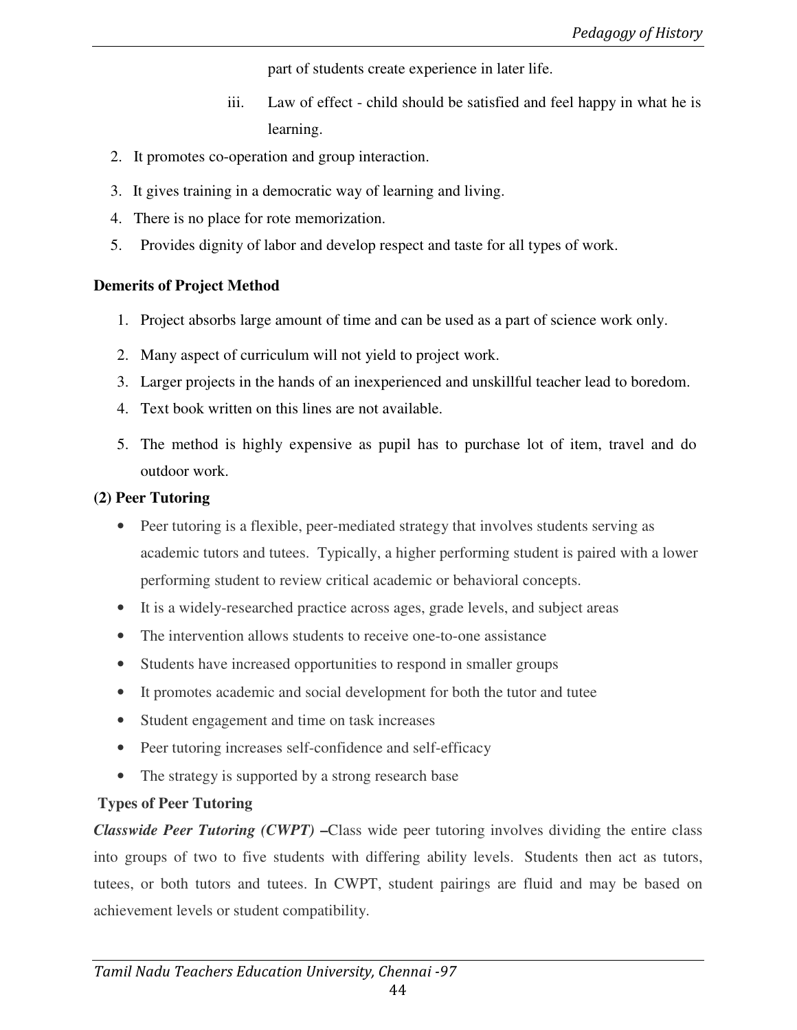part of students create experience in later life.

iii. Law of effect - child should be satisfied and feel happy in what he is learning.

2. It promotes co-operation and group interaction.
3. It gives training in a democratic way of learning and living.
4. There is no place for rote memorization.
5. Provides dignity of labor and develop respect and taste for all types of work.

**Demerits of Project Method**

1. Project absorbs large amount of time and can be used as a part of science work only.
2. Many aspect of curriculum will not yield to project work.
3. Larger projects in the hands of an inexperienced and unskillful teacher lead to boredom.
4. Text book written on this lines are not available.
5. The method is highly expensive as pupil has to purchase lot of item, travel and do outdoor work.

**(2) Peer Tutoring**

- Peer tutoring is a flexible, peer-mediated strategy that involves students serving as academic tutors and tutees. Typically, a higher performing student is paired with a lower performing student to review critical academic or behavioral concepts.
- It is a widely-researched practice across ages, grade levels, and subject areas
- The intervention allows students to receive one-to-one assistance
- Students have increased opportunities to respond in smaller groups
- It promotes academic and social development for both the tutor and tutee
- Student engagement and time on task increases
- Peer tutoring increases self-confidence and self-efficacy
- The strategy is supported by a strong research base

**Types of Peer Tutoring**

***Classwide Peer Tutoring (CWPT)*** **–**Class wide peer tutoring involves dividing the entire class into groups of two to five students with differing ability levels. Students then act as tutors, tutees, or both tutors and tutees. In CWPT, student pairings are fluid and may be based on achievement levels or student compatibility.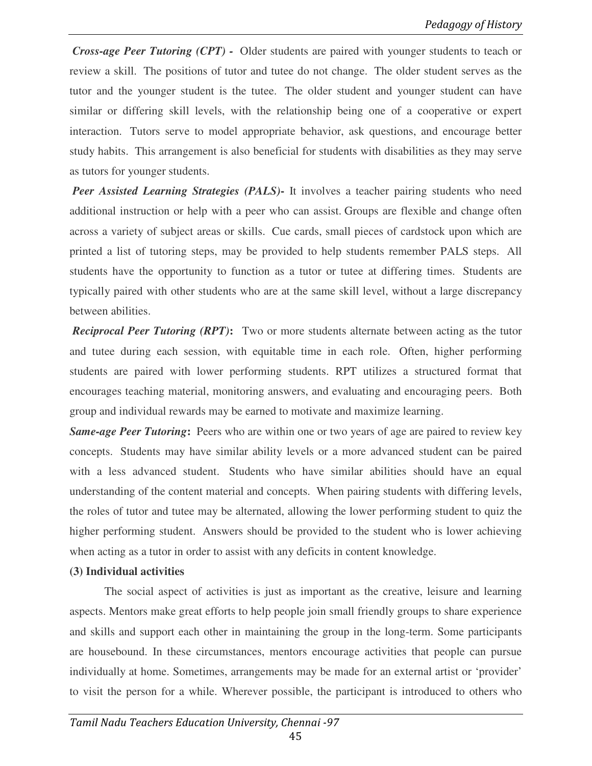***Cross-age Peer Tutoring (CPT) -*** Older students are paired with younger students to teach or review a skill. The positions of tutor and tutee do not change. The older student serves as the tutor and the younger student is the tutee. The older student and younger student can have similar or differing skill levels, with the relationship being one of a cooperative or expert interaction. Tutors serve to model appropriate behavior, ask questions, and encourage better study habits. This arrangement is also beneficial for students with disabilities as they may serve as tutors for younger students.

***Peer Assisted Learning Strategies (PALS)-*** It involves a teacher pairing students who need additional instruction or help with a peer who can assist. Groups are flexible and change often across a variety of subject areas or skills. Cue cards, small pieces of cardstock upon which are printed a list of tutoring steps, may be provided to help students remember PALS steps. All students have the opportunity to function as a tutor or tutee at differing times. Students are typically paired with other students who are at the same skill level, without a large discrepancy between abilities.

***Reciprocal Peer Tutoring (RPT)*:** Two or more students alternate between acting as the tutor and tutee during each session, with equitable time in each role. Often, higher performing students are paired with lower performing students. RPT utilizes a structured format that encourages teaching material, monitoring answers, and evaluating and encouraging peers. Both group and individual rewards may be earned to motivate and maximize learning.

***Same-age Peer Tutoring*:** Peers who are within one or two years of age are paired to review key concepts. Students may have similar ability levels or a more advanced student can be paired with a less advanced student. Students who have similar abilities should have an equal understanding of the content material and concepts. When pairing students with differing levels, the roles of tutor and tutee may be alternated, allowing the lower performing student to quiz the higher performing student. Answers should be provided to the student who is lower achieving when acting as a tutor in order to assist with any deficits in content knowledge.

**(3) Individual activities**

The social aspect of activities is just as important as the creative, leisure and learning aspects. Mentors make great efforts to help people join small friendly groups to share experience and skills and support each other in maintaining the group in the long-term. Some participants are housebound. In these circumstances, mentors encourage activities that people can pursue individually at home. Sometimes, arrangements may be made for an external artist or 'provider' to visit the person for a while. Wherever possible, the participant is introduced to others who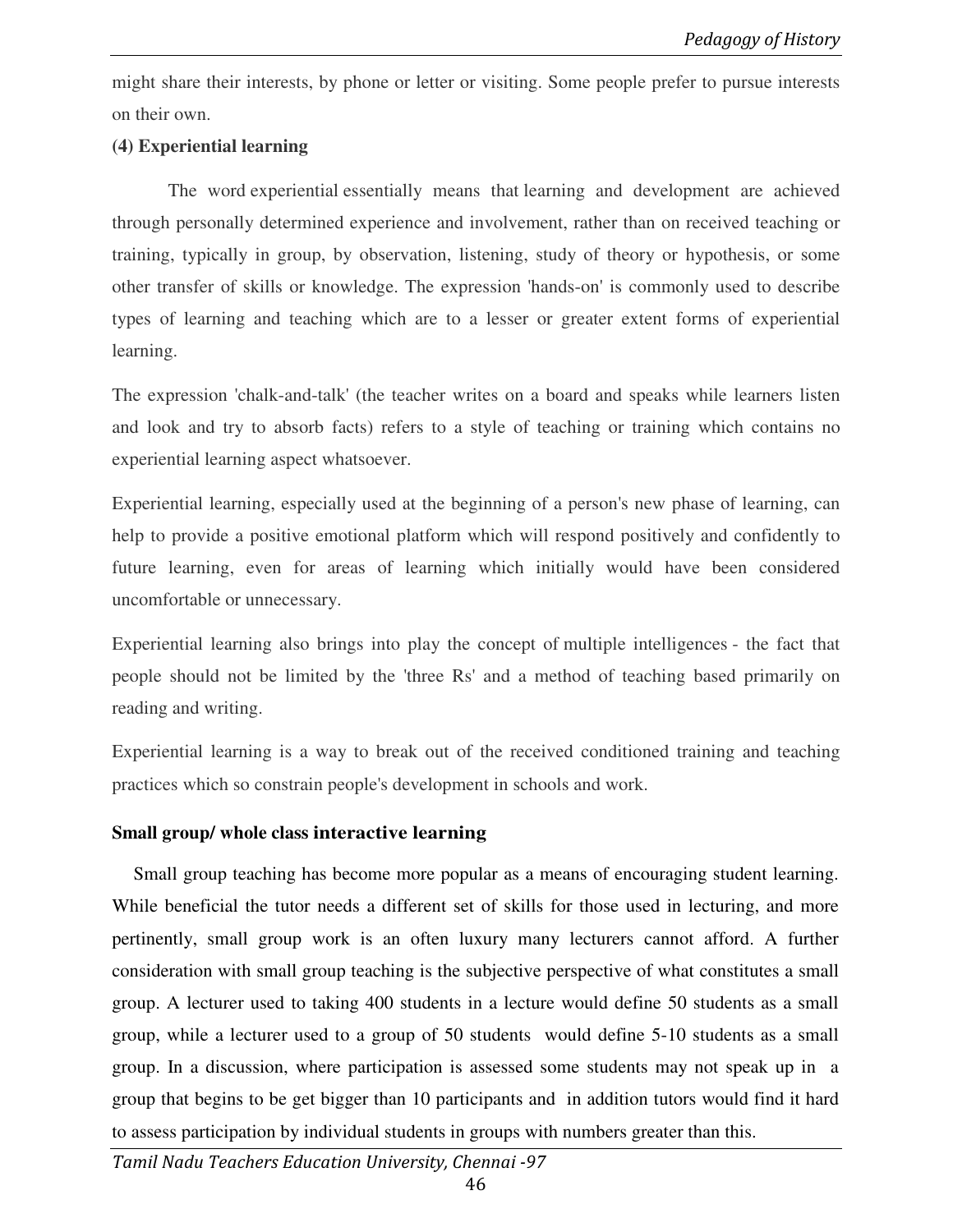might share their interests, by phone or letter or visiting. Some people prefer to pursue interests on their own.

**(4) Experiential learning**

The word experiential essentially means that learning and development are achieved through personally determined experience and involvement, rather than on received teaching or training, typically in group, by observation, listening, study of theory or hypothesis, or some other transfer of skills or knowledge. The expression 'hands-on' is commonly used to describe types of learning and teaching which are to a lesser or greater extent forms of experiential learning.

The expression 'chalk-and-talk' (the teacher writes on a board and speaks while learners listen and look and try to absorb facts) refers to a style of teaching or training which contains no experiential learning aspect whatsoever.

Experiential learning, especially used at the beginning of a person's new phase of learning, can help to provide a positive emotional platform which will respond positively and confidently to future learning, even for areas of learning which initially would have been considered uncomfortable or unnecessary.

Experiential learning also brings into play the concept of multiple intelligences - the fact that people should not be limited by the 'three Rs' and a method of teaching based primarily on reading and writing.

Experiential learning is a way to break out of the received conditioned training and teaching practices which so constrain people's development in schools and work.

**Small group/ whole class interactive learning**

Small group teaching has become more popular as a means of encouraging student learning. While beneficial the tutor needs a different set of skills for those used in lecturing, and more pertinently, small group work is an often luxury many lecturers cannot afford. A further consideration with small group teaching is the subjective perspective of what constitutes a small group. A lecturer used to taking 400 students in a lecture would define 50 students as a small group, while a lecturer used to a group of 50 students would define 5-10 students as a small group. In a discussion, where participation is assessed some students may not speak up in a group that begins to be get bigger than 10 participants and in addition tutors would find it hard to assess participation by individual students in groups with numbers greater than this.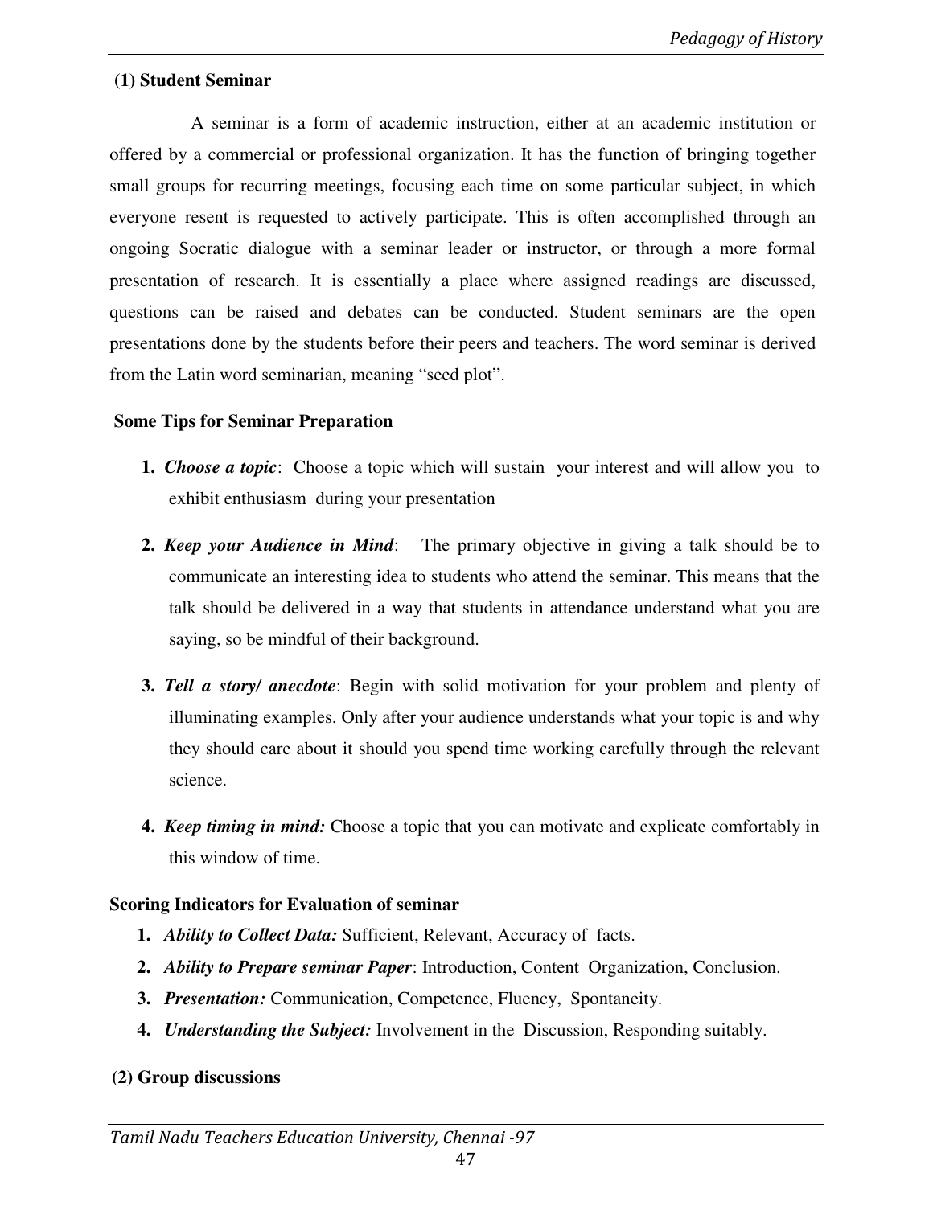### (1) Student Seminar

A seminar is a form of academic instruction, either at an academic institution or offered by a commercial or professional organization. It has the function of bringing together small groups for recurring meetings, focusing each time on some particular subject, in which everyone resent is requested to actively participate. This is often accomplished through an ongoing Socratic dialogue with a seminar leader or instructor, or through a more formal presentation of research. It is essentially a place where assigned readings are discussed, questions can be raised and debates can be conducted. Student seminars are the open presentations done by the students before their peers and teachers. The word seminar is derived from the Latin word seminarian, meaning “seed plot”.

**Some Tips for Seminar Preparation**

1. ***Choose a topic***: Choose a topic which will sustain your interest and will allow you to exhibit enthusiasm during your presentation
2. ***Keep your Audience in Mind***: The primary objective in giving a talk should be to communicate an interesting idea to students who attend the seminar. This means that the talk should be delivered in a way that students in attendance understand what you are saying, so be mindful of their background.
3. ***Tell a story/ anecdote***: Begin with solid motivation for your problem and plenty of illuminating examples. Only after your audience understands what your topic is and why they should care about it should you spend time working carefully through the relevant science.
4. ***Keep timing in mind:*** Choose a topic that you can motivate and explicate comfortably in this window of time.

**Scoring Indicators for Evaluation of seminar**

1. ***Ability to Collect Data:*** Sufficient, Relevant, Accuracy of facts.
2. ***Ability to Prepare seminar Paper***: Introduction, Content Organization, Conclusion.
3. ***Presentation:*** Communication, Competence, Fluency, Spontaneity.
4. ***Understanding the Subject:*** Involvement in the Discussion, Responding suitably.

### (2) Group discussions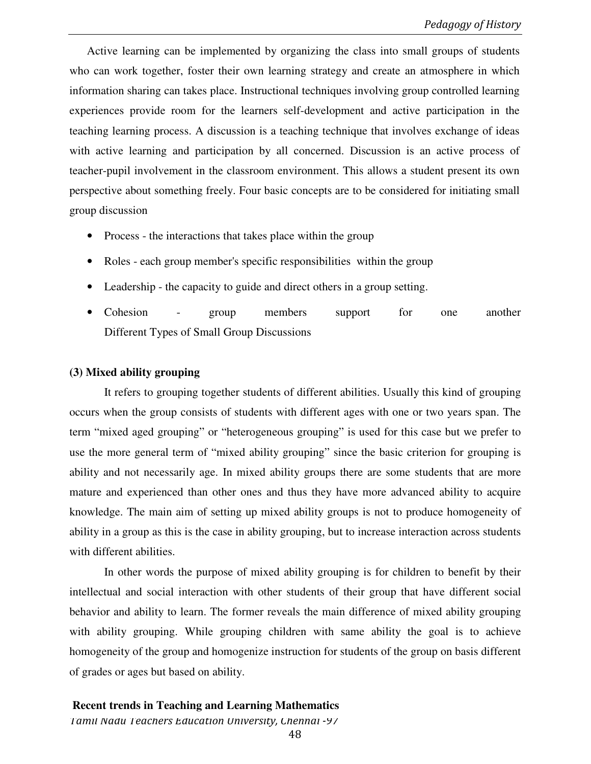Active learning can be implemented by organizing the class into small groups of students who can work together, foster their own learning strategy and create an atmosphere in which information sharing can takes place. Instructional techniques involving group controlled learning experiences provide room for the learners self-development and active participation in the teaching learning process. A discussion is a teaching technique that involves exchange of ideas with active learning and participation by all concerned. Discussion is an active process of teacher-pupil involvement in the classroom environment. This allows a student present its own perspective about something freely. Four basic concepts are to be considered for initiating small group discussion

- Process - the interactions that takes place within the group
- Roles - each group member's specific responsibilities within the group
- Leadership - the capacity to guide and direct others in a group setting.
- Cohesion - group members support for one another
  Different Types of Small Group Discussions

**(3) Mixed ability grouping**

It refers to grouping together students of different abilities. Usually this kind of grouping occurs when the group consists of students with different ages with one or two years span. The term "mixed aged grouping" or "heterogeneous grouping" is used for this case but we prefer to use the more general term of "mixed ability grouping" since the basic criterion for grouping is ability and not necessarily age. In mixed ability groups there are some students that are more mature and experienced than other ones and thus they have more advanced ability to acquire knowledge. The main aim of setting up mixed ability groups is not to produce homogeneity of ability in a group as this is the case in ability grouping, but to increase interaction across students with different abilities.

In other words the purpose of mixed ability grouping is for children to benefit by their intellectual and social interaction with other students of their group that have different social behavior and ability to learn. The former reveals the main difference of mixed ability grouping with ability grouping. While grouping children with same ability the goal is to achieve homogeneity of the group and homogenize instruction for students of the group on basis different of grades or ages but based on ability.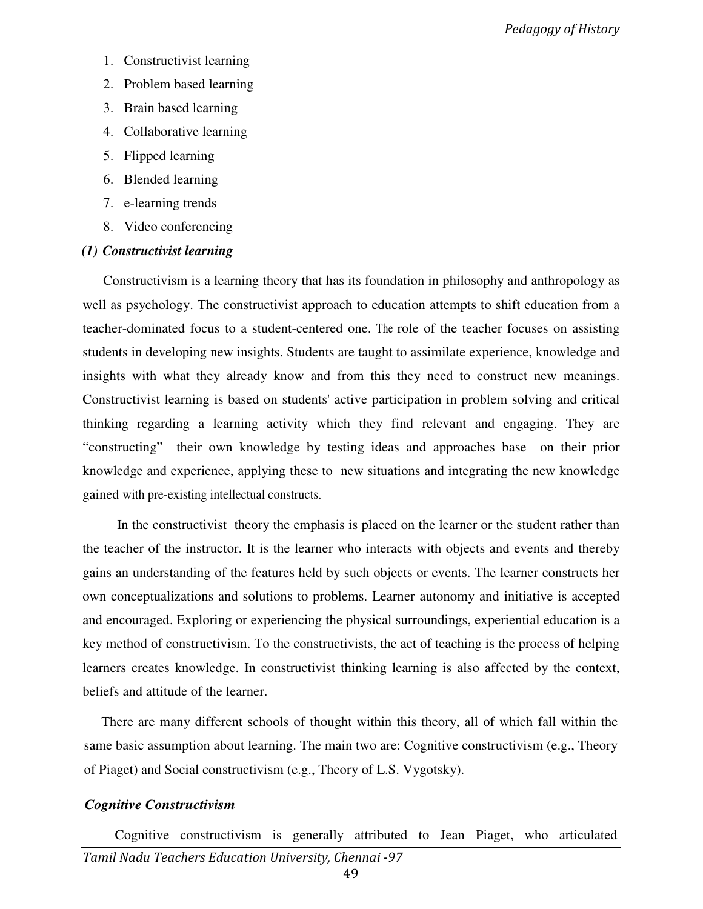1. Constructivist learning
2. Problem based learning
3. Brain based learning
4. Collaborative learning
5. Flipped learning
6. Blended learning
7. e-learning trends
8. Video conferencing

***(1) Constructivist learning***

Constructivism is a learning theory that has its foundation in philosophy and anthropology as well as psychology. The constructivist approach to education attempts to shift education from a teacher-dominated focus to a student-centered one. The role of the teacher focuses on assisting students in developing new insights. Students are taught to assimilate experience, knowledge and insights with what they already know and from this they need to construct new meanings. Constructivist learning is based on students' active participation in problem solving and critical thinking regarding a learning activity which they find relevant and engaging. They are "constructing" their own knowledge by testing ideas and approaches base on their prior knowledge and experience, applying these to new situations and integrating the new knowledge gained with pre-existing intellectual constructs.

In the constructivist theory the emphasis is placed on the learner or the student rather than the teacher of the instructor. It is the learner who interacts with objects and events and thereby gains an understanding of the features held by such objects or events. The learner constructs her own conceptualizations and solutions to problems. Learner autonomy and initiative is accepted and encouraged. Exploring or experiencing the physical surroundings, experiential education is a key method of constructivism. To the constructivists, the act of teaching is the process of helping learners creates knowledge. In constructivist thinking learning is also affected by the context, beliefs and attitude of the learner.

There are many different schools of thought within this theory, all of which fall within the same basic assumption about learning. The main two are: Cognitive constructivism (e.g., Theory of Piaget) and Social constructivism (e.g., Theory of L.S. Vygotsky).

***Cognitive Constructivism***

Cognitive constructivism is generally attributed to Jean Piaget, who articulated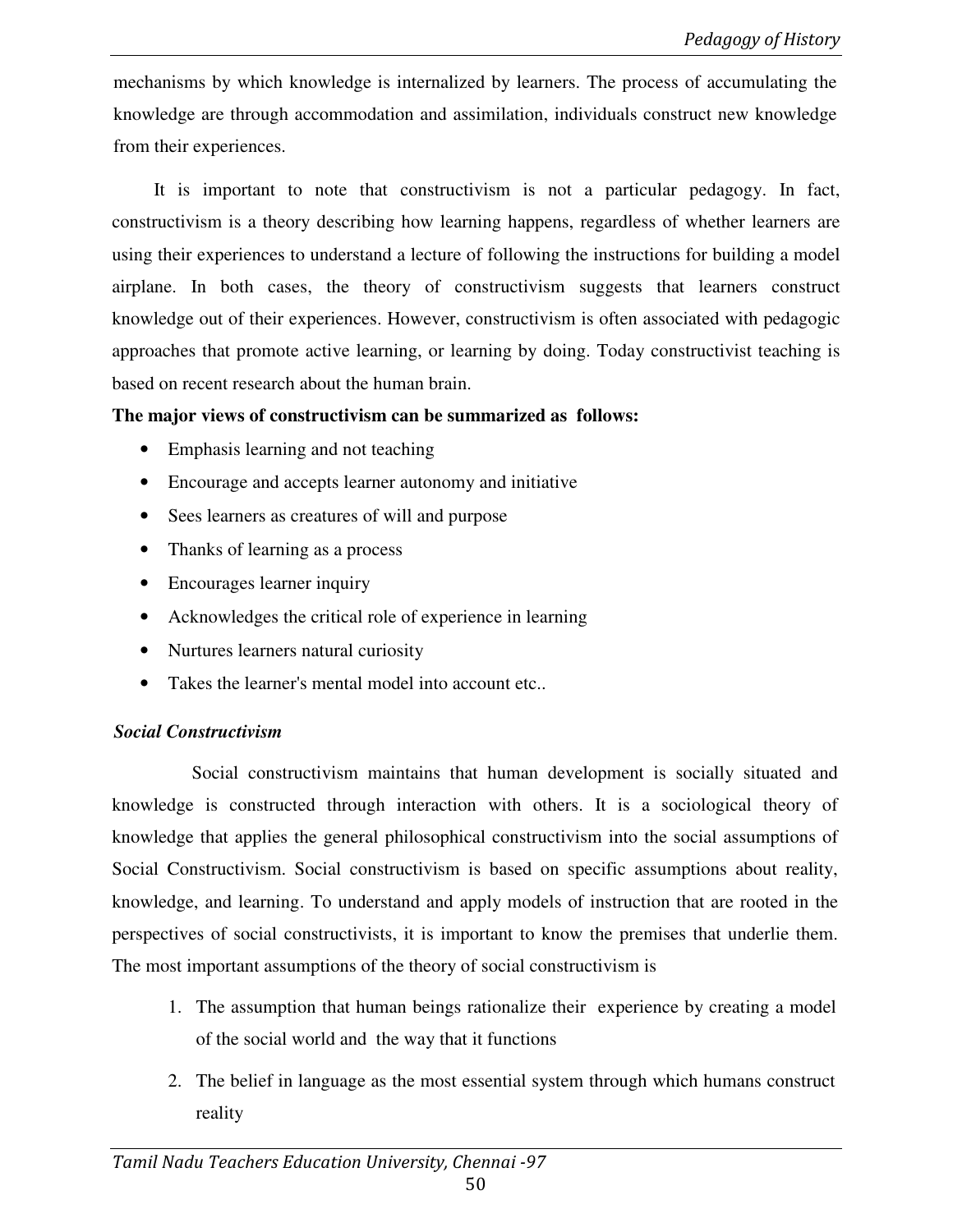mechanisms by which knowledge is internalized by learners. The process of accumulating the knowledge are through accommodation and assimilation, individuals construct new knowledge from their experiences.

It is important to note that constructivism is not a particular pedagogy. In fact, constructivism is a theory describing how learning happens, regardless of whether learners are using their experiences to understand a lecture of following the instructions for building a model airplane. In both cases, the theory of constructivism suggests that learners construct knowledge out of their experiences. However, constructivism is often associated with pedagogic approaches that promote active learning, or learning by doing. Today constructivist teaching is based on recent research about the human brain.

**The major views of constructivism can be summarized as follows:**

- Emphasis learning and not teaching
- Encourage and accepts learner autonomy and initiative
- Sees learners as creatures of will and purpose
- Thanks of learning as a process
- Encourages learner inquiry
- Acknowledges the critical role of experience in learning
- Nurtures learners natural curiosity
- Takes the learner's mental model into account etc..

***Social Constructivism***

Social constructivism maintains that human development is socially situated and knowledge is constructed through interaction with others. It is a sociological theory of knowledge that applies the general philosophical constructivism into the social assumptions of Social Constructivism. Social constructivism is based on specific assumptions about reality, knowledge, and learning. To understand and apply models of instruction that are rooted in the perspectives of social constructivists, it is important to know the premises that underlie them. The most important assumptions of the theory of social constructivism is

1. The assumption that human beings rationalize their experience by creating a model of the social world and the way that it functions
2. The belief in language as the most essential system through which humans construct reality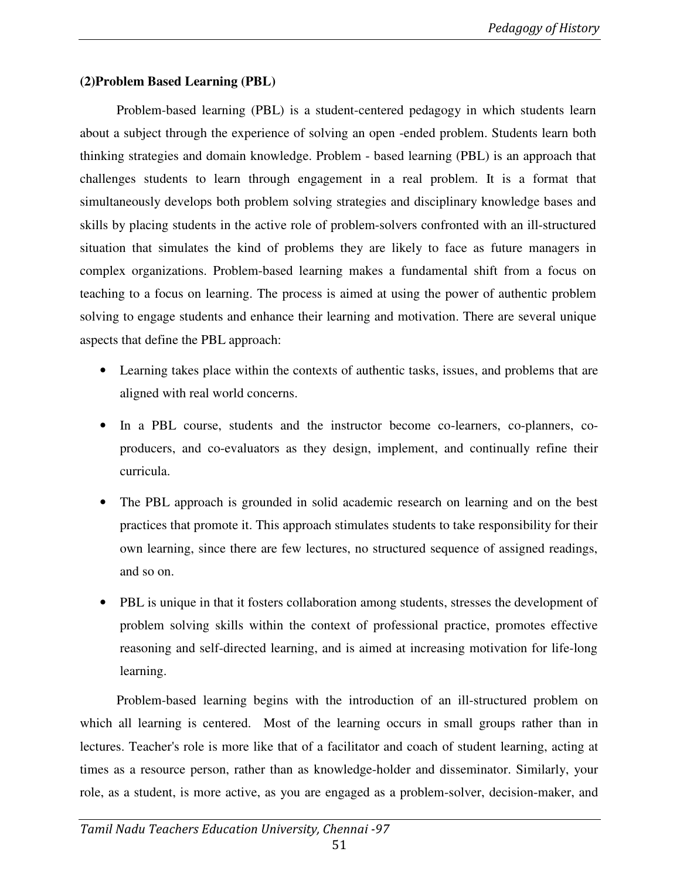**(2)Problem Based Learning (PBL)**

Problem-based learning (PBL) is a student-centered pedagogy in which students learn about a subject through the experience of solving an open -ended problem. Students learn both thinking strategies and domain knowledge. Problem - based learning (PBL) is an approach that challenges students to learn through engagement in a real problem. It is a format that simultaneously develops both problem solving strategies and disciplinary knowledge bases and skills by placing students in the active role of problem-solvers confronted with an ill-structured situation that simulates the kind of problems they are likely to face as future managers in complex organizations. Problem-based learning makes a fundamental shift from a focus on teaching to a focus on learning. The process is aimed at using the power of authentic problem solving to engage students and enhance their learning and motivation. There are several unique aspects that define the PBL approach:

- Learning takes place within the contexts of authentic tasks, issues, and problems that are aligned with real world concerns.
- In a PBL course, students and the instructor become co-learners, co-planners, co-producers, and co-evaluators as they design, implement, and continually refine their curricula.
- The PBL approach is grounded in solid academic research on learning and on the best practices that promote it. This approach stimulates students to take responsibility for their own learning, since there are few lectures, no structured sequence of assigned readings, and so on.
- PBL is unique in that it fosters collaboration among students, stresses the development of problem solving skills within the context of professional practice, promotes effective reasoning and self-directed learning, and is aimed at increasing motivation for life-long learning.

Problem-based learning begins with the introduction of an ill-structured problem on which all learning is centered. Most of the learning occurs in small groups rather than in lectures. Teacher's role is more like that of a facilitator and coach of student learning, acting at times as a resource person, rather than as knowledge-holder and disseminator. Similarly, your role, as a student, is more active, as you are engaged as a problem-solver, decision-maker, and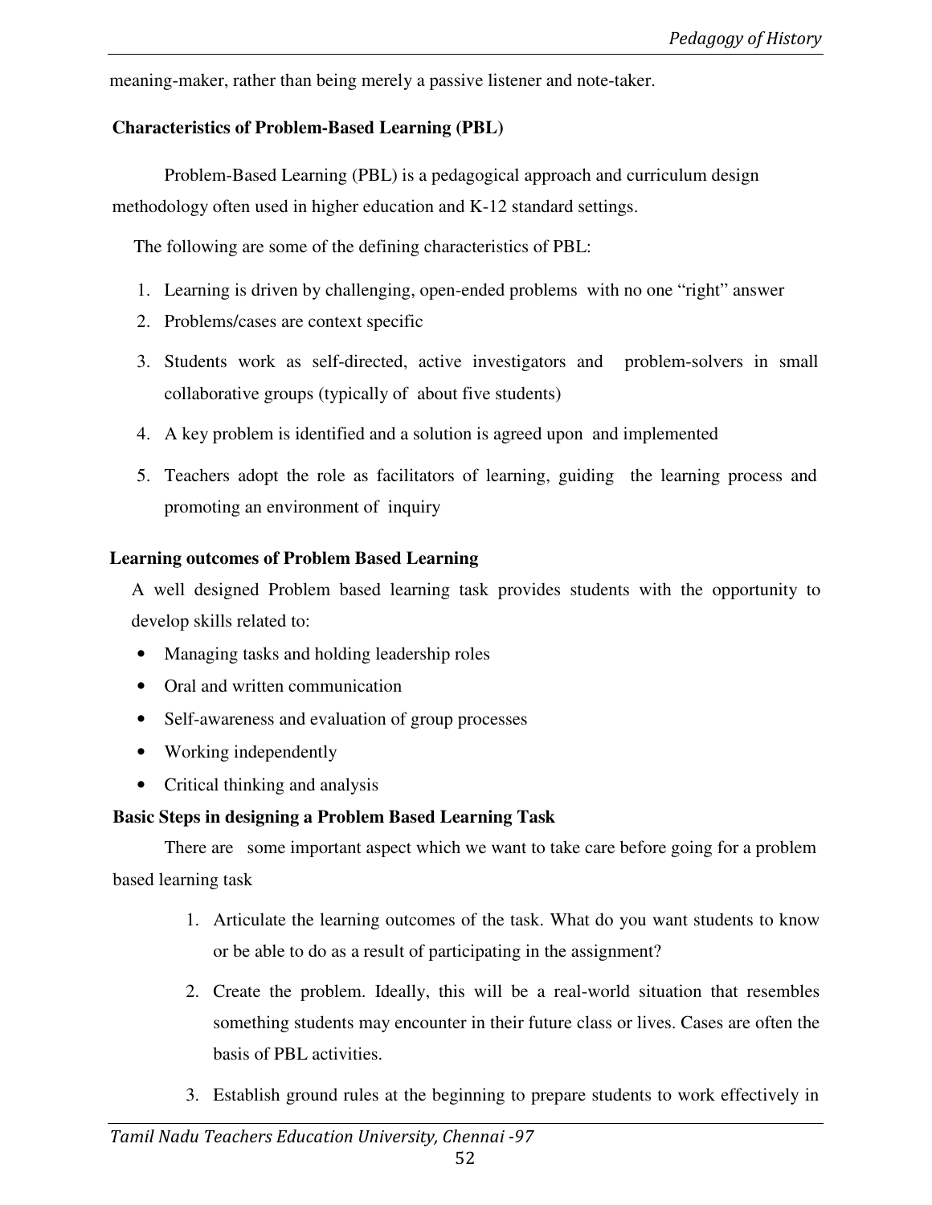meaning-maker, rather than being merely a passive listener and note-taker.

**Characteristics of Problem-Based Learning (PBL)**

Problem-Based Learning (PBL) is a pedagogical approach and curriculum design methodology often used in higher education and K-12 standard settings.

The following are some of the defining characteristics of PBL:

1. Learning is driven by challenging, open-ended problems with no one "right" answer
2. Problems/cases are context specific
3. Students work as self-directed, active investigators and problem-solvers in small collaborative groups (typically of about five students)
4. A key problem is identified and a solution is agreed upon and implemented
5. Teachers adopt the role as facilitators of learning, guiding the learning process and promoting an environment of inquiry

**Learning outcomes of Problem Based Learning**

A well designed Problem based learning task provides students with the opportunity to develop skills related to:

- Managing tasks and holding leadership roles
- Oral and written communication
- Self-awareness and evaluation of group processes
- Working independently
- Critical thinking and analysis

**Basic Steps in designing a Problem Based Learning Task**

There are some important aspect which we want to take care before going for a problem based learning task

1. Articulate the learning outcomes of the task. What do you want students to know or be able to do as a result of participating in the assignment?
2. Create the problem. Ideally, this will be a real-world situation that resembles something students may encounter in their future class or lives. Cases are often the basis of PBL activities.
3. Establish ground rules at the beginning to prepare students to work effectively in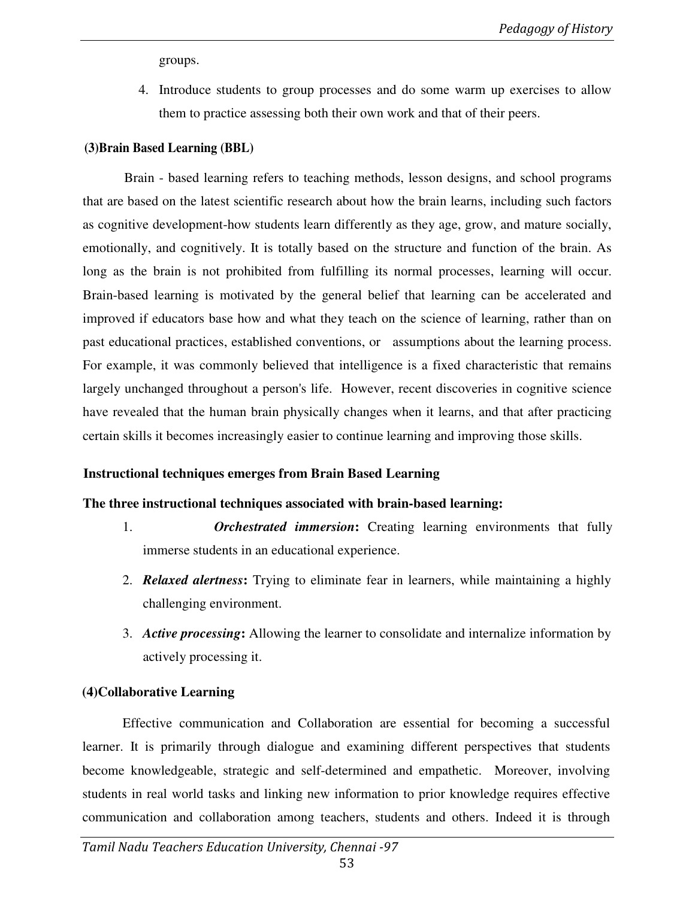groups.

4. Introduce students to group processes and do some warm up exercises to allow them to practice assessing both their own work and that of their peers.

### (3)Brain Based Learning (BBL)

Brain - based learning refers to teaching methods, lesson designs, and school programs that are based on the latest scientific research about how the brain learns, including such factors as cognitive development-how students learn differently as they age, grow, and mature socially, emotionally, and cognitively. It is totally based on the structure and function of the brain. As long as the brain is not prohibited from fulfilling its normal processes, learning will occur. Brain-based learning is motivated by the general belief that learning can be accelerated and improved if educators base how and what they teach on the science of learning, rather than on past educational practices, established conventions, or assumptions about the learning process. For example, it was commonly believed that intelligence is a fixed characteristic that remains largely unchanged throughout a person's life. However, recent discoveries in cognitive science have revealed that the human brain physically changes when it learns, and that after practicing certain skills it becomes increasingly easier to continue learning and improving those skills.

**Instructional techniques emerges from Brain Based Learning**

**The three instructional techniques associated with brain-based learning:**

1. ***Orchestrated immersion*:** Creating learning environments that fully immerse students in an educational experience.
2. ***Relaxed alertness*:** Trying to eliminate fear in learners, while maintaining a highly challenging environment.
3. ***Active processing*:** Allowing the learner to consolidate and internalize information by actively processing it.

### (4)Collaborative Learning

Effective communication and Collaboration are essential for becoming a successful learner. It is primarily through dialogue and examining different perspectives that students become knowledgeable, strategic and self-determined and empathetic. Moreover, involving students in real world tasks and linking new information to prior knowledge requires effective communication and collaboration among teachers, students and others. Indeed it is through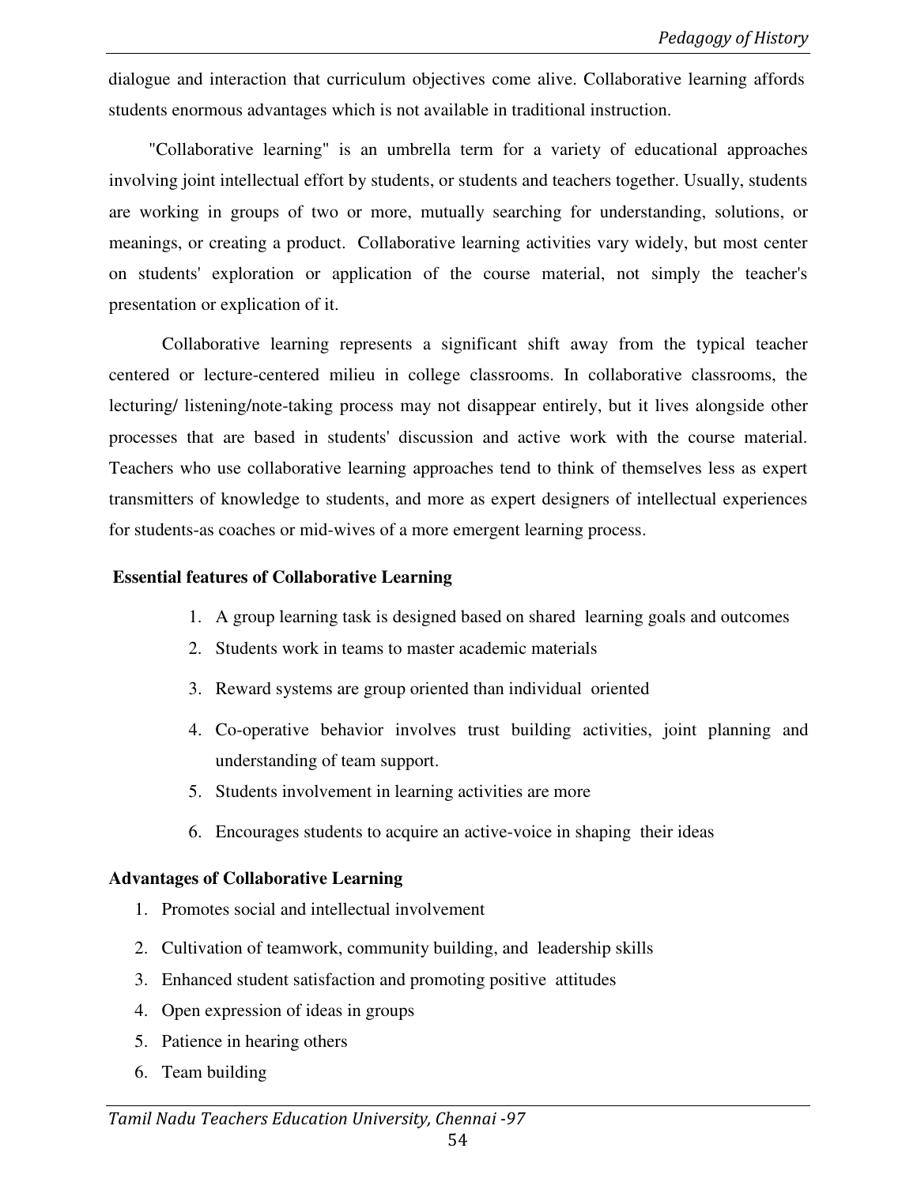dialogue and interaction that curriculum objectives come alive. Collaborative learning affords students enormous advantages which is not available in traditional instruction.

"Collaborative learning" is an umbrella term for a variety of educational approaches involving joint intellectual effort by students, or students and teachers together. Usually, students are working in groups of two or more, mutually searching for understanding, solutions, or meanings, or creating a product. Collaborative learning activities vary widely, but most center on students' exploration or application of the course material, not simply the teacher's presentation or explication of it.

Collaborative learning represents a significant shift away from the typical teacher centered or lecture-centered milieu in college classrooms. In collaborative classrooms, the lecturing/ listening/note-taking process may not disappear entirely, but it lives alongside other processes that are based in students' discussion and active work with the course material. Teachers who use collaborative learning approaches tend to think of themselves less as expert transmitters of knowledge to students, and more as expert designers of intellectual experiences for students-as coaches or mid-wives of a more emergent learning process.

**Essential features of Collaborative Learning**

1. A group learning task is designed based on shared learning goals and outcomes
2. Students work in teams to master academic materials
3. Reward systems are group oriented than individual oriented
4. Co-operative behavior involves trust building activities, joint planning and understanding of team support.
5. Students involvement in learning activities are more
6. Encourages students to acquire an active-voice in shaping their ideas

**Advantages of Collaborative Learning**

1. Promotes social and intellectual involvement
2. Cultivation of teamwork, community building, and leadership skills
3. Enhanced student satisfaction and promoting positive attitudes
4. Open expression of ideas in groups
5. Patience in hearing others
6. Team building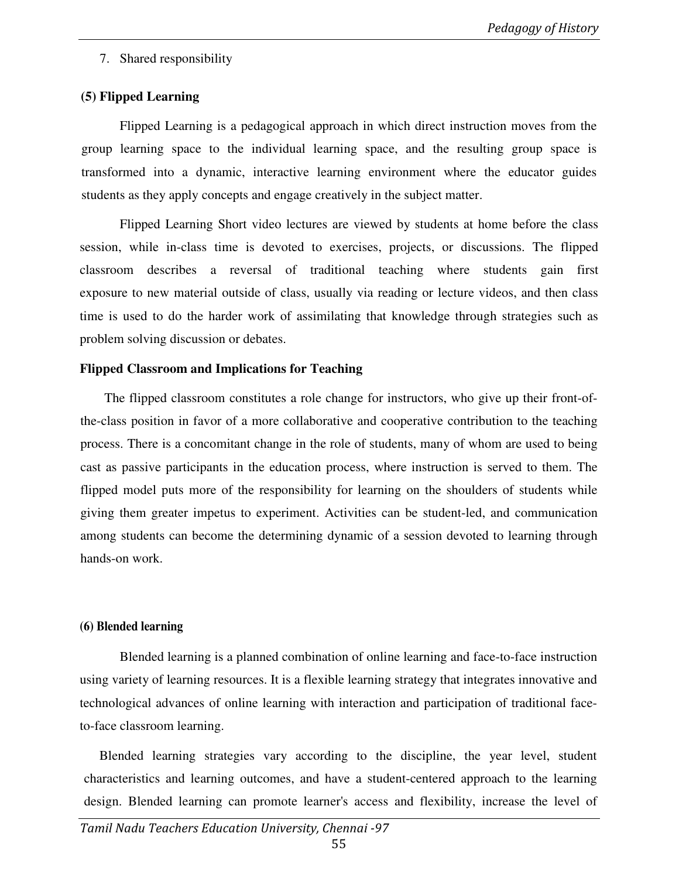7. Shared responsibility

### (5) Flipped Learning

Flipped Learning is a pedagogical approach in which direct instruction moves from the group learning space to the individual learning space, and the resulting group space is transformed into a dynamic, interactive learning environment where the educator guides students as they apply concepts and engage creatively in the subject matter.

Flipped Learning Short video lectures are viewed by students at home before the class session, while in-class time is devoted to exercises, projects, or discussions. The flipped classroom describes a reversal of traditional teaching where students gain first exposure to new material outside of class, usually via reading or lecture videos, and then class time is used to do the harder work of assimilating that knowledge through strategies such as problem solving discussion or debates.

### Flipped Classroom and Implications for Teaching

The flipped classroom constitutes a role change for instructors, who give up their front-of-the-class position in favor of a more collaborative and cooperative contribution to the teaching process. There is a concomitant change in the role of students, many of whom are used to being cast as passive participants in the education process, where instruction is served to them. The flipped model puts more of the responsibility for learning on the shoulders of students while giving them greater impetus to experiment. Activities can be student-led, and communication among students can become the determining dynamic of a session devoted to learning through hands-on work.

### (6) Blended learning

Blended learning is a planned combination of online learning and face-to-face instruction using variety of learning resources. It is a flexible learning strategy that integrates innovative and technological advances of online learning with interaction and participation of traditional face-to-face classroom learning.

Blended learning strategies vary according to the discipline, the year level, student characteristics and learning outcomes, and have a student-centered approach to the learning design. Blended learning can promote learner's access and flexibility, increase the level of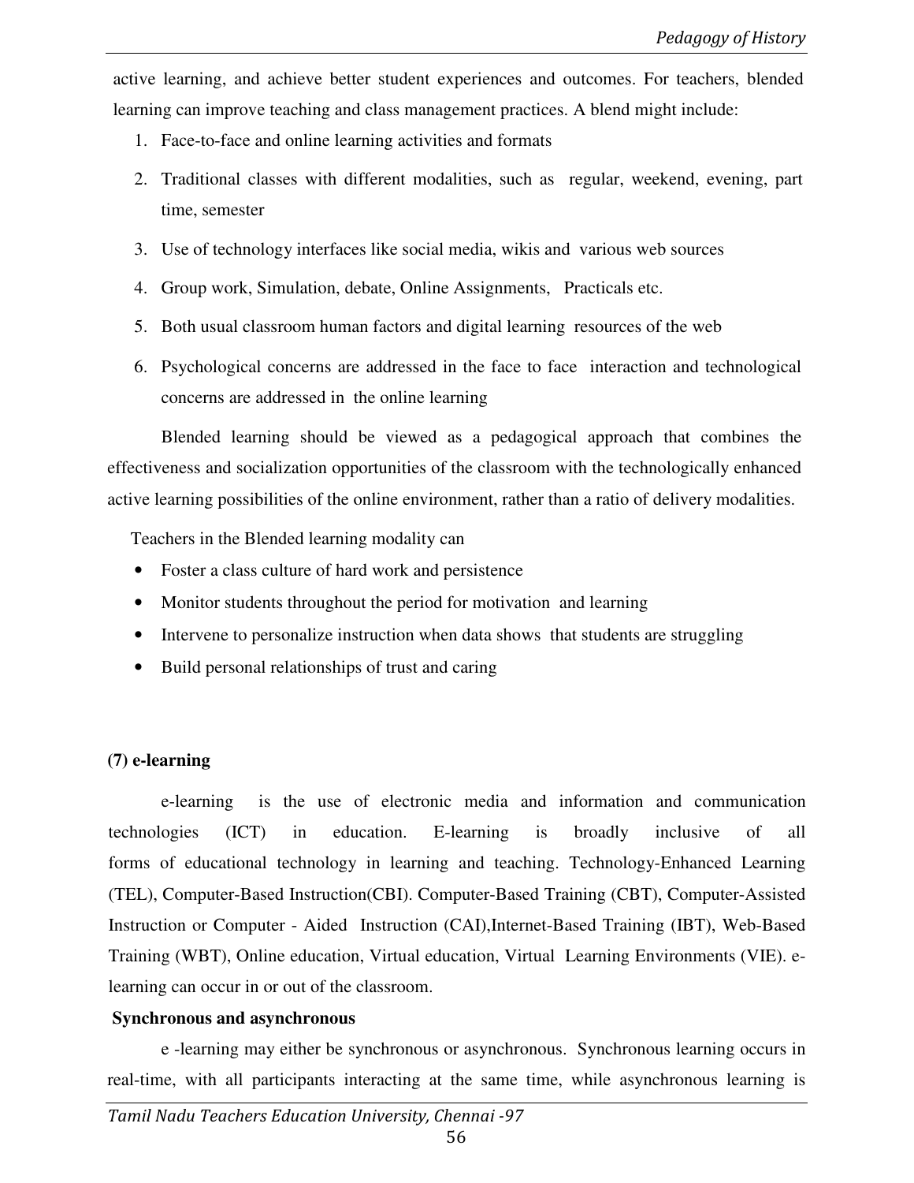active learning, and achieve better student experiences and outcomes. For teachers, blended learning can improve teaching and class management practices. A blend might include:

1. Face-to-face and online learning activities and formats
2. Traditional classes with different modalities, such as regular, weekend, evening, part time, semester
3. Use of technology interfaces like social media, wikis and various web sources
4. Group work, Simulation, debate, Online Assignments, Practicals etc.
5. Both usual classroom human factors and digital learning resources of the web
6. Psychological concerns are addressed in the face to face interaction and technological concerns are addressed in the online learning

Blended learning should be viewed as a pedagogical approach that combines the effectiveness and socialization opportunities of the classroom with the technologically enhanced active learning possibilities of the online environment, rather than a ratio of delivery modalities.

Teachers in the Blended learning modality can

- Foster a class culture of hard work and persistence
- Monitor students throughout the period for motivation and learning
- Intervene to personalize instruction when data shows that students are struggling
- Build personal relationships of trust and caring

**(7) e-learning**

e-learning is the use of electronic media and information and communication technologies (ICT) in education. E-learning is broadly inclusive of all forms of educational technology in learning and teaching. Technology-Enhanced Learning (TEL), Computer-Based Instruction(CBI). Computer-Based Training (CBT), Computer-Assisted Instruction or Computer - Aided Instruction (CAI),Internet-Based Training (IBT), Web-Based Training (WBT), Online education, Virtual education, Virtual Learning Environments (VIE). e-learning can occur in or out of the classroom.

**Synchronous and asynchronous**

e -learning may either be synchronous or asynchronous. Synchronous learning occurs in real-time, with all participants interacting at the same time, while asynchronous learning is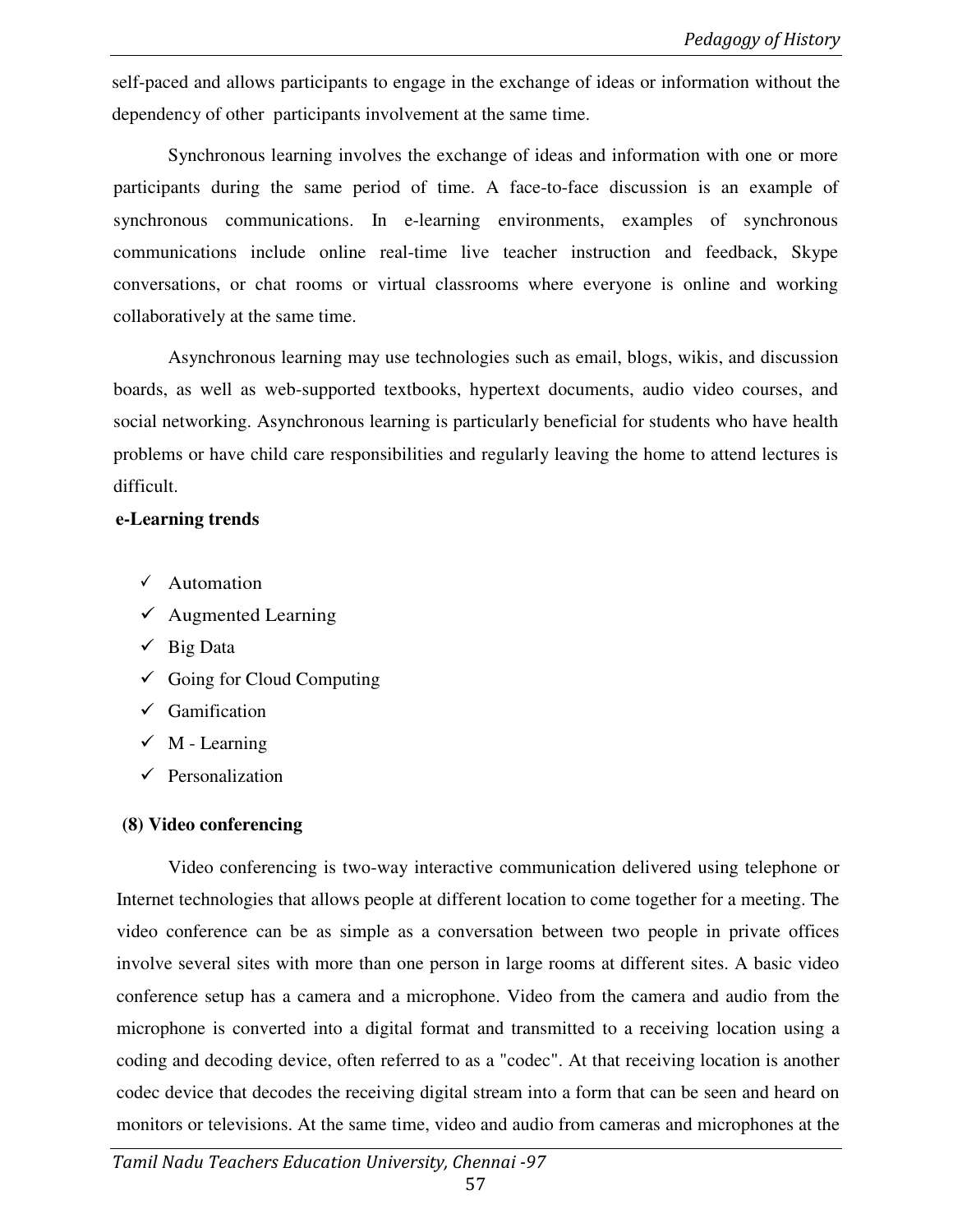self-paced and allows participants to engage in the exchange of ideas or information without the dependency of other participants involvement at the same time.

Synchronous learning involves the exchange of ideas and information with one or more participants during the same period of time. A face-to-face discussion is an example of synchronous communications. In e-learning environments, examples of synchronous communications include online real-time live teacher instruction and feedback, Skype conversations, or chat rooms or virtual classrooms where everyone is online and working collaboratively at the same time.

Asynchronous learning may use technologies such as email, blogs, wikis, and discussion boards, as well as web-supported textbooks, hypertext documents, audio video courses, and social networking. Asynchronous learning is particularly beneficial for students who have health problems or have child care responsibilities and regularly leaving the home to attend lectures is difficult.

**e-Learning trends**

- ✓ Automation
- ✓ Augmented Learning
- ✓ Big Data
- ✓ Going for Cloud Computing
- ✓ Gamification
- ✓ M - Learning
- ✓ Personalization

**(8) Video conferencing**

Video conferencing is two-way interactive communication delivered using telephone or Internet technologies that allows people at different location to come together for a meeting. The video conference can be as simple as a conversation between two people in private offices involve several sites with more than one person in large rooms at different sites. A basic video conference setup has a camera and a microphone. Video from the camera and audio from the microphone is converted into a digital format and transmitted to a receiving location using a coding and decoding device, often referred to as a "codec". At that receiving location is another codec device that decodes the receiving digital stream into a form that can be seen and heard on monitors or televisions. At the same time, video and audio from cameras and microphones at the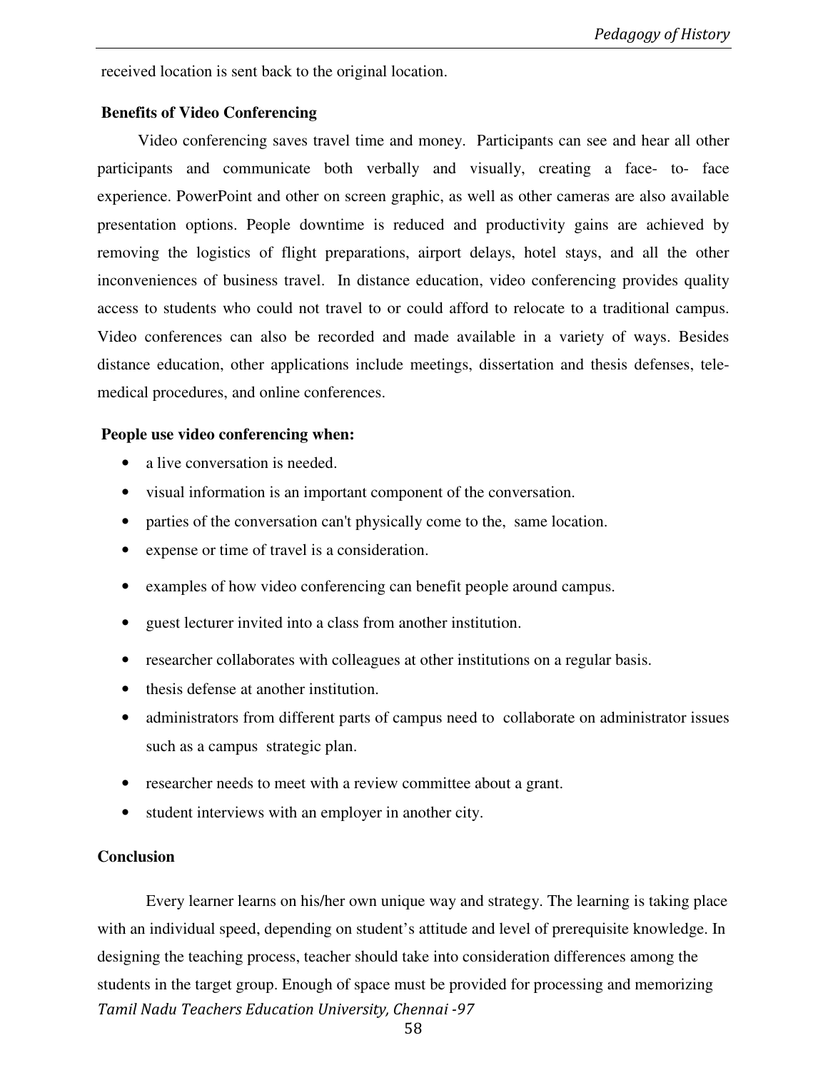received location is sent back to the original location.

**Benefits of Video Conferencing**

Video conferencing saves travel time and money. Participants can see and hear all other participants and communicate both verbally and visually, creating a face- to- face experience. PowerPoint and other on screen graphic, as well as other cameras are also available presentation options. People downtime is reduced and productivity gains are achieved by removing the logistics of flight preparations, airport delays, hotel stays, and all the other inconveniences of business travel. In distance education, video conferencing provides quality access to students who could not travel to or could afford to relocate to a traditional campus. Video conferences can also be recorded and made available in a variety of ways. Besides distance education, other applications include meetings, dissertation and thesis defenses, tele-medical procedures, and online conferences.

**People use video conferencing when:**

- a live conversation is needed.
- visual information is an important component of the conversation.
- parties of the conversation can't physically come to the, same location.
- expense or time of travel is a consideration.
- examples of how video conferencing can benefit people around campus.
- guest lecturer invited into a class from another institution.
- researcher collaborates with colleagues at other institutions on a regular basis.
- thesis defense at another institution.
- administrators from different parts of campus need to collaborate on administrator issues such as a campus strategic plan.
- researcher needs to meet with a review committee about a grant.
- student interviews with an employer in another city.

**Conclusion**

Every learner learns on his/her own unique way and strategy. The learning is taking place with an individual speed, depending on student's attitude and level of prerequisite knowledge. In designing the teaching process, teacher should take into consideration differences among the students in the target group. Enough of space must be provided for processing and memorizing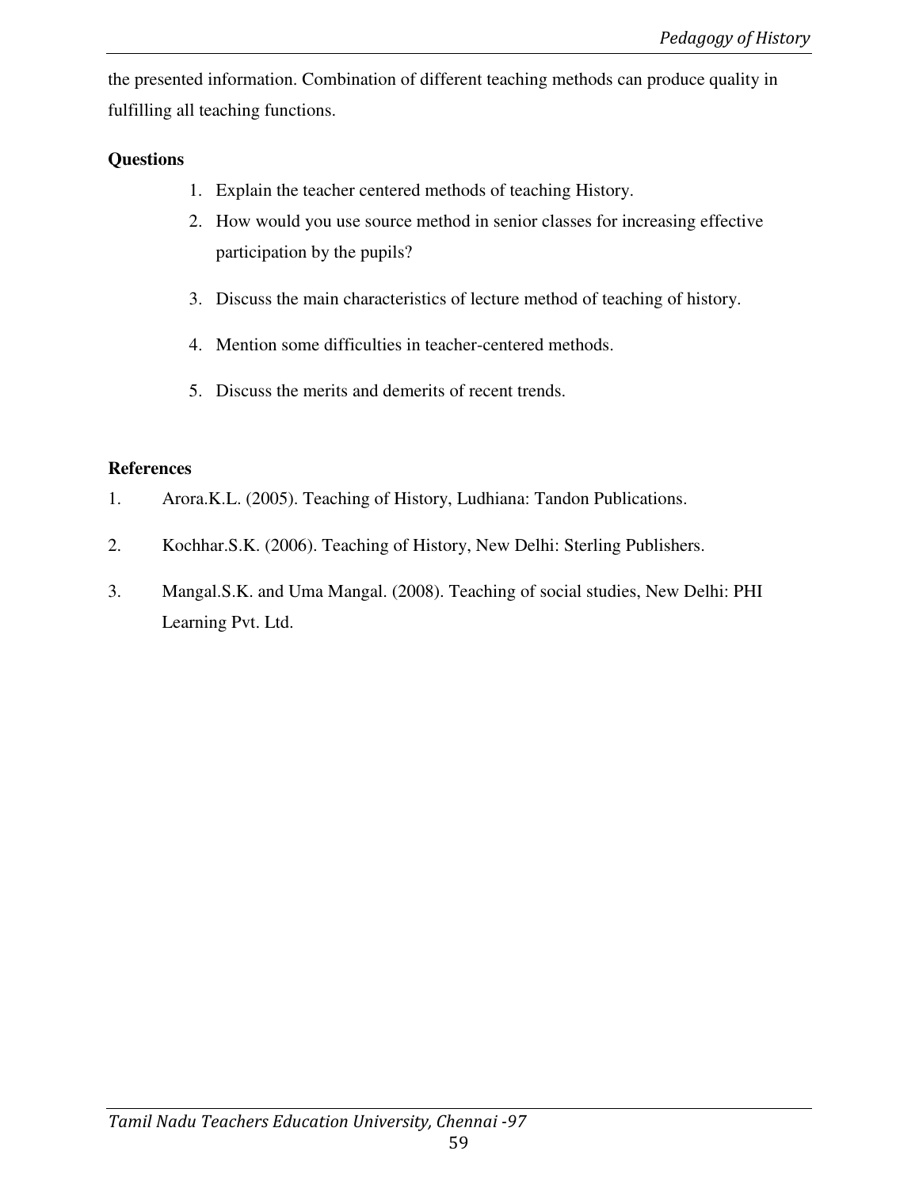the presented information. Combination of different teaching methods can produce quality in fulfilling all teaching functions.

**Questions**

1. Explain the teacher centered methods of teaching History.
2. How would you use source method in senior classes for increasing effective participation by the pupils?
3. Discuss the main characteristics of lecture method of teaching of history.
4. Mention some difficulties in teacher-centered methods.
5. Discuss the merits and demerits of recent trends.

**References**

1. Arora.K.L. (2005). Teaching of History, Ludhiana: Tandon Publications.
2. Kochhar.S.K. (2006). Teaching of History, New Delhi: Sterling Publishers.
3. Mangal.S.K. and Uma Mangal. (2008). Teaching of social studies, New Delhi: PHI Learning Pvt. Ltd.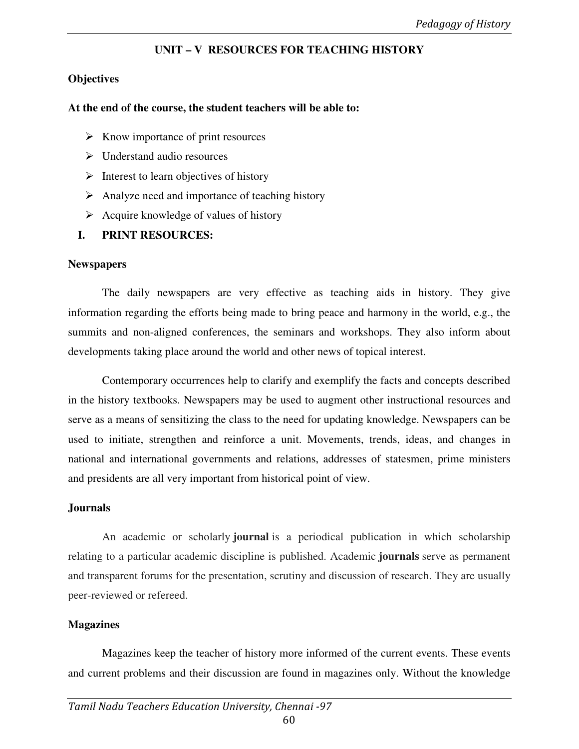## UNIT – V RESOURCES FOR TEACHING HISTORY

**Objectives**

**At the end of the course, the student teachers will be able to:**

- Know importance of print resources
- Understand audio resources
- Interest to learn objectives of history
- Analyze need and importance of teaching history
- Acquire knowledge of values of history

### I. PRINT RESOURCES:

**Newspapers**

The daily newspapers are very effective as teaching aids in history. They give information regarding the efforts being made to bring peace and harmony in the world, e.g., the summits and non-aligned conferences, the seminars and workshops. They also inform about developments taking place around the world and other news of topical interest.

Contemporary occurrences help to clarify and exemplify the facts and concepts described in the history textbooks. Newspapers may be used to augment other instructional resources and serve as a means of sensitizing the class to the need for updating knowledge. Newspapers can be used to initiate, strengthen and reinforce a unit. Movements, trends, ideas, and changes in national and international governments and relations, addresses of statesmen, prime ministers and presidents are all very important from historical point of view.

**Journals**

An academic or scholarly **journal** is a periodical publication in which scholarship relating to a particular academic discipline is published. Academic **journals** serve as permanent and transparent forums for the presentation, scrutiny and discussion of research. They are usually peer-reviewed or refereed.

**Magazines**

Magazines keep the teacher of history more informed of the current events. These events and current problems and their discussion are found in magazines only. Without the knowledge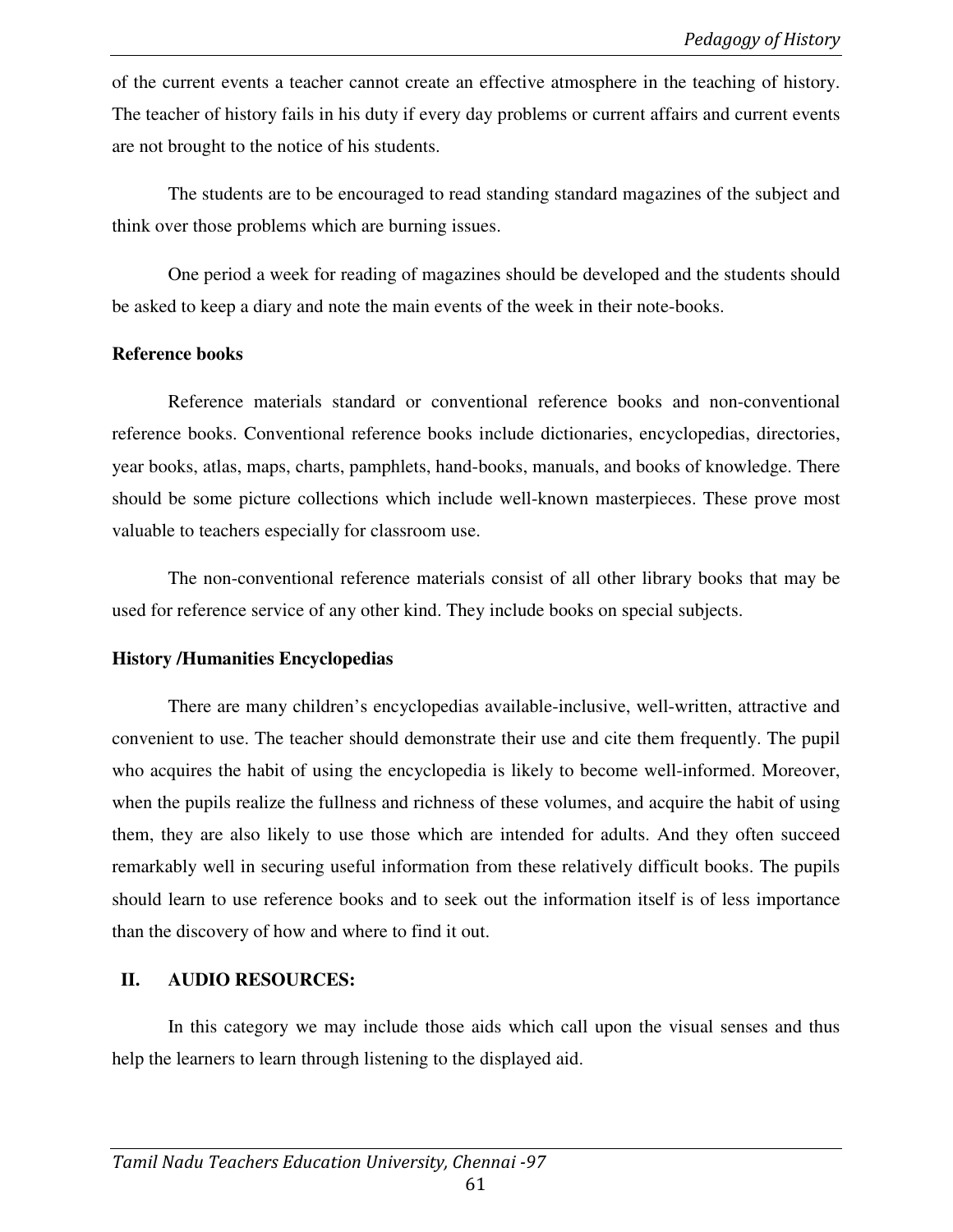of the current events a teacher cannot create an effective atmosphere in the teaching of history. The teacher of history fails in his duty if every day problems or current affairs and current events are not brought to the notice of his students.

The students are to be encouraged to read standing standard magazines of the subject and think over those problems which are burning issues.

One period a week for reading of magazines should be developed and the students should be asked to keep a diary and note the main events of the week in their note-books.

**Reference books**

Reference materials standard or conventional reference books and non-conventional reference books. Conventional reference books include dictionaries, encyclopedias, directories, year books, atlas, maps, charts, pamphlets, hand-books, manuals, and books of knowledge. There should be some picture collections which include well-known masterpieces. These prove most valuable to teachers especially for classroom use.

The non-conventional reference materials consist of all other library books that may be used for reference service of any other kind. They include books on special subjects.

**History /Humanities Encyclopedias**

There are many children's encyclopedias available-inclusive, well-written, attractive and convenient to use. The teacher should demonstrate their use and cite them frequently. The pupil who acquires the habit of using the encyclopedia is likely to become well-informed. Moreover, when the pupils realize the fullness and richness of these volumes, and acquire the habit of using them, they are also likely to use those which are intended for adults. And they often succeed remarkably well in securing useful information from these relatively difficult books. The pupils should learn to use reference books and to seek out the information itself is of less importance than the discovery of how and where to find it out.

**II. AUDIO RESOURCES:**

In this category we may include those aids which call upon the visual senses and thus help the learners to learn through listening to the displayed aid.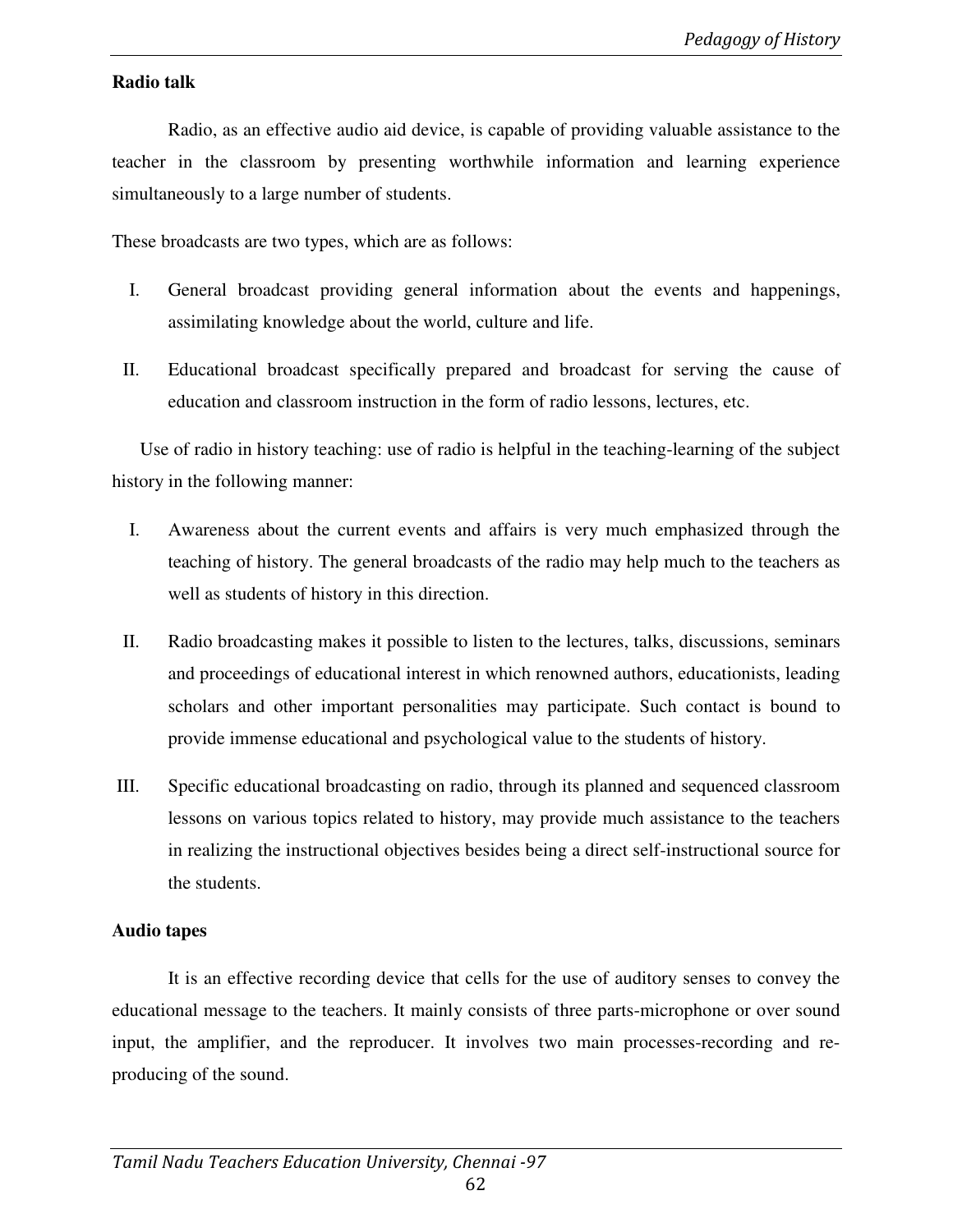**Radio talk**

Radio, as an effective audio aid device, is capable of providing valuable assistance to the teacher in the classroom by presenting worthwhile information and learning experience simultaneously to a large number of students.

These broadcasts are two types, which are as follows:

I. General broadcast providing general information about the events and happenings, assimilating knowledge about the world, culture and life.

II. Educational broadcast specifically prepared and broadcast for serving the cause of education and classroom instruction in the form of radio lessons, lectures, etc.

Use of radio in history teaching: use of radio is helpful in the teaching-learning of the subject history in the following manner:

I. Awareness about the current events and affairs is very much emphasized through the teaching of history. The general broadcasts of the radio may help much to the teachers as well as students of history in this direction.

II. Radio broadcasting makes it possible to listen to the lectures, talks, discussions, seminars and proceedings of educational interest in which renowned authors, educationists, leading scholars and other important personalities may participate. Such contact is bound to provide immense educational and psychological value to the students of history.

III. Specific educational broadcasting on radio, through its planned and sequenced classroom lessons on various topics related to history, may provide much assistance to the teachers in realizing the instructional objectives besides being a direct self-instructional source for the students.

**Audio tapes**

It is an effective recording device that cells for the use of auditory senses to convey the educational message to the teachers. It mainly consists of three parts-microphone or over sound input, the amplifier, and the reproducer. It involves two main processes-recording and re-producing of the sound.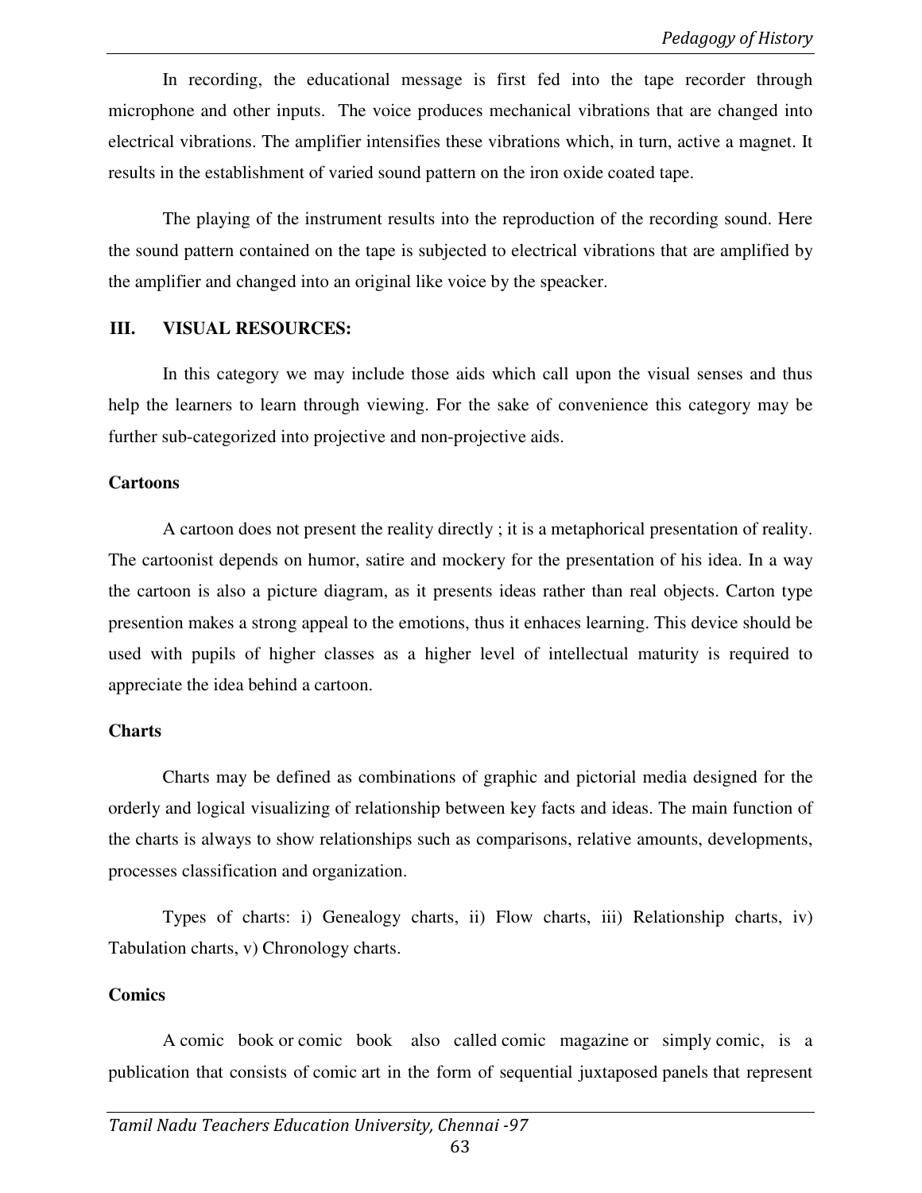In recording, the educational message is first fed into the tape recorder through microphone and other inputs. The voice produces mechanical vibrations that are changed into electrical vibrations. The amplifier intensifies these vibrations which, in turn, active a magnet. It results in the establishment of varied sound pattern on the iron oxide coated tape.

The playing of the instrument results into the reproduction of the recording sound. Here the sound pattern contained on the tape is subjected to electrical vibrations that are amplified by the amplifier and changed into an original like voice by the speacker.

## III. VISUAL RESOURCES:

In this category we may include those aids which call upon the visual senses and thus help the learners to learn through viewing. For the sake of convenience this category may be further sub-categorized into projective and non-projective aids.

**Cartoons**

A cartoon does not present the reality directly ; it is a metaphorical presentation of reality. The cartoonist depends on humor, satire and mockery for the presentation of his idea. In a way the cartoon is also a picture diagram, as it presents ideas rather than real objects. Carton type presention makes a strong appeal to the emotions, thus it enhaces learning. This device should be used with pupils of higher classes as a higher level of intellectual maturity is required to appreciate the idea behind a cartoon.

**Charts**

Charts may be defined as combinations of graphic and pictorial media designed for the orderly and logical visualizing of relationship between key facts and ideas. The main function of the charts is always to show relationships such as comparisons, relative amounts, developments, processes classification and organization.

Types of charts: i) Genealogy charts, ii) Flow charts, iii) Relationship charts, iv) Tabulation charts, v) Chronology charts.

**Comics**

A comic book or comic book also called comic magazine or simply comic, is a publication that consists of comic art in the form of sequential juxtaposed panels that represent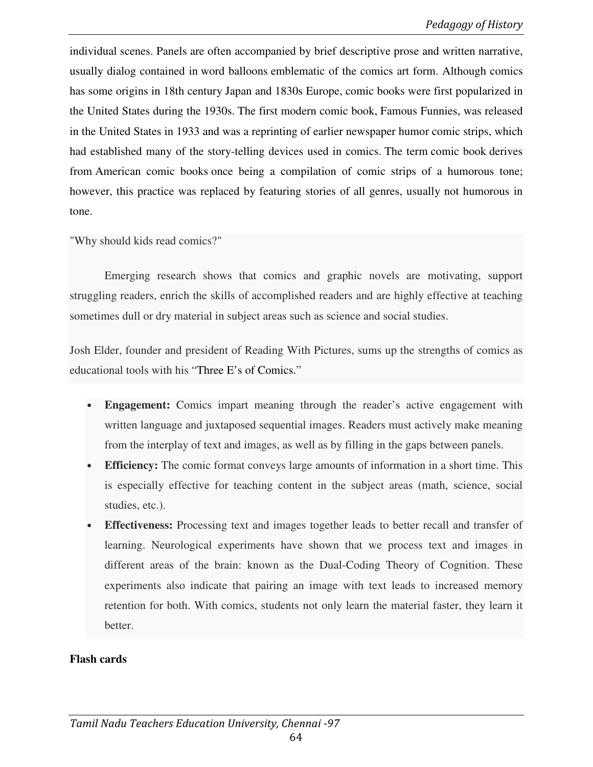individual scenes. Panels are often accompanied by brief descriptive prose and written narrative, usually dialog contained in word balloons emblematic of the comics art form. Although comics has some origins in 18th century Japan and 1830s Europe, comic books were first popularized in the United States during the 1930s. The first modern comic book, Famous Funnies, was released in the United States in 1933 and was a reprinting of earlier newspaper humor comic strips, which had established many of the story-telling devices used in comics. The term comic book derives from American comic books once being a compilation of comic strips of a humorous tone; however, this practice was replaced by featuring stories of all genres, usually not humorous in tone.

"Why should kids read comics?"

Emerging research shows that comics and graphic novels are motivating, support struggling readers, enrich the skills of accomplished readers and are highly effective at teaching sometimes dull or dry material in subject areas such as science and social studies.

Josh Elder, founder and president of Reading With Pictures, sums up the strengths of comics as educational tools with his "Three E's of Comics."

- **Engagement:** Comics impart meaning through the reader's active engagement with written language and juxtaposed sequential images. Readers must actively make meaning from the interplay of text and images, as well as by filling in the gaps between panels.
- **Efficiency:** The comic format conveys large amounts of information in a short time. This is especially effective for teaching content in the subject areas (math, science, social studies, etc.).
- **Effectiveness:** Processing text and images together leads to better recall and transfer of learning. Neurological experiments have shown that we process text and images in different areas of the brain: known as the Dual-Coding Theory of Cognition. These experiments also indicate that pairing an image with text leads to increased memory retention for both. With comics, students not only learn the material faster, they learn it better.

**Flash cards**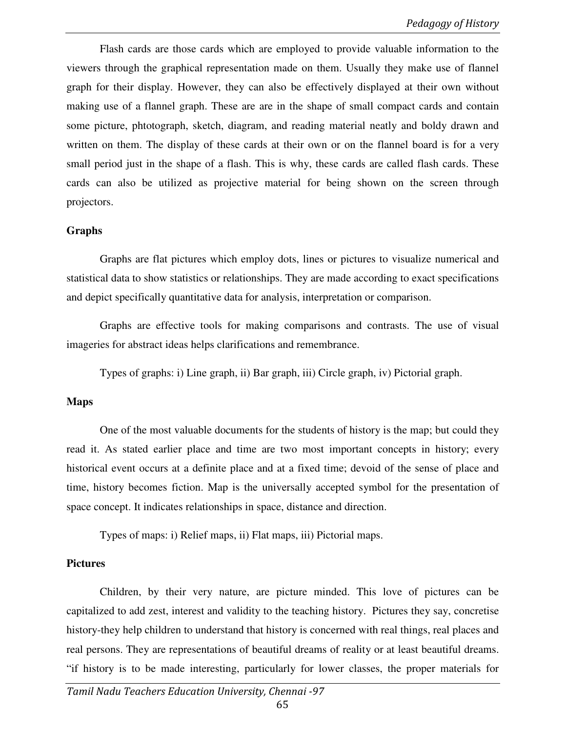Flash cards are those cards which are employed to provide valuable information to the viewers through the graphical representation made on them. Usually they make use of flannel graph for their display. However, they can also be effectively displayed at their own without making use of a flannel graph. These are are in the shape of small compact cards and contain some picture, phtotograph, sketch, diagram, and reading material neatly and boldy drawn and written on them. The display of these cards at their own or on the flannel board is for a very small period just in the shape of a flash. This is why, these cards are called flash cards. These cards can also be utilized as projective material for being shown on the screen through projectors.

**Graphs**

Graphs are flat pictures which employ dots, lines or pictures to visualize numerical and statistical data to show statistics or relationships. They are made according to exact specifications and depict specifically quantitative data for analysis, interpretation or comparison.

Graphs are effective tools for making comparisons and contrasts. The use of visual imageries for abstract ideas helps clarifications and remembrance.

Types of graphs: i) Line graph, ii) Bar graph, iii) Circle graph, iv) Pictorial graph.

**Maps**

One of the most valuable documents for the students of history is the map; but could they read it. As stated earlier place and time are two most important concepts in history; every historical event occurs at a definite place and at a fixed time; devoid of the sense of place and time, history becomes fiction. Map is the universally accepted symbol for the presentation of space concept. It indicates relationships in space, distance and direction.

Types of maps: i) Relief maps, ii) Flat maps, iii) Pictorial maps.

**Pictures**

Children, by their very nature, are picture minded. This love of pictures can be capitalized to add zest, interest and validity to the teaching history. Pictures they say, concretise history-they help children to understand that history is concerned with real things, real places and real persons. They are representations of beautiful dreams of reality or at least beautiful dreams. "if history is to be made interesting, particularly for lower classes, the proper materials for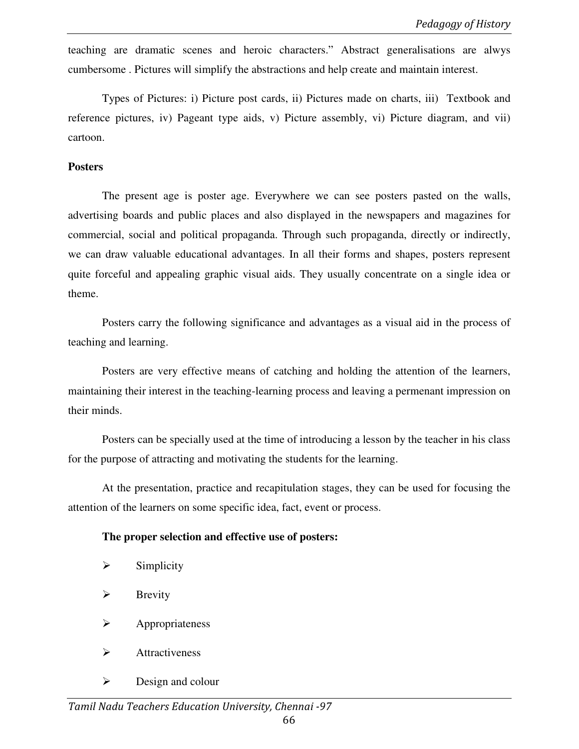teaching are dramatic scenes and heroic characters." Abstract generalisations are alwys cumbersome . Pictures will simplify the abstractions and help create and maintain interest.

Types of Pictures: i) Picture post cards, ii) Pictures made on charts, iii) Textbook and reference pictures, iv) Pageant type aids, v) Picture assembly, vi) Picture diagram, and vii) cartoon.

**Posters**

The present age is poster age. Everywhere we can see posters pasted on the walls, advertising boards and public places and also displayed in the newspapers and magazines for commercial, social and political propaganda. Through such propaganda, directly or indirectly, we can draw valuable educational advantages. In all their forms and shapes, posters represent quite forceful and appealing graphic visual aids. They usually concentrate on a single idea or theme.

Posters carry the following significance and advantages as a visual aid in the process of teaching and learning.

Posters are very effective means of catching and holding the attention of the learners, maintaining their interest in the teaching-learning process and leaving a permenant impression on their minds.

Posters can be specially used at the time of introducing a lesson by the teacher in his class for the purpose of attracting and motivating the students for the learning.

At the presentation, practice and recapitulation stages, they can be used for focusing the attention of the learners on some specific idea, fact, event or process.

**The proper selection and effective use of posters:**

- Simplicity
- Brevity
- Appropriateness
- Attractiveness
- Design and colour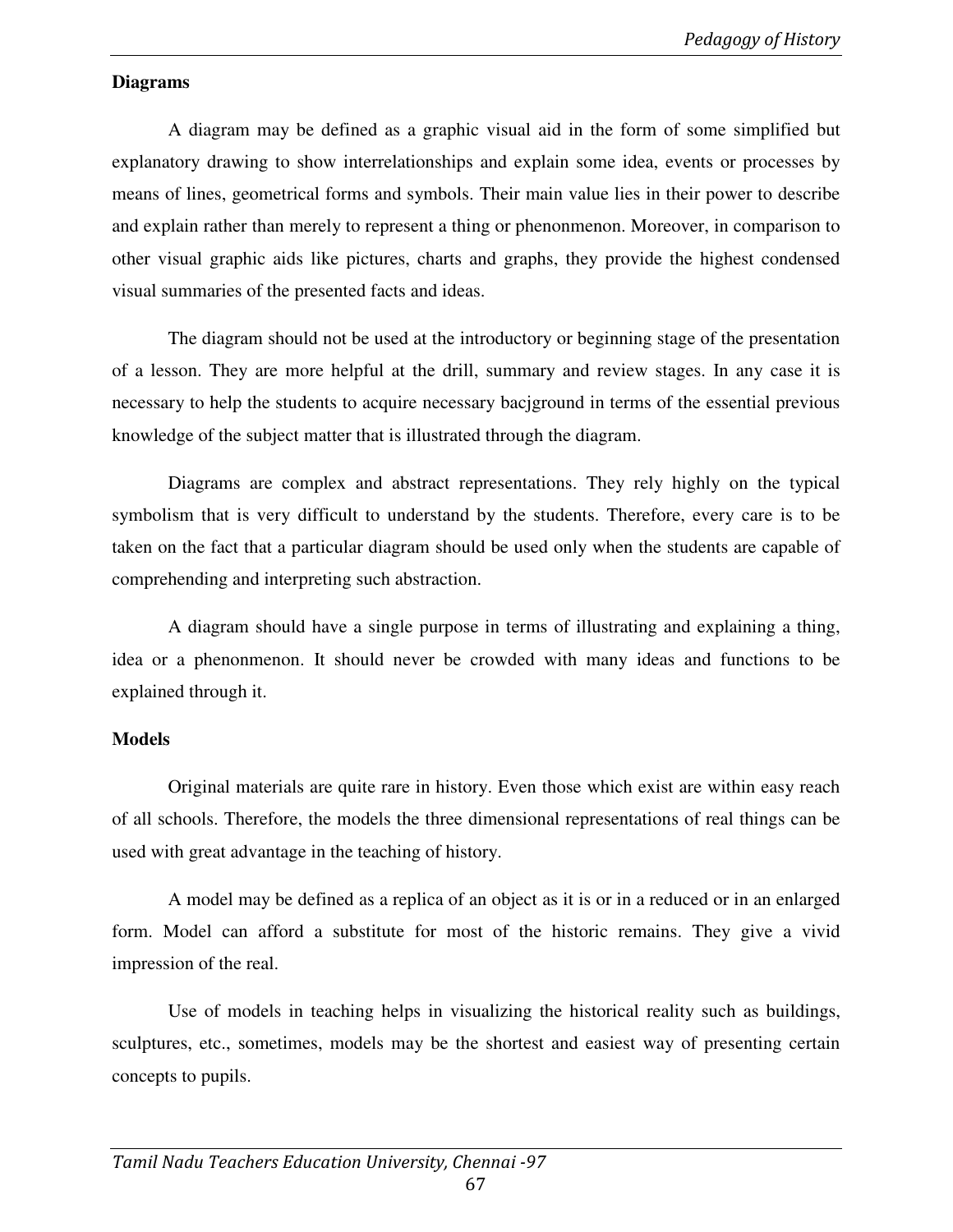**Diagrams**

A diagram may be defined as a graphic visual aid in the form of some simplified but explanatory drawing to show interrelationships and explain some idea, events or processes by means of lines, geometrical forms and symbols. Their main value lies in their power to describe and explain rather than merely to represent a thing or phenonmenon. Moreover, in comparison to other visual graphic aids like pictures, charts and graphs, they provide the highest condensed visual summaries of the presented facts and ideas.

The diagram should not be used at the introductory or beginning stage of the presentation of a lesson. They are more helpful at the drill, summary and review stages. In any case it is necessary to help the students to acquire necessary bacjground in terms of the essential previous knowledge of the subject matter that is illustrated through the diagram.

Diagrams are complex and abstract representations. They rely highly on the typical symbolism that is very difficult to understand by the students. Therefore, every care is to be taken on the fact that a particular diagram should be used only when the students are capable of comprehending and interpreting such abstraction.

A diagram should have a single purpose in terms of illustrating and explaining a thing, idea or a phenonmenon. It should never be crowded with many ideas and functions to be explained through it.

**Models**

Original materials are quite rare in history. Even those which exist are within easy reach of all schools. Therefore, the models the three dimensional representations of real things can be used with great advantage in the teaching of history.

A model may be defined as a replica of an object as it is or in a reduced or in an enlarged form. Model can afford a substitute for most of the historic remains. They give a vivid impression of the real.

Use of models in teaching helps in visualizing the historical reality such as buildings, sculptures, etc., sometimes, models may be the shortest and easiest way of presenting certain concepts to pupils.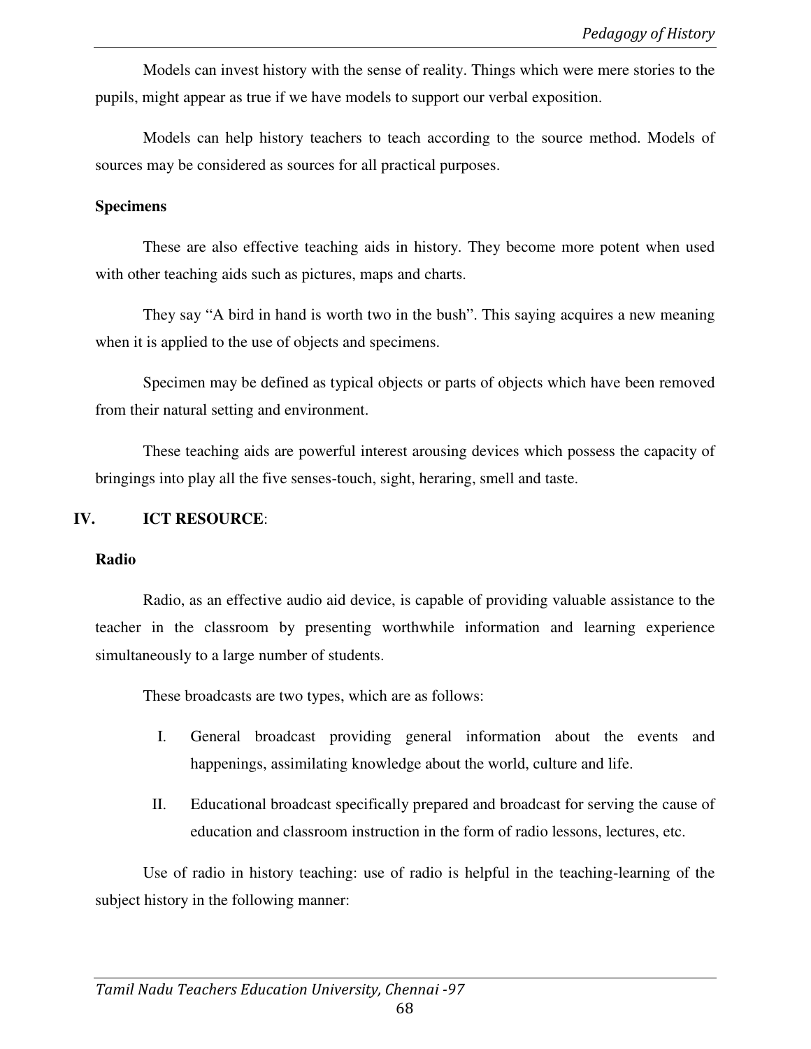Models can invest history with the sense of reality. Things which were mere stories to the pupils, might appear as true if we have models to support our verbal exposition.

Models can help history teachers to teach according to the source method. Models of sources may be considered as sources for all practical purposes.

**Specimens**

These are also effective teaching aids in history. They become more potent when used with other teaching aids such as pictures, maps and charts.

They say "A bird in hand is worth two in the bush". This saying acquires a new meaning when it is applied to the use of objects and specimens.

Specimen may be defined as typical objects or parts of objects which have been removed from their natural setting and environment.

These teaching aids are powerful interest arousing devices which possess the capacity of bringings into play all the five senses-touch, sight, heraring, smell and taste.

## IV. ICT RESOURCE:

**Radio**

Radio, as an effective audio aid device, is capable of providing valuable assistance to the teacher in the classroom by presenting worthwhile information and learning experience simultaneously to a large number of students.

These broadcasts are two types, which are as follows:

I. General broadcast providing general information about the events and happenings, assimilating knowledge about the world, culture and life.

II. Educational broadcast specifically prepared and broadcast for serving the cause of education and classroom instruction in the form of radio lessons, lectures, etc.

Use of radio in history teaching: use of radio is helpful in the teaching-learning of the subject history in the following manner: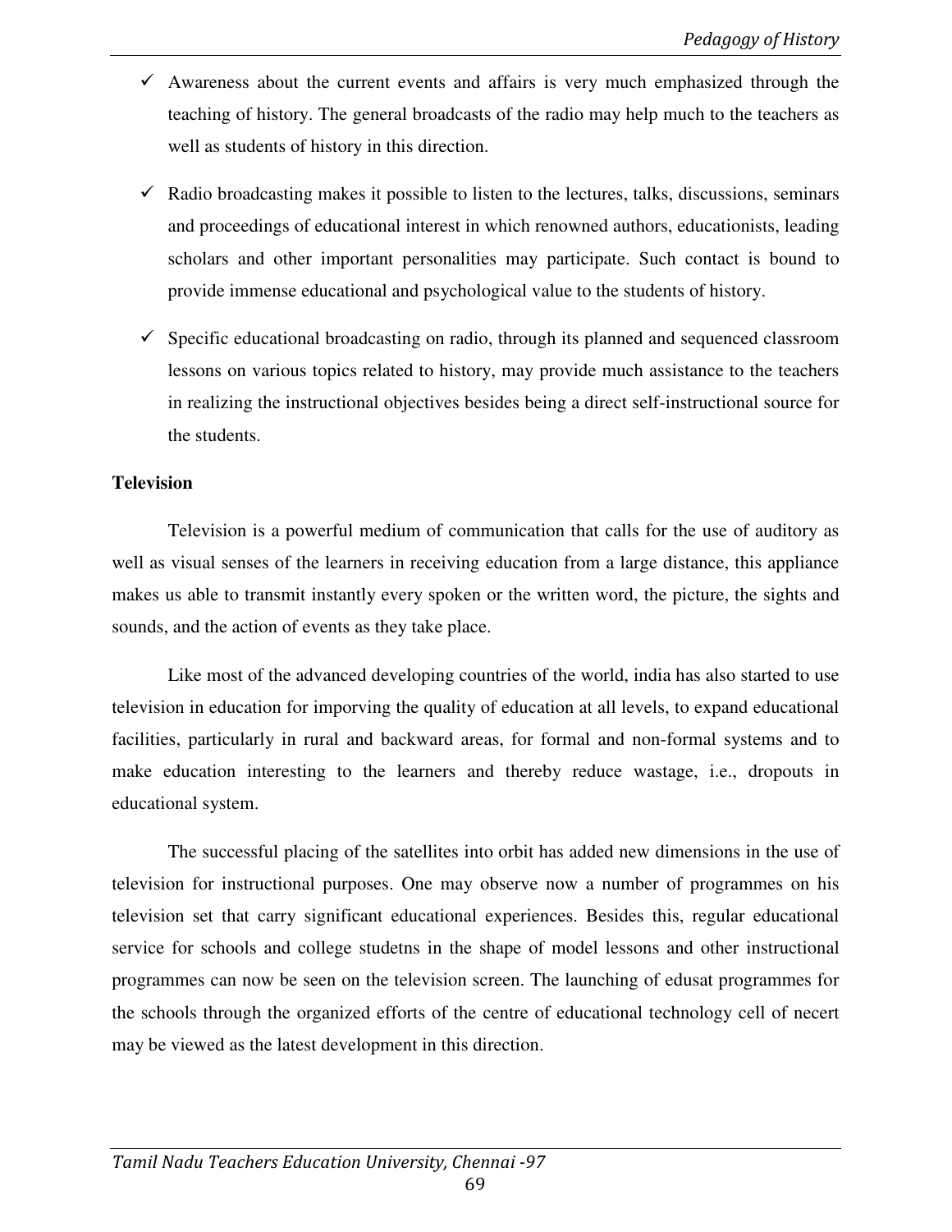- ✓ Awareness about the current events and affairs is very much emphasized through the teaching of history. The general broadcasts of the radio may help much to the teachers as well as students of history in this direction.
- ✓ Radio broadcasting makes it possible to listen to the lectures, talks, discussions, seminars and proceedings of educational interest in which renowned authors, educationists, leading scholars and other important personalities may participate. Such contact is bound to provide immense educational and psychological value to the students of history.
- ✓ Specific educational broadcasting on radio, through its planned and sequenced classroom lessons on various topics related to history, may provide much assistance to the teachers in realizing the instructional objectives besides being a direct self-instructional source for the students.

**Television**

Television is a powerful medium of communication that calls for the use of auditory as well as visual senses of the learners in receiving education from a large distance, this appliance makes us able to transmit instantly every spoken or the written word, the picture, the sights and sounds, and the action of events as they take place.

Like most of the advanced developing countries of the world, india has also started to use television in education for imporving the quality of education at all levels, to expand educational facilities, particularly in rural and backward areas, for formal and non-formal systems and to make education interesting to the learners and thereby reduce wastage, i.e., dropouts in educational system.

The successful placing of the satellites into orbit has added new dimensions in the use of television for instructional purposes. One may observe now a number of programmes on his television set that carry significant educational experiences. Besides this, regular educational service for schools and college studetns in the shape of model lessons and other instructional programmes can now be seen on the television screen. The launching of edusat programmes for the schools through the organized efforts of the centre of educational technology cell of necert may be viewed as the latest development in this direction.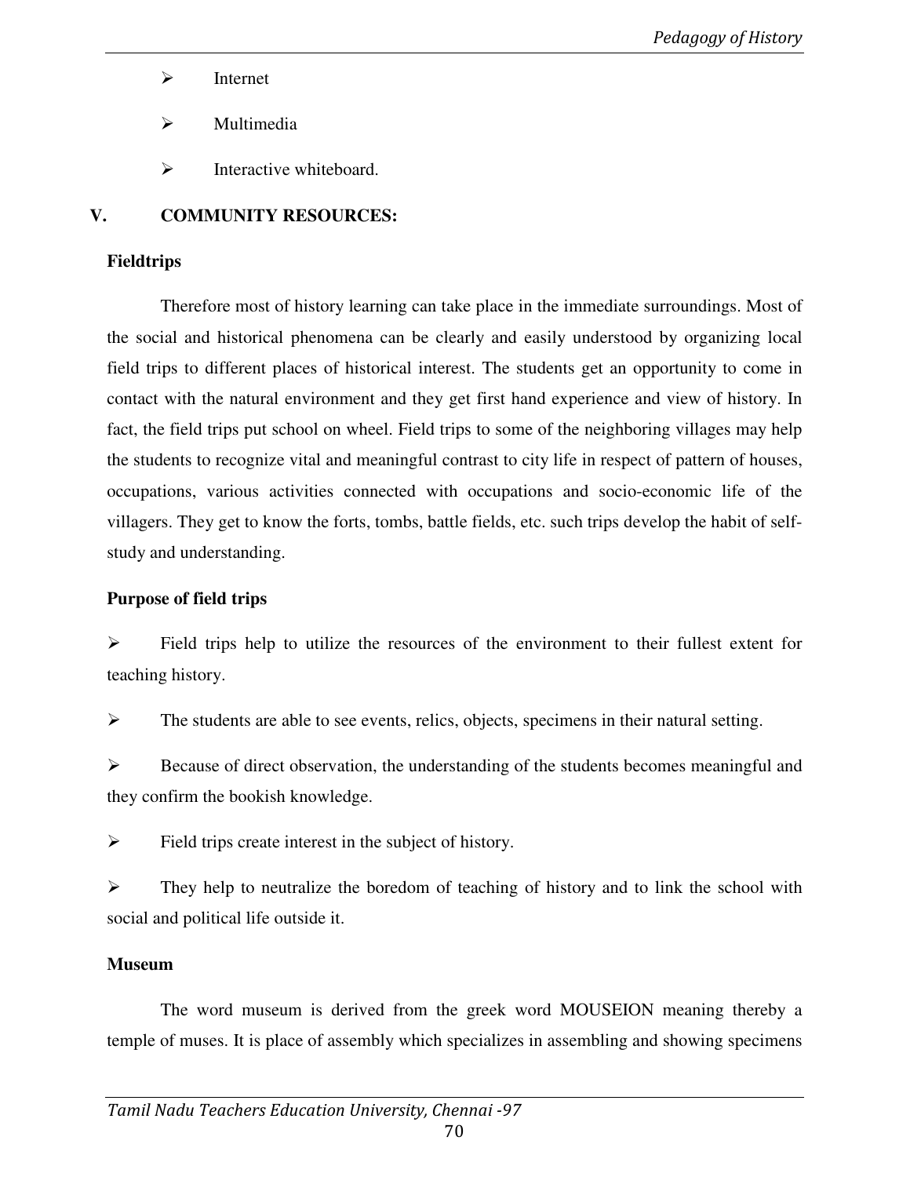- Internet
- Multimedia
- Interactive whiteboard.

## V. COMMUNITY RESOURCES:

### Fieldtrips

Therefore most of history learning can take place in the immediate surroundings. Most of the social and historical phenomena can be clearly and easily understood by organizing local field trips to different places of historical interest. The students get an opportunity to come in contact with the natural environment and they get first hand experience and view of history. In fact, the field trips put school on wheel. Field trips to some of the neighboring villages may help the students to recognize vital and meaningful contrast to city life in respect of pattern of houses, occupations, various activities connected with occupations and socio-economic life of the villagers. They get to know the forts, tombs, battle fields, etc. such trips develop the habit of self-study and understanding.

### Purpose of field trips

- Field trips help to utilize the resources of the environment to their fullest extent for teaching history.
- The students are able to see events, relics, objects, specimens in their natural setting.
- Because of direct observation, the understanding of the students becomes meaningful and they confirm the bookish knowledge.
- Field trips create interest in the subject of history.
- They help to neutralize the boredom of teaching of history and to link the school with social and political life outside it.

### Museum

The word museum is derived from the greek word MOUSEION meaning thereby a temple of muses. It is place of assembly which specializes in assembling and showing specimens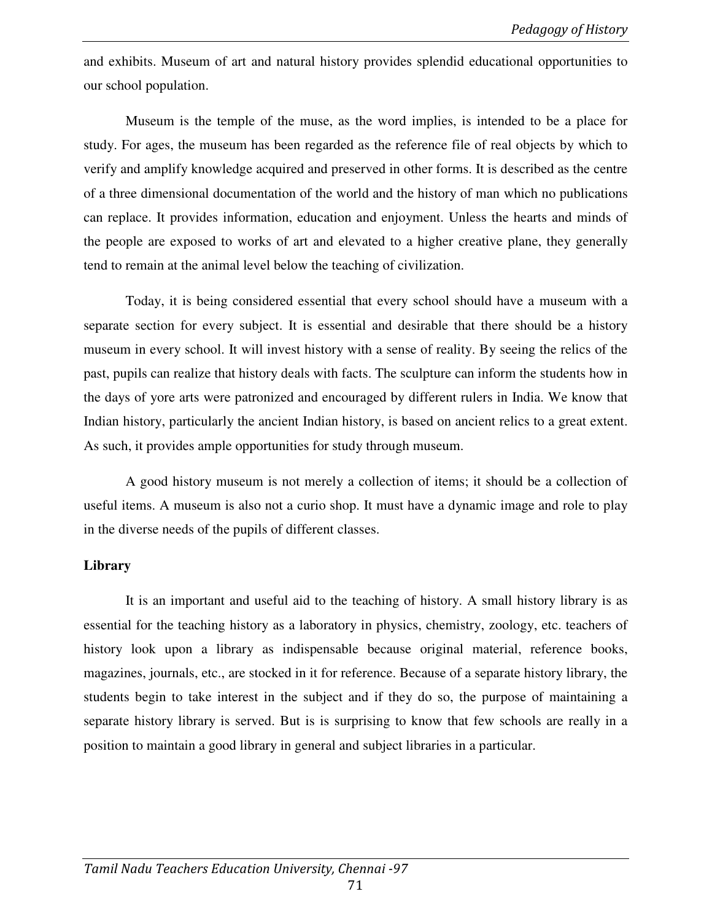and exhibits. Museum of art and natural history provides splendid educational opportunities to our school population.

Museum is the temple of the muse, as the word implies, is intended to be a place for study. For ages, the museum has been regarded as the reference file of real objects by which to verify and amplify knowledge acquired and preserved in other forms. It is described as the centre of a three dimensional documentation of the world and the history of man which no publications can replace. It provides information, education and enjoyment. Unless the hearts and minds of the people are exposed to works of art and elevated to a higher creative plane, they generally tend to remain at the animal level below the teaching of civilization.

Today, it is being considered essential that every school should have a museum with a separate section for every subject. It is essential and desirable that there should be a history museum in every school. It will invest history with a sense of reality. By seeing the relics of the past, pupils can realize that history deals with facts. The sculpture can inform the students how in the days of yore arts were patronized and encouraged by different rulers in India. We know that Indian history, particularly the ancient Indian history, is based on ancient relics to a great extent. As such, it provides ample opportunities for study through museum.

A good history museum is not merely a collection of items; it should be a collection of useful items. A museum is also not a curio shop. It must have a dynamic image and role to play in the diverse needs of the pupils of different classes.

**Library**

It is an important and useful aid to the teaching of history. A small history library is as essential for the teaching history as a laboratory in physics, chemistry, zoology, etc. teachers of history look upon a library as indispensable because original material, reference books, magazines, journals, etc., are stocked in it for reference. Because of a separate history library, the students begin to take interest in the subject and if they do so, the purpose of maintaining a separate history library is served. But is is surprising to know that few schools are really in a position to maintain a good library in general and subject libraries in a particular.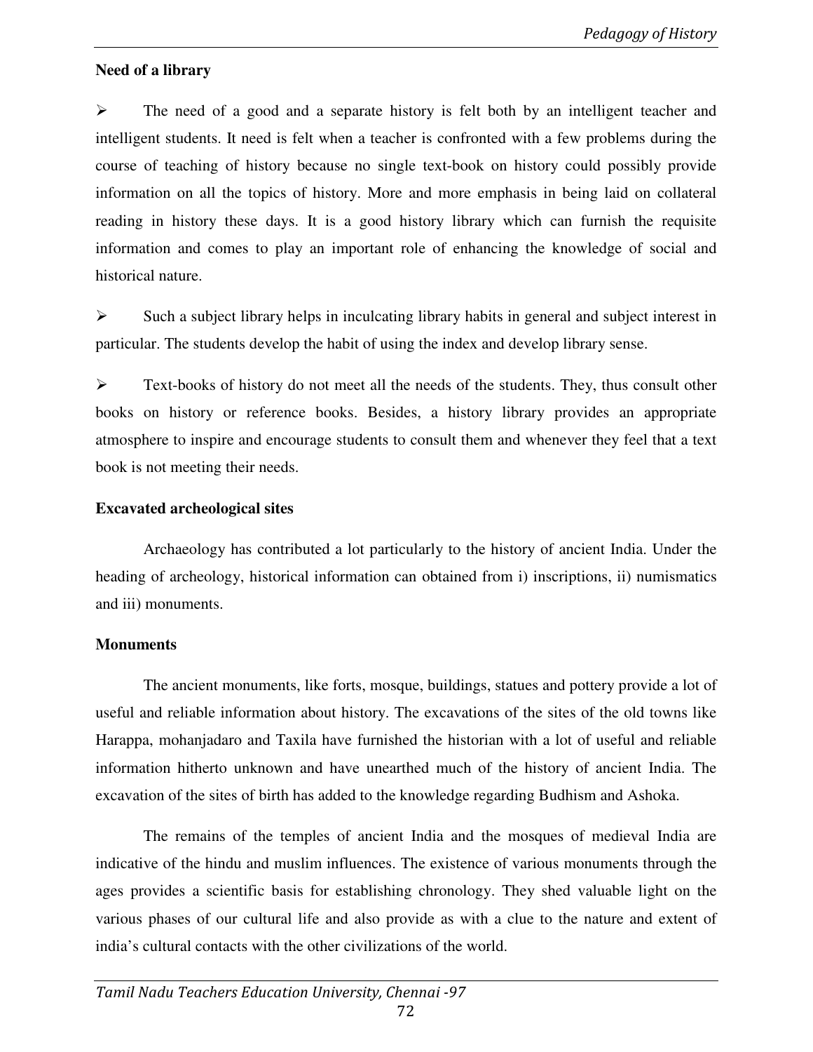**Need of a library**

- The need of a good and a separate history is felt both by an intelligent teacher and intelligent students. It need is felt when a teacher is confronted with a few problems during the course of teaching of history because no single text-book on history could possibly provide information on all the topics of history. More and more emphasis in being laid on collateral reading in history these days. It is a good history library which can furnish the requisite information and comes to play an important role of enhancing the knowledge of social and historical nature.

- Such a subject library helps in inculcating library habits in general and subject interest in particular. The students develop the habit of using the index and develop library sense.

- Text-books of history do not meet all the needs of the students. They, thus consult other books on history or reference books. Besides, a history library provides an appropriate atmosphere to inspire and encourage students to consult them and whenever they feel that a text book is not meeting their needs.

**Excavated archeological sites**

Archaeology has contributed a lot particularly to the history of ancient India. Under the heading of archeology, historical information can obtained from i) inscriptions, ii) numismatics and iii) monuments.

**Monuments**

The ancient monuments, like forts, mosque, buildings, statues and pottery provide a lot of useful and reliable information about history. The excavations of the sites of the old towns like Harappa, mohanjadaro and Taxila have furnished the historian with a lot of useful and reliable information hitherto unknown and have unearthed much of the history of ancient India. The excavation of the sites of birth has added to the knowledge regarding Budhism and Ashoka.

The remains of the temples of ancient India and the mosques of medieval India are indicative of the hindu and muslim influences. The existence of various monuments through the ages provides a scientific basis for establishing chronology. They shed valuable light on the various phases of our cultural life and also provide as with a clue to the nature and extent of india's cultural contacts with the other civilizations of the world.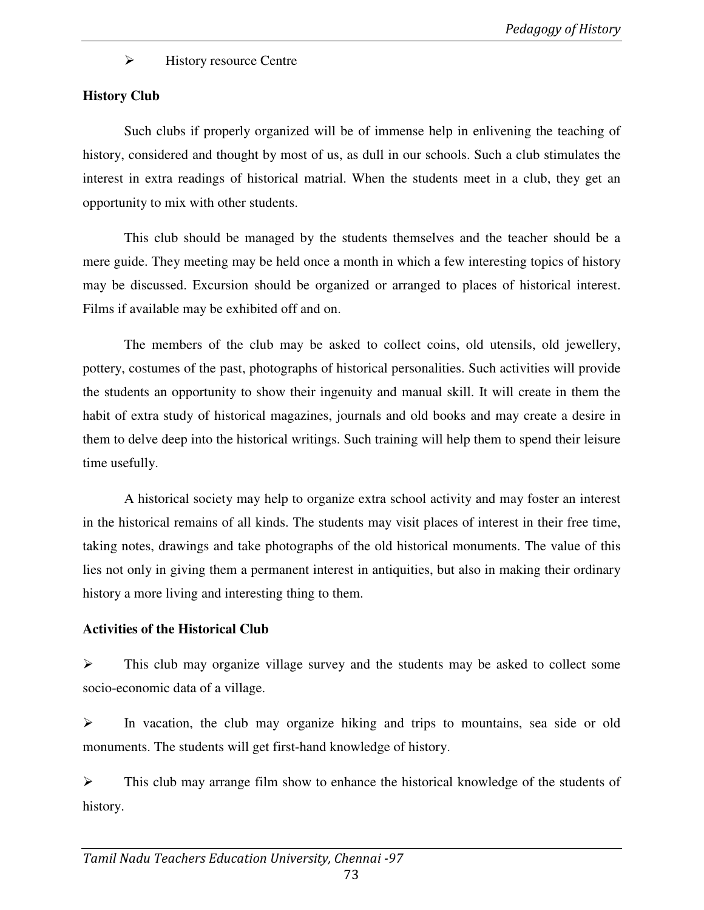- History resource Centre

**History Club**

Such clubs if properly organized will be of immense help in enlivening the teaching of history, considered and thought by most of us, as dull in our schools. Such a club stimulates the interest in extra readings of historical matrial. When the students meet in a club, they get an opportunity to mix with other students.

This club should be managed by the students themselves and the teacher should be a mere guide. They meeting may be held once a month in which a few interesting topics of history may be discussed. Excursion should be organized or arranged to places of historical interest. Films if available may be exhibited off and on.

The members of the club may be asked to collect coins, old utensils, old jewellery, pottery, costumes of the past, photographs of historical personalities. Such activities will provide the students an opportunity to show their ingenuity and manual skill. It will create in them the habit of extra study of historical magazines, journals and old books and may create a desire in them to delve deep into the historical writings. Such training will help them to spend their leisure time usefully.

A historical society may help to organize extra school activity and may foster an interest in the historical remains of all kinds. The students may visit places of interest in their free time, taking notes, drawings and take photographs of the old historical monuments. The value of this lies not only in giving them a permanent interest in antiquities, but also in making their ordinary history a more living and interesting thing to them.

**Activities of the Historical Club**

- This club may organize village survey and the students may be asked to collect some socio-economic data of a village.
- In vacation, the club may organize hiking and trips to mountains, sea side or old monuments. The students will get first-hand knowledge of history.
- This club may arrange film show to enhance the historical knowledge of the students of history.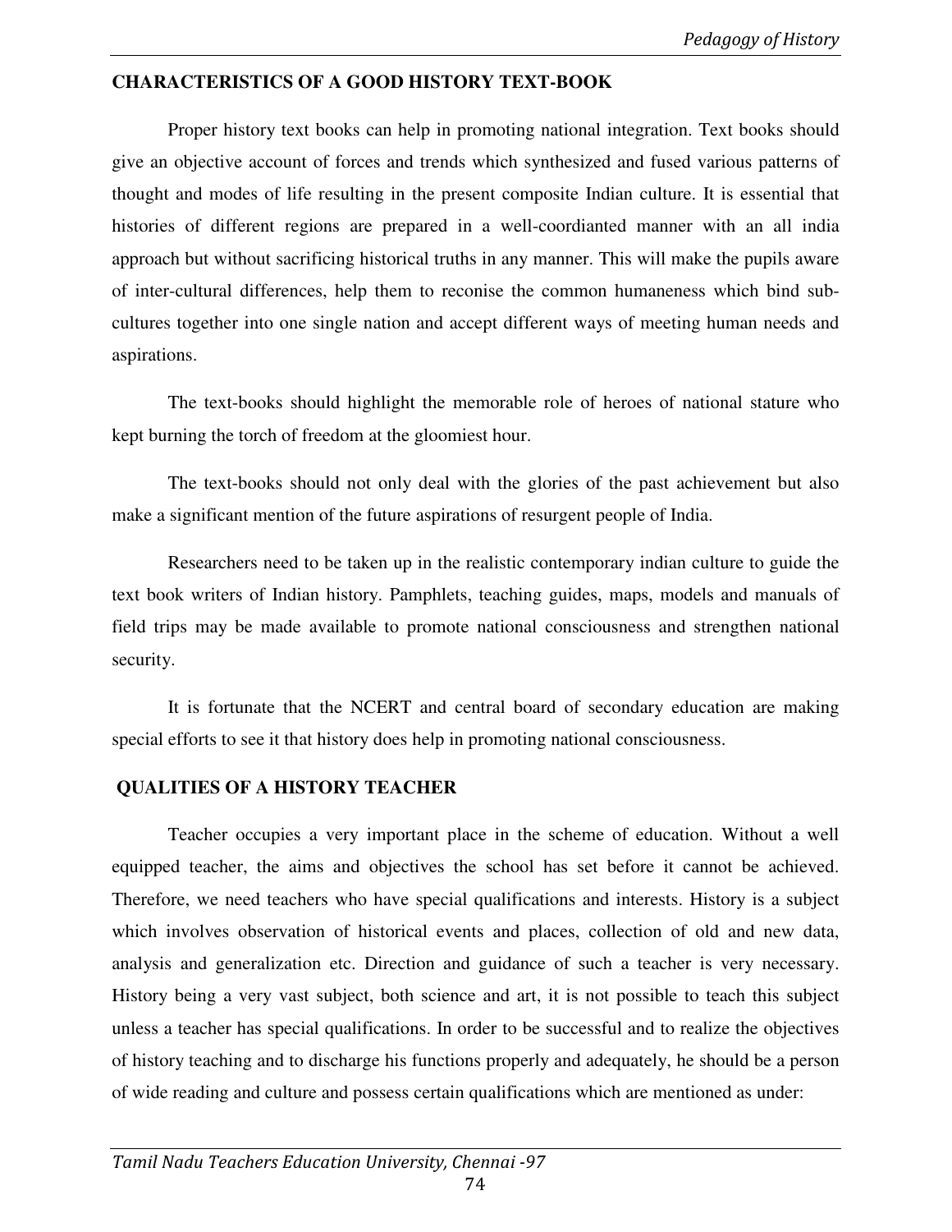## CHARACTERISTICS OF A GOOD HISTORY TEXT-BOOK

Proper history text books can help in promoting national integration. Text books should give an objective account of forces and trends which synthesized and fused various patterns of thought and modes of life resulting in the present composite Indian culture. It is essential that histories of different regions are prepared in a well-coordianted manner with an all india approach but without sacrificing historical truths in any manner. This will make the pupils aware of inter-cultural differences, help them to reconise the common humaneness which bind sub-cultures together into one single nation and accept different ways of meeting human needs and aspirations.

The text-books should highlight the memorable role of heroes of national stature who kept burning the torch of freedom at the gloomiest hour.

The text-books should not only deal with the glories of the past achievement but also make a significant mention of the future aspirations of resurgent people of India.

Researchers need to be taken up in the realistic contemporary indian culture to guide the text book writers of Indian history. Pamphlets, teaching guides, maps, models and manuals of field trips may be made available to promote national consciousness and strengthen national security.

It is fortunate that the NCERT and central board of secondary education are making special efforts to see it that history does help in promoting national consciousness.

## QUALITIES OF A HISTORY TEACHER

Teacher occupies a very important place in the scheme of education. Without a well equipped teacher, the aims and objectives the school has set before it cannot be achieved. Therefore, we need teachers who have special qualifications and interests. History is a subject which involves observation of historical events and places, collection of old and new data, analysis and generalization etc. Direction and guidance of such a teacher is very necessary. History being a very vast subject, both science and art, it is not possible to teach this subject unless a teacher has special qualifications. In order to be successful and to realize the objectives of history teaching and to discharge his functions properly and adequately, he should be a person of wide reading and culture and possess certain qualifications which are mentioned as under: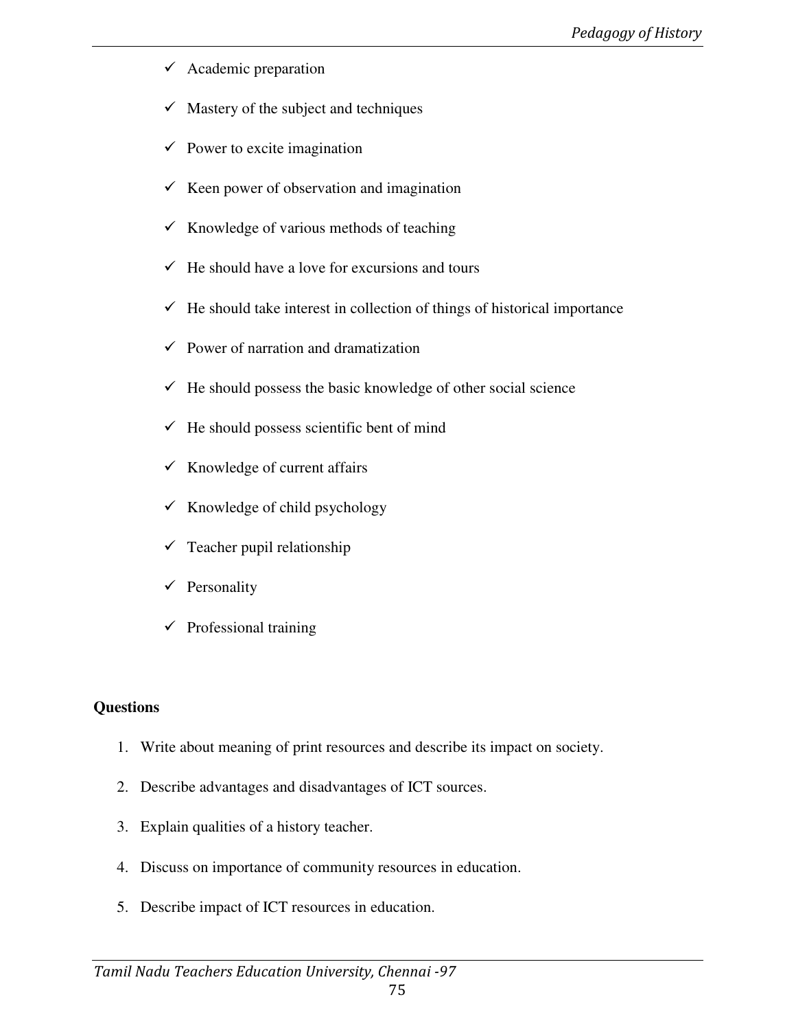- ✓ Academic preparation
- ✓ Mastery of the subject and techniques
- ✓ Power to excite imagination
- ✓ Keen power of observation and imagination
- ✓ Knowledge of various methods of teaching
- ✓ He should have a love for excursions and tours
- ✓ He should take interest in collection of things of historical importance
- ✓ Power of narration and dramatization
- ✓ He should possess the basic knowledge of other social science
- ✓ He should possess scientific bent of mind
- ✓ Knowledge of current affairs
- ✓ Knowledge of child psychology
- ✓ Teacher pupil relationship
- ✓ Personality
- ✓ Professional training

**Questions**

1. Write about meaning of print resources and describe its impact on society.
2. Describe advantages and disadvantages of ICT sources.
3. Explain qualities of a history teacher.
4. Discuss on importance of community resources in education.
5. Describe impact of ICT resources in education.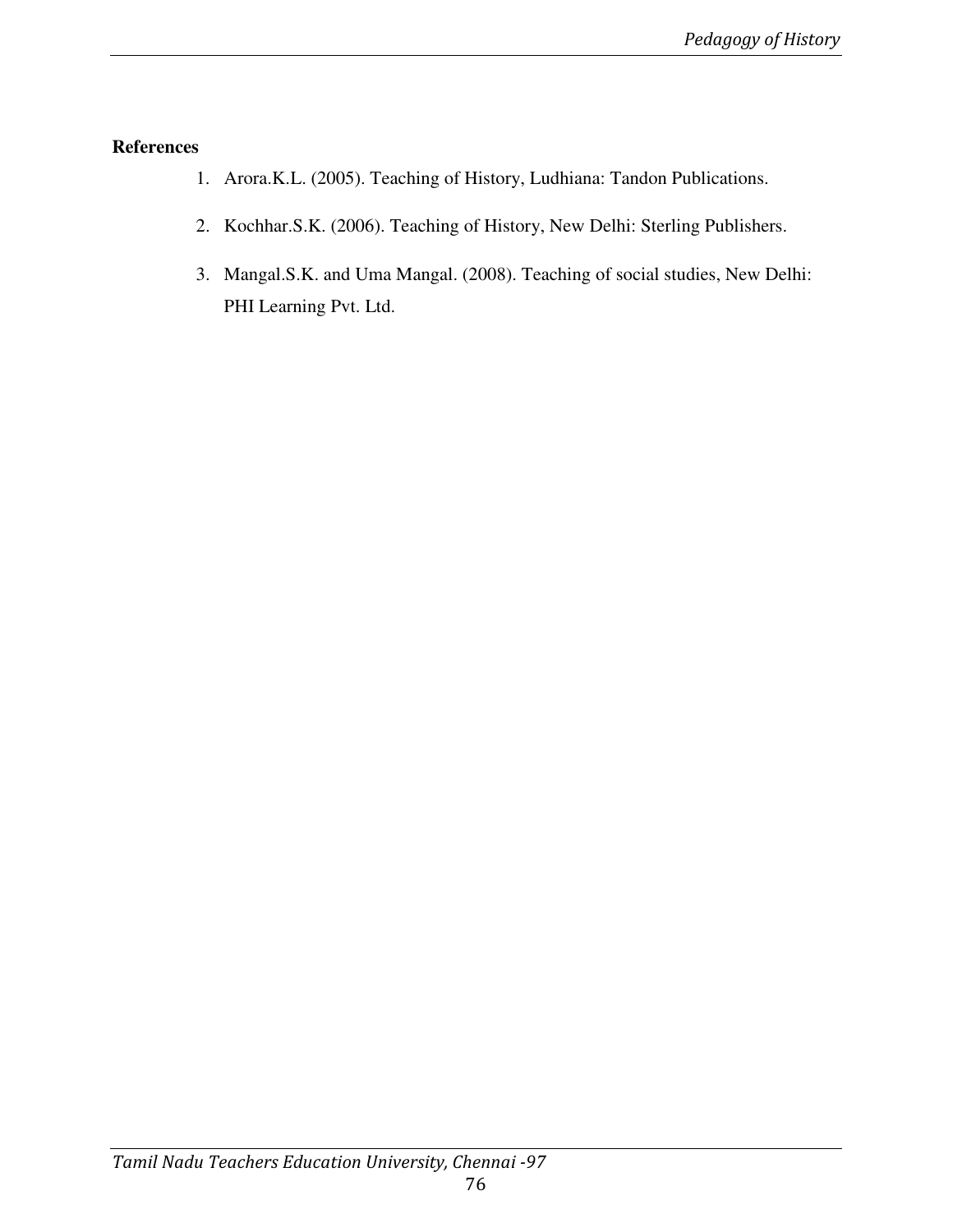**References**

1. Arora.K.L. (2005). Teaching of History, Ludhiana: Tandon Publications.
2. Kochhar.S.K. (2006). Teaching of History, New Delhi: Sterling Publishers.
3. Mangal.S.K. and Uma Mangal. (2008). Teaching of social studies, New Delhi: PHI Learning Pvt. Ltd.